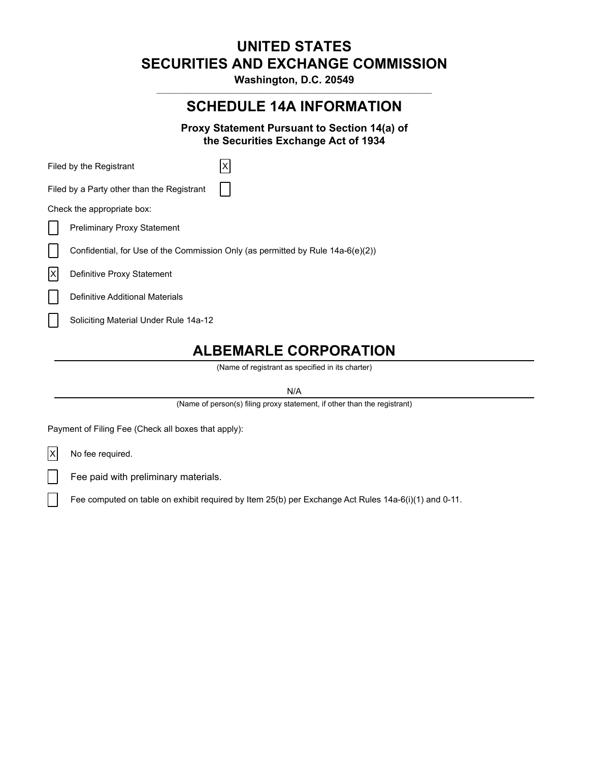# UNITED STATES
# SECURITIES AND EXCHANGE COMMISSION

**Washington, D.C. 20549**

## SCHEDULE 14A INFORMATION

**Proxy Statement Pursuant to Section 14(a) of the Securities Exchange Act of 1934**

Filed by the Registrant [X]

Filed by a Party other than the Registrant [ ]

Check the appropriate box:

[ ] Preliminary Proxy Statement

[ ] Confidential, for Use of the Commission Only (as permitted by Rule 14a-6(e)(2))

[X] Definitive Proxy Statement

[ ] Definitive Additional Materials

[ ] Soliciting Material Under Rule 14a-12

## ALBEMARLE CORPORATION

(Name of registrant as specified in its charter)

N/A

(Name of person(s) filing proxy statement, if other than the registrant)

Payment of Filing Fee (Check all boxes that apply):

[X] No fee required.

[ ] Fee paid with preliminary materials.

[ ] Fee computed on table on exhibit required by Item 25(b) per Exchange Act Rules 14a-6(i)(1) and 0-11.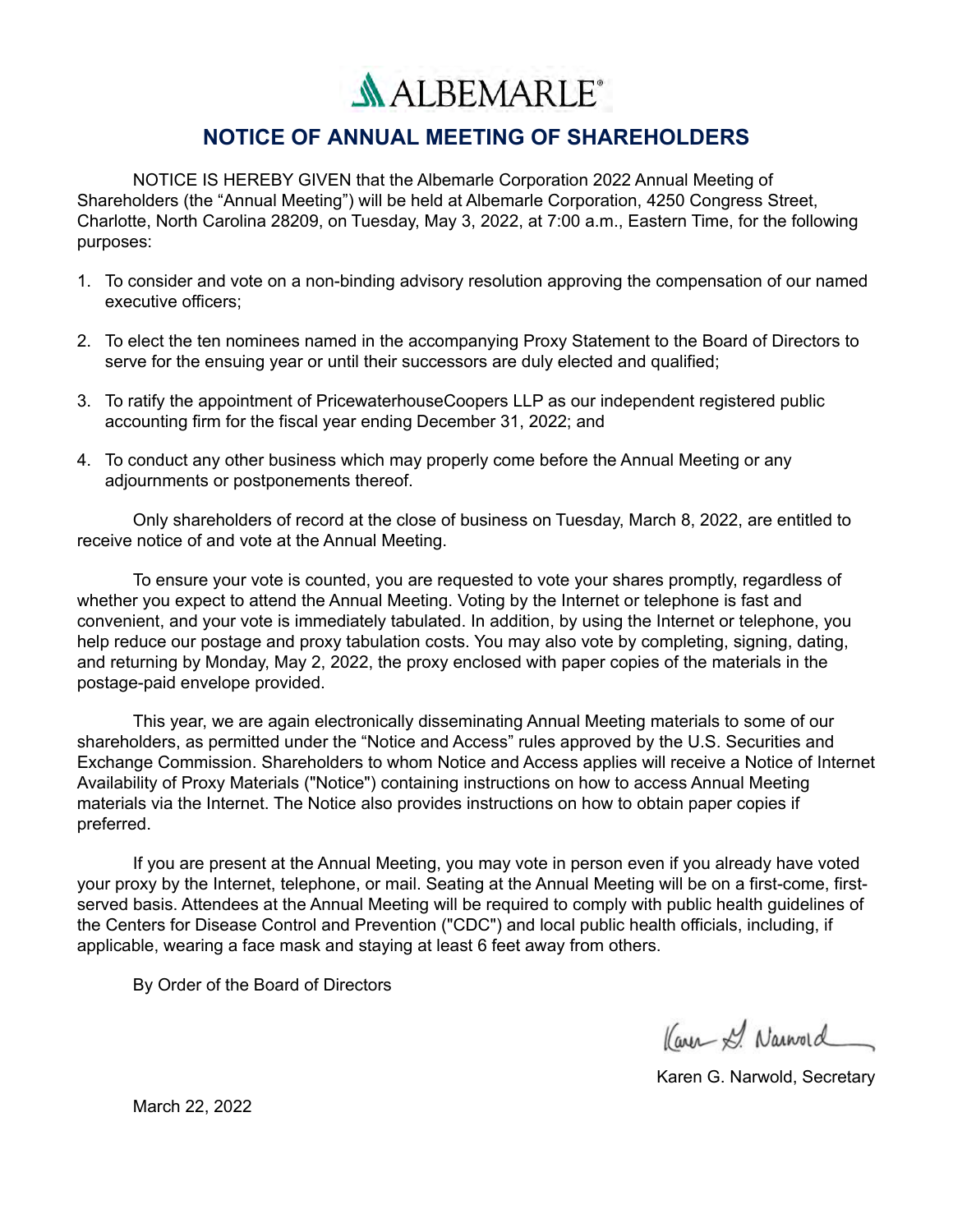ALBEMARLE®

# NOTICE OF ANNUAL MEETING OF SHAREHOLDERS

NOTICE IS HEREBY GIVEN that the Albemarle Corporation 2022 Annual Meeting of Shareholders (the “Annual Meeting”) will be held at Albemarle Corporation, 4250 Congress Street, Charlotte, North Carolina 28209, on Tuesday, May 3, 2022, at 7:00 a.m., Eastern Time, for the following purposes:

1. To consider and vote on a non-binding advisory resolution approving the compensation of our named executive officers;
2. To elect the ten nominees named in the accompanying Proxy Statement to the Board of Directors to serve for the ensuing year or until their successors are duly elected and qualified;
3. To ratify the appointment of PricewaterhouseCoopers LLP as our independent registered public accounting firm for the fiscal year ending December 31, 2022; and
4. To conduct any other business which may properly come before the Annual Meeting or any adjournments or postponements thereof.

Only shareholders of record at the close of business on Tuesday, March 8, 2022, are entitled to receive notice of and vote at the Annual Meeting.

To ensure your vote is counted, you are requested to vote your shares promptly, regardless of whether you expect to attend the Annual Meeting. Voting by the Internet or telephone is fast and convenient, and your vote is immediately tabulated. In addition, by using the Internet or telephone, you help reduce our postage and proxy tabulation costs. You may also vote by completing, signing, dating, and returning by Monday, May 2, 2022, the proxy enclosed with paper copies of the materials in the postage-paid envelope provided.

This year, we are again electronically disseminating Annual Meeting materials to some of our shareholders, as permitted under the “Notice and Access” rules approved by the U.S. Securities and Exchange Commission. Shareholders to whom Notice and Access applies will receive a Notice of Internet Availability of Proxy Materials ("Notice") containing instructions on how to access Annual Meeting materials via the Internet. The Notice also provides instructions on how to obtain paper copies if preferred.

If you are present at the Annual Meeting, you may vote in person even if you already have voted your proxy by the Internet, telephone, or mail. Seating at the Annual Meeting will be on a first-come, first-served basis. Attendees at the Annual Meeting will be required to comply with public health guidelines of the Centers for Disease Control and Prevention ("CDC") and local public health officials, including, if applicable, wearing a face mask and staying at least 6 feet away from others.

By Order of the Board of Directors

Karen G. Narwold

Karen G. Narwold, Secretary

March 22, 2022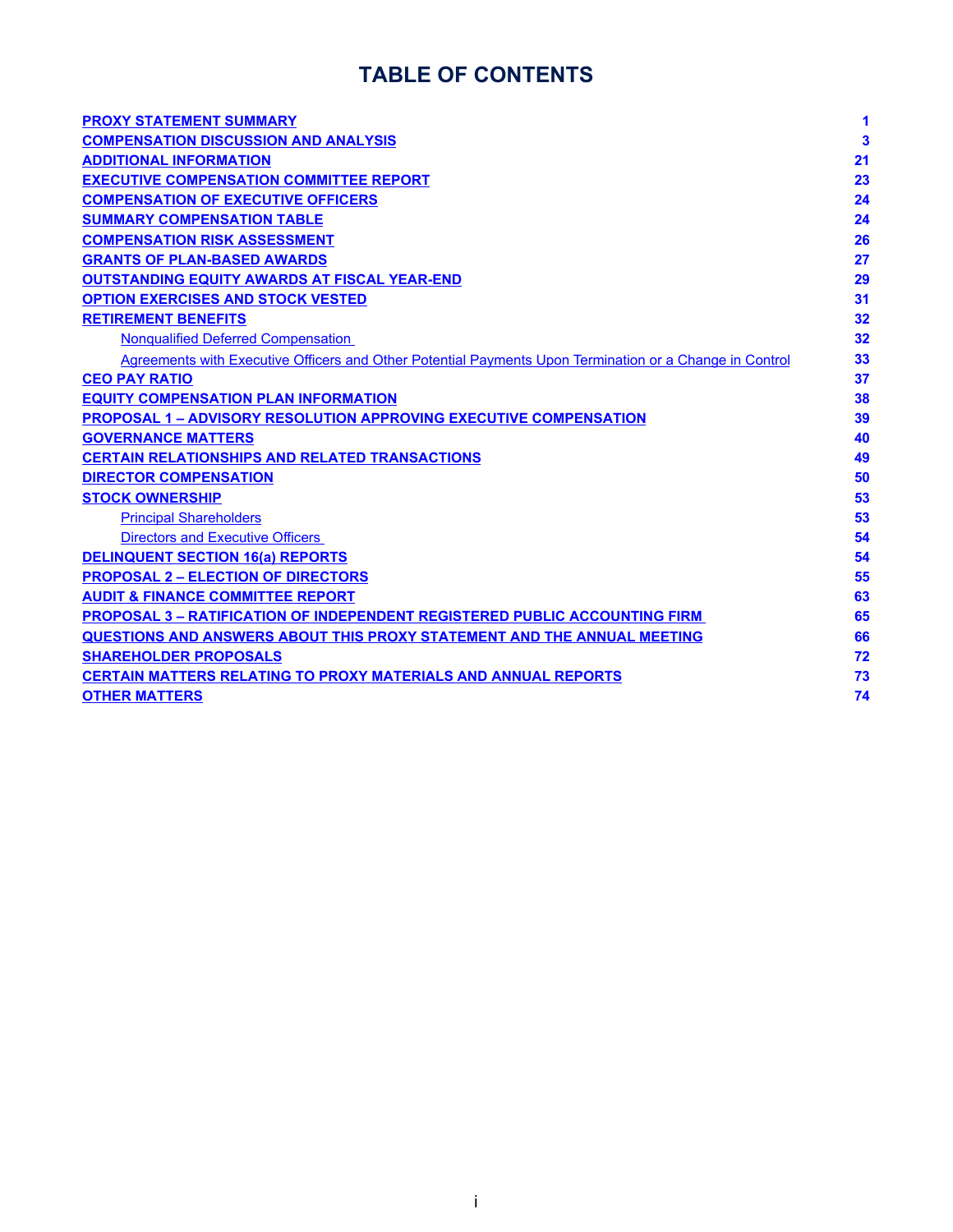# TABLE OF CONTENTS

| | |
|---|---|
| **PROXY STATEMENT SUMMARY** | **1** |
| **COMPENSATION DISCUSSION AND ANALYSIS** | **3** |
| **ADDITIONAL INFORMATION** | **21** |
| **EXECUTIVE COMPENSATION COMMITTEE REPORT** | **23** |
| **COMPENSATION OF EXECUTIVE OFFICERS** | **24** |
| **SUMMARY COMPENSATION TABLE** | **24** |
| **COMPENSATION RISK ASSESSMENT** | **26** |
| **GRANTS OF PLAN-BASED AWARDS** | **27** |
| **OUTSTANDING EQUITY AWARDS AT FISCAL YEAR-END** | **29** |
| **OPTION EXERCISES AND STOCK VESTED** | **31** |
| **RETIREMENT BENEFITS** | **32** |
| Nonqualified Deferred Compensation | **32** |
| Agreements with Executive Officers and Other Potential Payments Upon Termination or a Change in Control | **33** |
| **CEO PAY RATIO** | **37** |
| **EQUITY COMPENSATION PLAN INFORMATION** | **38** |
| **PROPOSAL 1 – ADVISORY RESOLUTION APPROVING EXECUTIVE COMPENSATION** | **39** |
| **GOVERNANCE MATTERS** | **40** |
| **CERTAIN RELATIONSHIPS AND RELATED TRANSACTIONS** | **49** |
| **DIRECTOR COMPENSATION** | **50** |
| **STOCK OWNERSHIP** | **53** |
| Principal Shareholders | **53** |
| Directors and Executive Officers | **54** |
| **DELINQUENT SECTION 16(a) REPORTS** | **54** |
| **PROPOSAL 2 – ELECTION OF DIRECTORS** | **55** |
| **AUDIT & FINANCE COMMITTEE REPORT** | **63** |
| **PROPOSAL 3 – RATIFICATION OF INDEPENDENT REGISTERED PUBLIC ACCOUNTING FIRM** | **65** |
| **QUESTIONS AND ANSWERS ABOUT THIS PROXY STATEMENT AND THE ANNUAL MEETING** | **66** |
| **SHAREHOLDER PROPOSALS** | **72** |
| **CERTAIN MATTERS RELATING TO PROXY MATERIALS AND ANNUAL REPORTS** | **73** |
| **OTHER MATTERS** | **74** |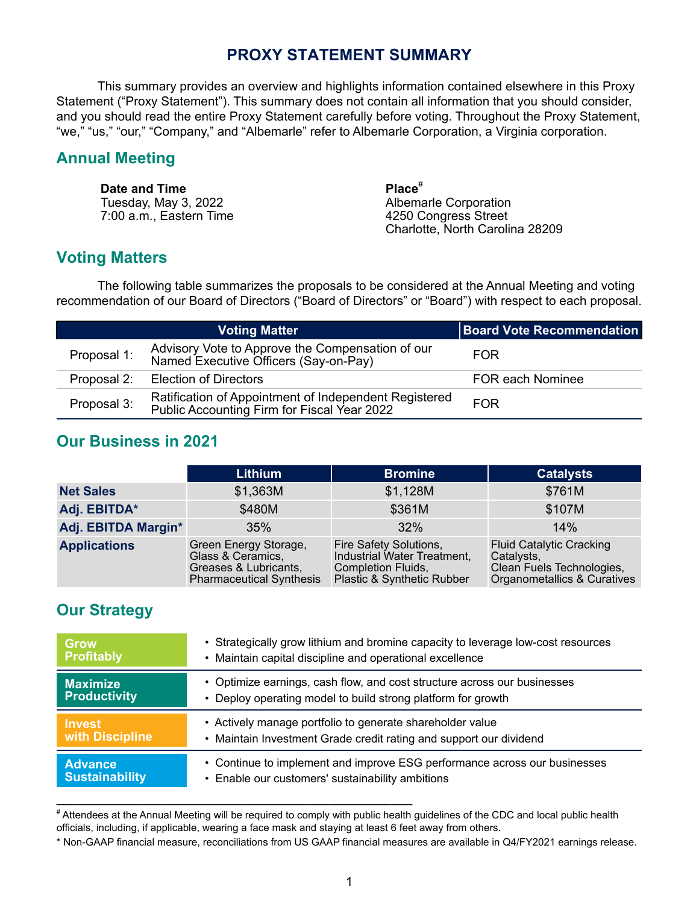# PROXY STATEMENT SUMMARY

This summary provides an overview and highlights information contained elsewhere in this Proxy Statement ("Proxy Statement"). This summary does not contain all information that you should consider, and you should read the entire Proxy Statement carefully before voting. Throughout the Proxy Statement, "we," "us," "our," "Company," and "Albemarle" refer to Albemarle Corporation, a Virginia corporation.

## Annual Meeting

**Date and Time**
Tuesday, May 3, 2022
7:00 a.m., Eastern Time

**Place**[#]
Albemarle Corporation
4250 Congress Street
Charlotte, North Carolina 28209

## Voting Matters

The following table summarizes the proposals to be considered at the Annual Meeting and voting recommendation of our Board of Directors ("Board of Directors" or "Board") with respect to each proposal.

| Voting Matter | | Board Vote Recommendation |
|---|---|---|
| Proposal 1: | Advisory Vote to Approve the Compensation of our Named Executive Officers (Say-on-Pay) | FOR |
| Proposal 2: | Election of Directors | FOR each Nominee |
| Proposal 3: | Ratification of Appointment of Independent Registered Public Accounting Firm for Fiscal Year 2022 | FOR |

## Our Business in 2021

| | Lithium | Bromine | Catalysts |
|---|---|---|---|
| **Net Sales** | $1,363M | $1,128M | $761M |
| **Adj. EBITDA*** | $480M | $361M | $107M |
| **Adj. EBITDA Margin*** | 35% | 32% | 14% |
| **Applications** | Green Energy Storage, Glass & Ceramics, Greases & Lubricants, Pharmaceutical Synthesis | Fire Safety Solutions, Industrial Water Treatment, Completion Fluids, Plastic & Synthetic Rubber | Fluid Catalytic Cracking Catalysts, Clean Fuels Technologies, Organometallics & Curatives |

## Our Strategy

| | |
|---|---|
| **Grow Profitably** | • Strategically grow lithium and bromine capacity to leverage low-cost resources<br>• Maintain capital discipline and operational excellence |
| **Maximize Productivity** | • Optimize earnings, cash flow, and cost structure across our businesses<br>• Deploy operating model to build strong platform for growth |
| **Invest with Discipline** | • Actively manage portfolio to generate shareholder value<br>• Maintain Investment Grade credit rating and support our dividend |
| **Advance Sustainability** | • Continue to implement and improve ESG performance across our businesses<br>• Enable our customers' sustainability ambitions |

---

[#] Attendees at the Annual Meeting will be required to comply with public health guidelines of the CDC and local public health officials, including, if applicable, wearing a face mask and staying at least 6 feet away from others.

* Non-GAAP financial measure, reconciliations from US GAAP financial measures are available in Q4/FY2021 earnings release.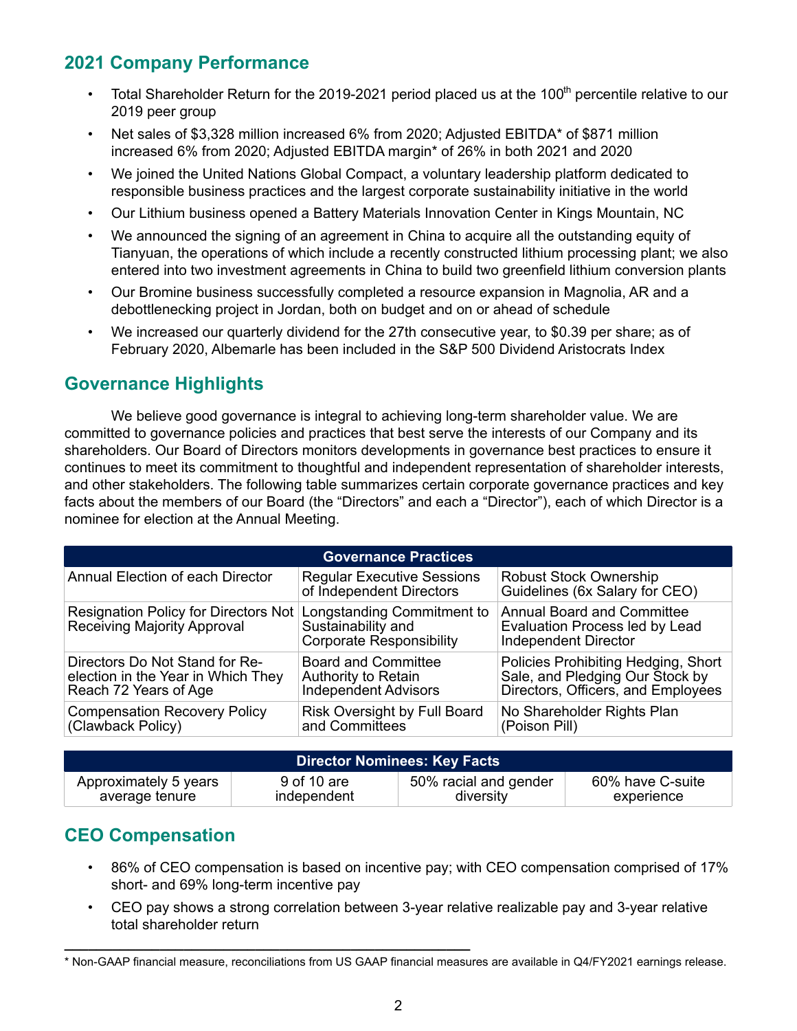## 2021 Company Performance

- Total Shareholder Return for the 2019-2021 period placed us at the 100th percentile relative to our 2019 peer group
- Net sales of $3,328 million increased 6% from 2020; Adjusted EBITDA* of $871 million increased 6% from 2020; Adjusted EBITDA margin* of 26% in both 2021 and 2020
- We joined the United Nations Global Compact, a voluntary leadership platform dedicated to responsible business practices and the largest corporate sustainability initiative in the world
- Our Lithium business opened a Battery Materials Innovation Center in Kings Mountain, NC
- We announced the signing of an agreement in China to acquire all the outstanding equity of Tianyuan, the operations of which include a recently constructed lithium processing plant; we also entered into two investment agreements in China to build two greenfield lithium conversion plants
- Our Bromine business successfully completed a resource expansion in Magnolia, AR and a debottlenecking project in Jordan, both on budget and on or ahead of schedule
- We increased our quarterly dividend for the 27th consecutive year, to $0.39 per share; as of February 2020, Albemarle has been included in the S&P 500 Dividend Aristocrats Index

## Governance Highlights

We believe good governance is integral to achieving long-term shareholder value. We are committed to governance policies and practices that best serve the interests of our Company and its shareholders. Our Board of Directors monitors developments in governance best practices to ensure it continues to meet its commitment to thoughtful and independent representation of shareholder interests, and other stakeholders. The following table summarizes certain corporate governance practices and key facts about the members of our Board (the "Directors" and each a "Director"), each of which Director is a nominee for election at the Annual Meeting.

| Governance Practices | | |
|---|---|---|
| Annual Election of each Director | Regular Executive Sessions of Independent Directors | Robust Stock Ownership Guidelines (6x Salary for CEO) |
| Resignation Policy for Directors Not Receiving Majority Approval | Longstanding Commitment to Sustainability and Corporate Responsibility | Annual Board and Committee Evaluation Process led by Lead Independent Director |
| Directors Do Not Stand for Re-election in the Year in Which They Reach 72 Years of Age | Board and Committee Authority to Retain Independent Advisors | Policies Prohibiting Hedging, Short Sale, and Pledging Our Stock by Directors, Officers, and Employees |
| Compensation Recovery Policy (Clawback Policy) | Risk Oversight by Full Board and Committees | No Shareholder Rights Plan (Poison Pill) |

| Director Nominees: Key Facts | | | |
|---|---|---|---|
| Approximately 5 years average tenure | 9 of 10 are independent | 50% racial and gender diversity | 60% have C-suite experience |

## CEO Compensation

- 86% of CEO compensation is based on incentive pay; with CEO compensation comprised of 17% short- and 69% long-term incentive pay
- CEO pay shows a strong correlation between 3-year relative realizable pay and 3-year relative total shareholder return

---

\* Non-GAAP financial measure, reconciliations from US GAAP financial measures are available in Q4/FY2021 earnings release.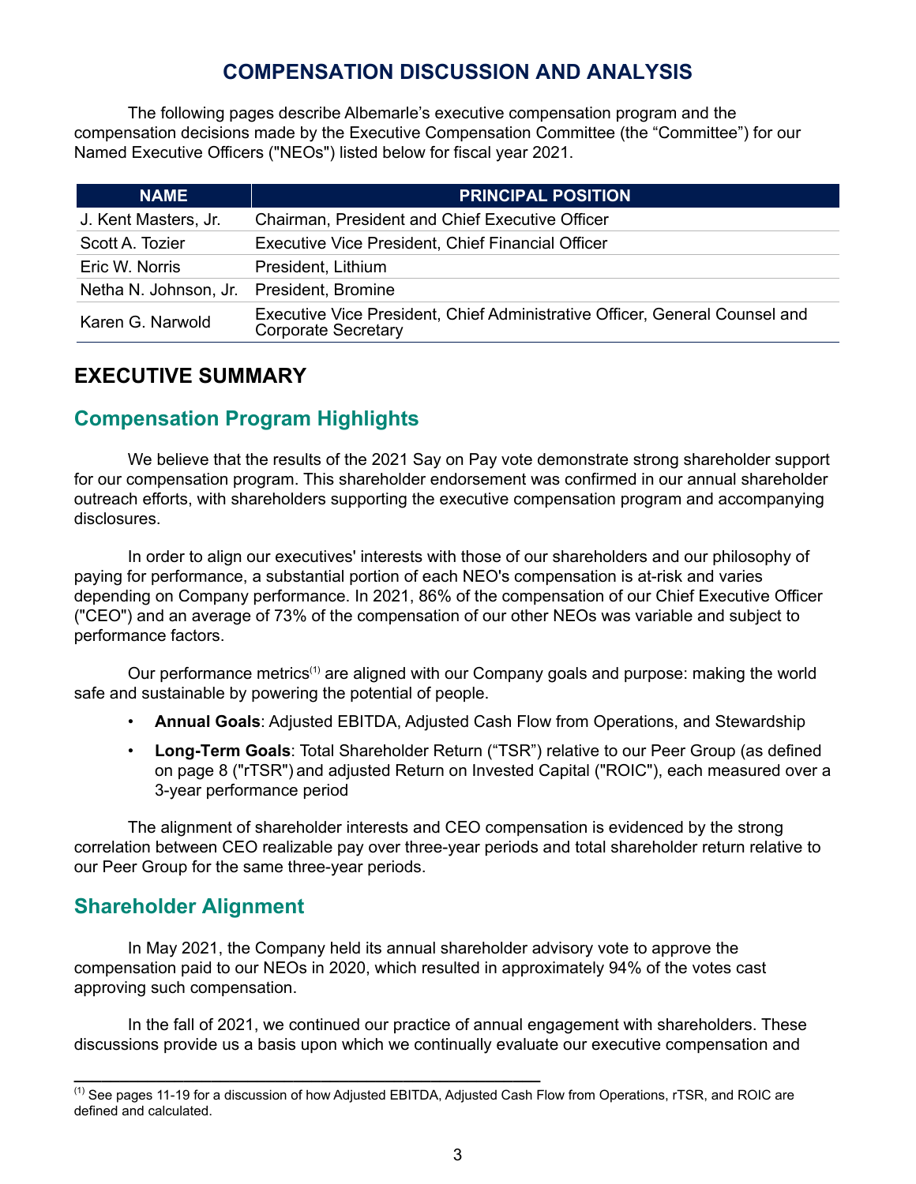# COMPENSATION DISCUSSION AND ANALYSIS

The following pages describe Albemarle's executive compensation program and the compensation decisions made by the Executive Compensation Committee (the "Committee") for our Named Executive Officers ("NEOs") listed below for fiscal year 2021.

| NAME | PRINCIPAL POSITION |
|---|---|
| J. Kent Masters, Jr. | Chairman, President and Chief Executive Officer |
| Scott A. Tozier | Executive Vice President, Chief Financial Officer |
| Eric W. Norris | President, Lithium |
| Netha N. Johnson, Jr. | President, Bromine |
| Karen G. Narwold | Executive Vice President, Chief Administrative Officer, General Counsel and Corporate Secretary |

## EXECUTIVE SUMMARY

### Compensation Program Highlights

We believe that the results of the 2021 Say on Pay vote demonstrate strong shareholder support for our compensation program. This shareholder endorsement was confirmed in our annual shareholder outreach efforts, with shareholders supporting the executive compensation program and accompanying disclosures.

In order to align our executives' interests with those of our shareholders and our philosophy of paying for performance, a substantial portion of each NEO's compensation is at-risk and varies depending on Company performance. In 2021, 86% of the compensation of our Chief Executive Officer ("CEO") and an average of 73% of the compensation of our other NEOs was variable and subject to performance factors.

Our performance metrics[1] are aligned with our Company goals and purpose: making the world safe and sustainable by powering the potential of people.

- **Annual Goals**: Adjusted EBITDA, Adjusted Cash Flow from Operations, and Stewardship
- **Long-Term Goals**: Total Shareholder Return ("TSR") relative to our Peer Group (as defined on page 8 ("rTSR") and adjusted Return on Invested Capital ("ROIC"), each measured over a 3-year performance period

The alignment of shareholder interests and CEO compensation is evidenced by the strong correlation between CEO realizable pay over three-year periods and total shareholder return relative to our Peer Group for the same three-year periods.

### Shareholder Alignment

In May 2021, the Company held its annual shareholder advisory vote to approve the compensation paid to our NEOs in 2020, which resulted in approximately 94% of the votes cast approving such compensation.

In the fall of 2021, we continued our practice of annual engagement with shareholders. These discussions provide us a basis upon which we continually evaluate our executive compensation and

---

[1] See pages 11-19 for a discussion of how Adjusted EBITDA, Adjusted Cash Flow from Operations, rTSR, and ROIC are defined and calculated.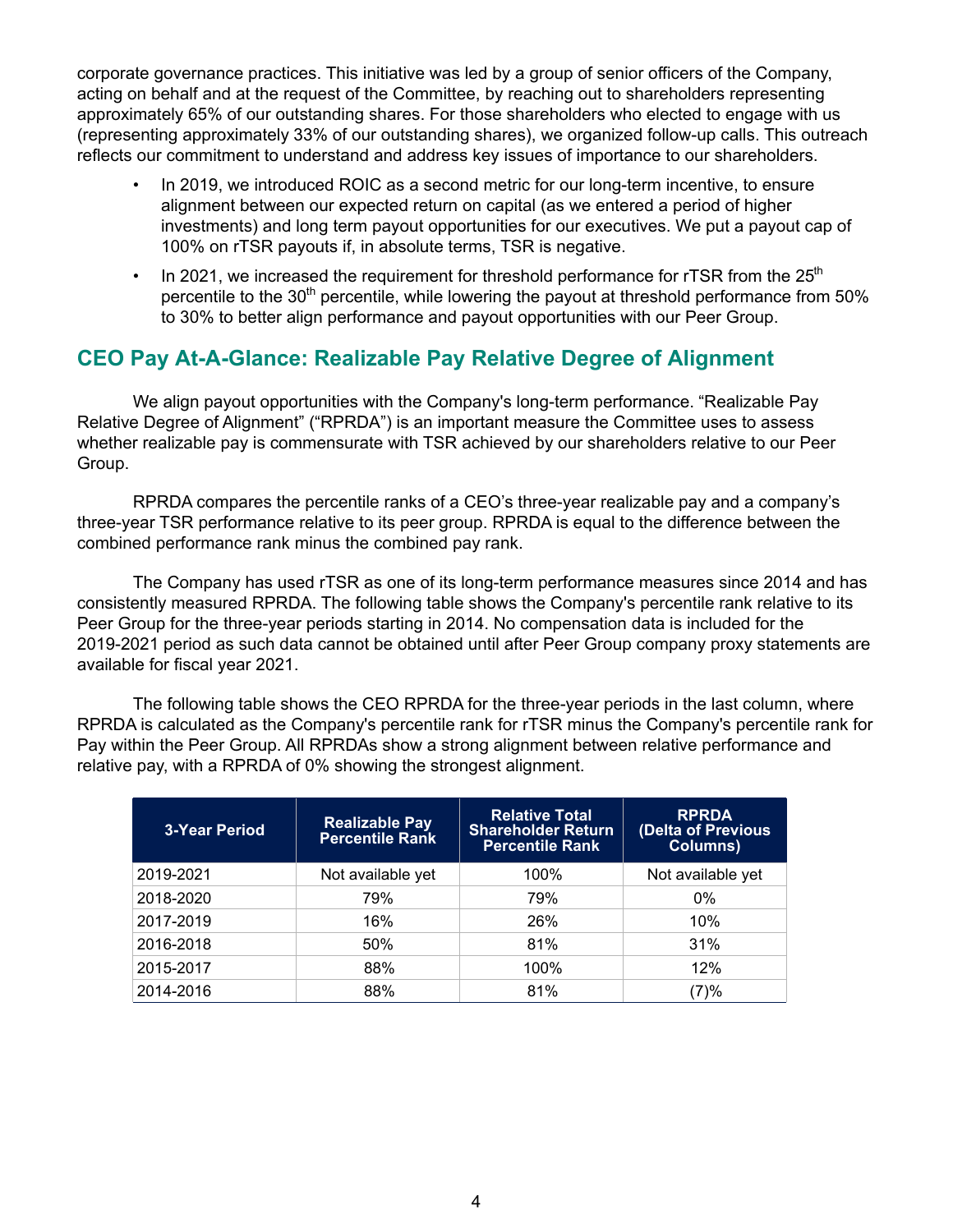corporate governance practices. This initiative was led by a group of senior officers of the Company, acting on behalf and at the request of the Committee, by reaching out to shareholders representing approximately 65% of our outstanding shares. For those shareholders who elected to engage with us (representing approximately 33% of our outstanding shares), we organized follow-up calls. This outreach reflects our commitment to understand and address key issues of importance to our shareholders.

- In 2019, we introduced ROIC as a second metric for our long-term incentive, to ensure alignment between our expected return on capital (as we entered a period of higher investments) and long term payout opportunities for our executives. We put a payout cap of 100% on rTSR payouts if, in absolute terms, TSR is negative.
- In 2021, we increased the requirement for threshold performance for rTSR from the 25th percentile to the 30th percentile, while lowering the payout at threshold performance from 50% to 30% to better align performance and payout opportunities with our Peer Group.

## CEO Pay At-A-Glance: Realizable Pay Relative Degree of Alignment

We align payout opportunities with the Company's long-term performance. "Realizable Pay Relative Degree of Alignment" ("RPRDA") is an important measure the Committee uses to assess whether realizable pay is commensurate with TSR achieved by our shareholders relative to our Peer Group.

RPRDA compares the percentile ranks of a CEO's three-year realizable pay and a company's three-year TSR performance relative to its peer group. RPRDA is equal to the difference between the combined performance rank minus the combined pay rank.

The Company has used rTSR as one of its long-term performance measures since 2014 and has consistently measured RPRDA. The following table shows the Company's percentile rank relative to its Peer Group for the three-year periods starting in 2014. No compensation data is included for the 2019-2021 period as such data cannot be obtained until after Peer Group company proxy statements are available for fiscal year 2021.

The following table shows the CEO RPRDA for the three-year periods in the last column, where RPRDA is calculated as the Company's percentile rank for rTSR minus the Company's percentile rank for Pay within the Peer Group. All RPRDAs show a strong alignment between relative performance and relative pay, with a RPRDA of 0% showing the strongest alignment.

| 3-Year Period | Realizable Pay Percentile Rank | Relative Total Shareholder Return Percentile Rank | RPRDA (Delta of Previous Columns) |
|---|---|---|---|
| 2019-2021 | Not available yet | 100% | Not available yet |
| 2018-2020 | 79% | 79% | 0% |
| 2017-2019 | 16% | 26% | 10% |
| 2016-2018 | 50% | 81% | 31% |
| 2015-2017 | 88% | 100% | 12% |
| 2014-2016 | 88% | 81% | (7)% |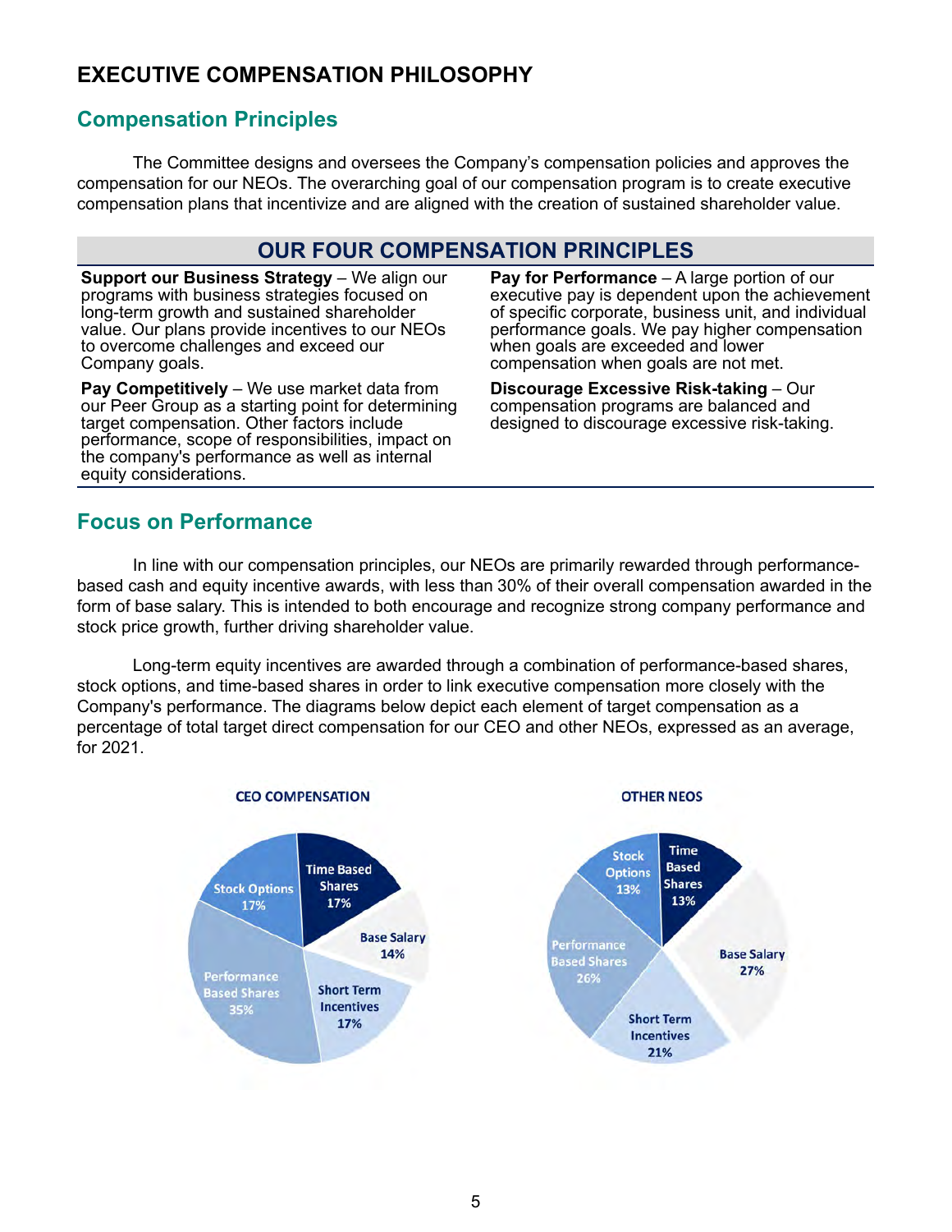# EXECUTIVE COMPENSATION PHILOSOPHY

## Compensation Principles

The Committee designs and oversees the Company's compensation policies and approves the compensation for our NEOs. The overarching goal of our compensation program is to create executive compensation plans that incentivize and are aligned with the creation of sustained shareholder value.

### OUR FOUR COMPENSATION PRINCIPLES

**Support our Business Strategy** – We align our programs with business strategies focused on long-term growth and sustained shareholder value. Our plans provide incentives to our NEOs to overcome challenges and exceed our Company goals.

**Pay Competitively** – We use market data from our Peer Group as a starting point for determining target compensation. Other factors include performance, scope of responsibilities, impact on the company's performance as well as internal equity considerations.

**Pay for Performance** – A large portion of our executive pay is dependent upon the achievement of specific corporate, business unit, and individual performance goals. We pay higher compensation when goals are exceeded and lower compensation when goals are not met.

**Discourage Excessive Risk-taking** – Our compensation programs are balanced and designed to discourage excessive risk-taking.

## Focus on Performance

In line with our compensation principles, our NEOs are primarily rewarded through performance-based cash and equity incentive awards, with less than 30% of their overall compensation awarded in the form of base salary. This is intended to both encourage and recognize strong company performance and stock price growth, further driving shareholder value.

Long-term equity incentives are awarded through a combination of performance-based shares, stock options, and time-based shares in order to link executive compensation more closely with the Company's performance. The diagrams below depict each element of target compensation as a percentage of total target direct compensation for our CEO and other NEOs, expressed as an average, for 2021.

**CEO COMPENSATION**

| Element | % |
|---|---|
| Time Based Shares | 17% |
| Base Salary | 14% |
| Short Term Incentives | 17% |
| Performance Based Shares | 35% |
| Stock Options | 17% |

**OTHER NEOS**

| Element | % |
|---|---|
| Time Based Shares | 13% |
| Base Salary | 27% |
| Short Term Incentives | 21% |
| Performance Based Shares | 26% |
| Stock Options | 13% |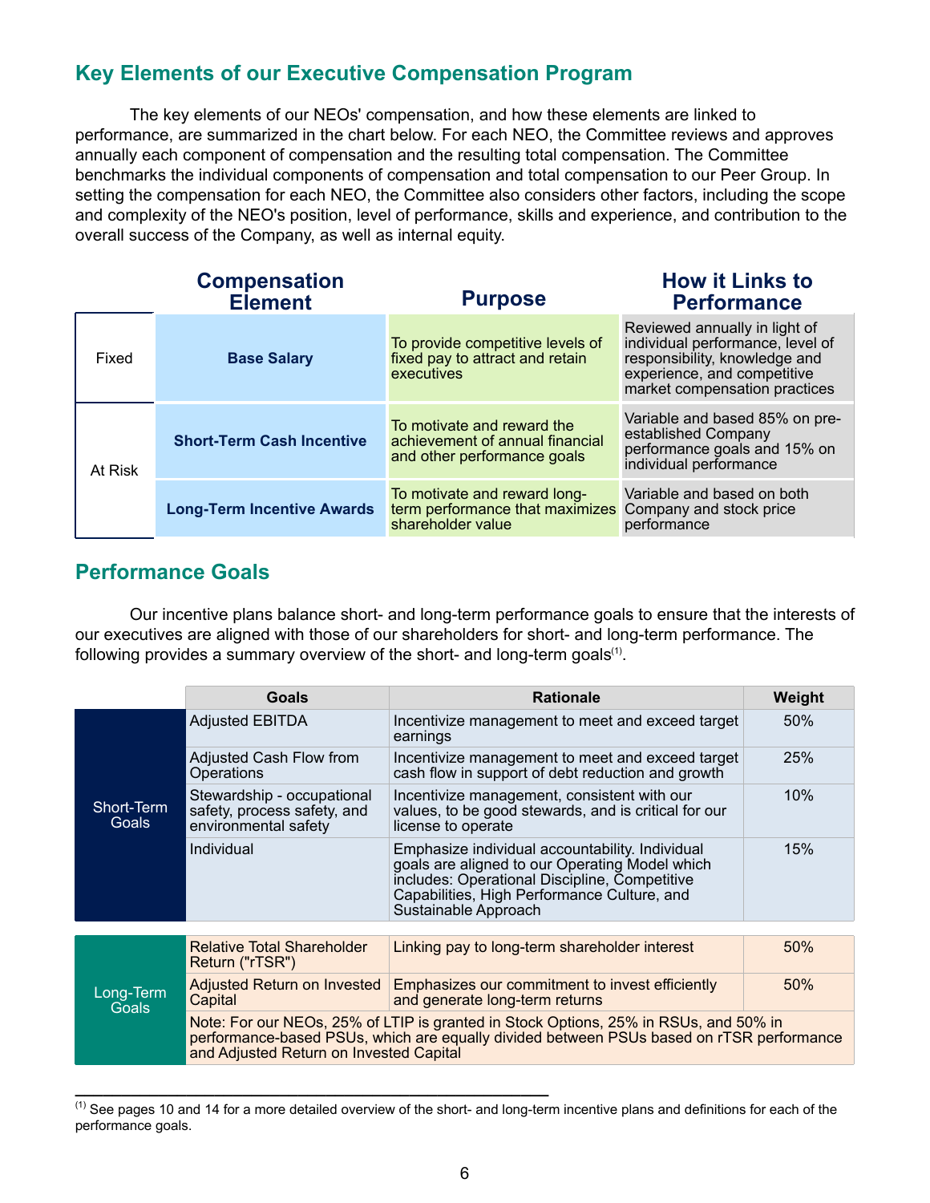## Key Elements of our Executive Compensation Program

The key elements of our NEOs' compensation, and how these elements are linked to performance, are summarized in the chart below. For each NEO, the Committee reviews and approves annually each component of compensation and the resulting total compensation. The Committee benchmarks the individual components of compensation and total compensation to our Peer Group. In setting the compensation for each NEO, the Committee also considers other factors, including the scope and complexity of the NEO's position, level of performance, skills and experience, and contribution to the overall success of the Company, as well as internal equity.

| | Compensation Element | Purpose | How it Links to Performance |
|---|---|---|---|
| Fixed | **Base Salary** | To provide competitive levels of fixed pay to attract and retain executives | Reviewed annually in light of individual performance, level of responsibility, knowledge and experience, and competitive market compensation practices |
| At Risk | **Short-Term Cash Incentive** | To motivate and reward the achievement of annual financial and other performance goals | Variable and based 85% on pre-established Company performance goals and 15% on individual performance |
| | **Long-Term Incentive Awards** | To motivate and reward long-term performance that maximizes shareholder value | Variable and based on both Company and stock price performance |

## Performance Goals

Our incentive plans balance short- and long-term performance goals to ensure that the interests of our executives are aligned with those of our shareholders for short- and long-term performance. The following provides a summary overview of the short- and long-term goals[1].

| | Goals | Rationale | Weight |
|---|---|---|---|
| Short-Term Goals | Adjusted EBITDA | Incentivize management to meet and exceed target earnings | 50% |
| | Adjusted Cash Flow from Operations | Incentivize management to meet and exceed target cash flow in support of debt reduction and growth | 25% |
| | Stewardship - occupational safety, process safety, and environmental safety | Incentivize management, consistent with our values, to be good stewards, and is critical for our license to operate | 10% |
| | Individual | Emphasize individual accountability. Individual goals are aligned to our Operating Model which includes: Operational Discipline, Competitive Capabilities, High Performance Culture, and Sustainable Approach | 15% |
| Long-Term Goals | Relative Total Shareholder Return ("rTSR") | Linking pay to long-term shareholder interest | 50% |
| | Adjusted Return on Invested Capital | Emphasizes our commitment to invest efficiently and generate long-term returns | 50% |
| | Note: For our NEOs, 25% of LTIP is granted in Stock Options, 25% in RSUs, and 50% in performance-based PSUs, which are equally divided between PSUs based on rTSR performance and Adjusted Return on Invested Capital | | |

[1] See pages 10 and 14 for a more detailed overview of the short- and long-term incentive plans and definitions for each of the performance goals.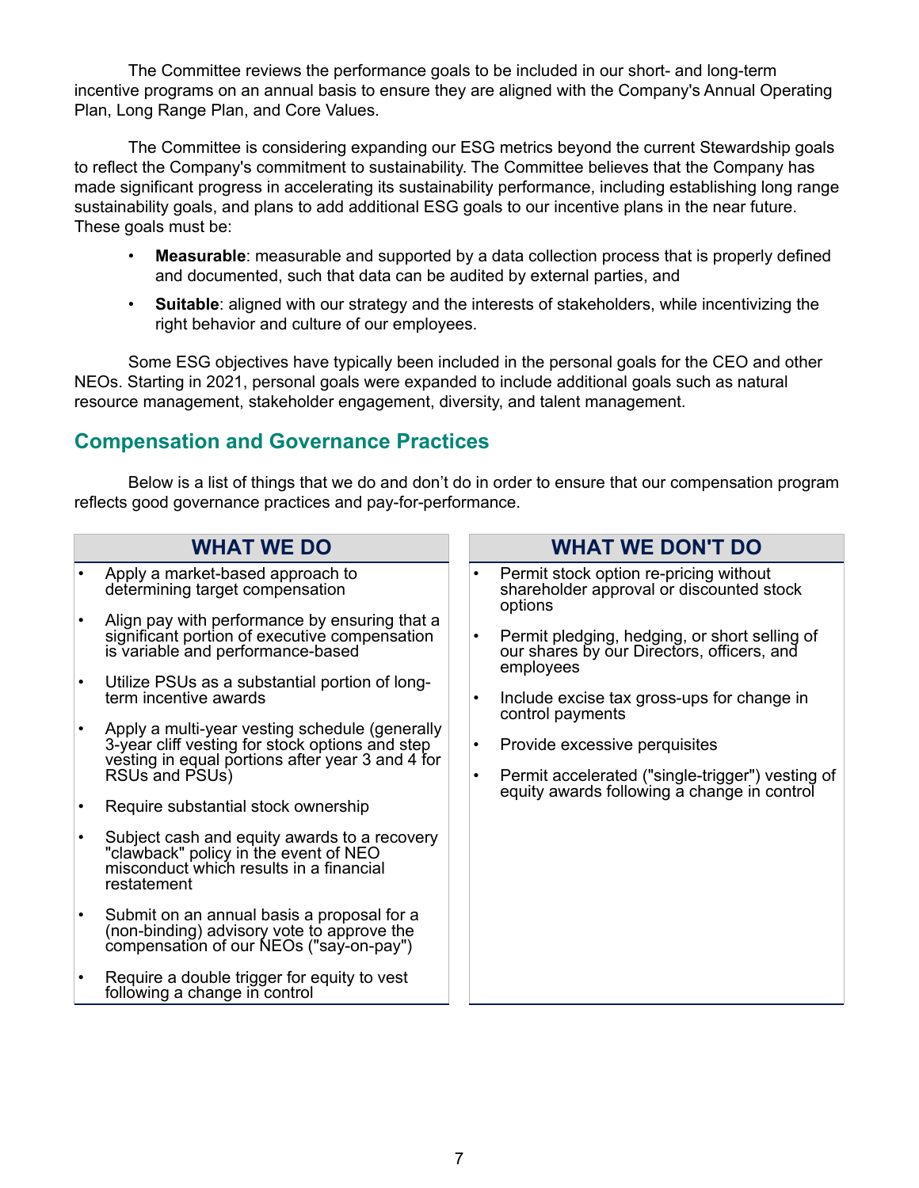The Committee reviews the performance goals to be included in our short- and long-term incentive programs on an annual basis to ensure they are aligned with the Company's Annual Operating Plan, Long Range Plan, and Core Values.

The Committee is considering expanding our ESG metrics beyond the current Stewardship goals to reflect the Company's commitment to sustainability. The Committee believes that the Company has made significant progress in accelerating its sustainability performance, including establishing long range sustainability goals, and plans to add additional ESG goals to our incentive plans in the near future. These goals must be:

- **Measurable**: measurable and supported by a data collection process that is properly defined and documented, such that data can be audited by external parties, and
- **Suitable**: aligned with our strategy and the interests of stakeholders, while incentivizing the right behavior and culture of our employees.

Some ESG objectives have typically been included in the personal goals for the CEO and other NEOs. Starting in 2021, personal goals were expanded to include additional goals such as natural resource management, stakeholder engagement, diversity, and talent management.

## Compensation and Governance Practices

Below is a list of things that we do and don't do in order to ensure that our compensation program reflects good governance practices and pay-for-performance.

### WHAT WE DO

- Apply a market-based approach to determining target compensation
- Align pay with performance by ensuring that a significant portion of executive compensation is variable and performance-based
- Utilize PSUs as a substantial portion of long-term incentive awards
- Apply a multi-year vesting schedule (generally 3-year cliff vesting for stock options and step vesting in equal portions after year 3 and 4 for RSUs and PSUs)
- Require substantial stock ownership
- Subject cash and equity awards to a recovery "clawback" policy in the event of NEO misconduct which results in a financial restatement
- Submit on an annual basis a proposal for a (non-binding) advisory vote to approve the compensation of our NEOs ("say-on-pay")
- Require a double trigger for equity to vest following a change in control

### WHAT WE DON'T DO

- Permit stock option re-pricing without shareholder approval or discounted stock options
- Permit pledging, hedging, or short selling of our shares by our Directors, officers, and employees
- Include excise tax gross-ups for change in control payments
- Provide excessive perquisites
- Permit accelerated ("single-trigger") vesting of equity awards following a change in control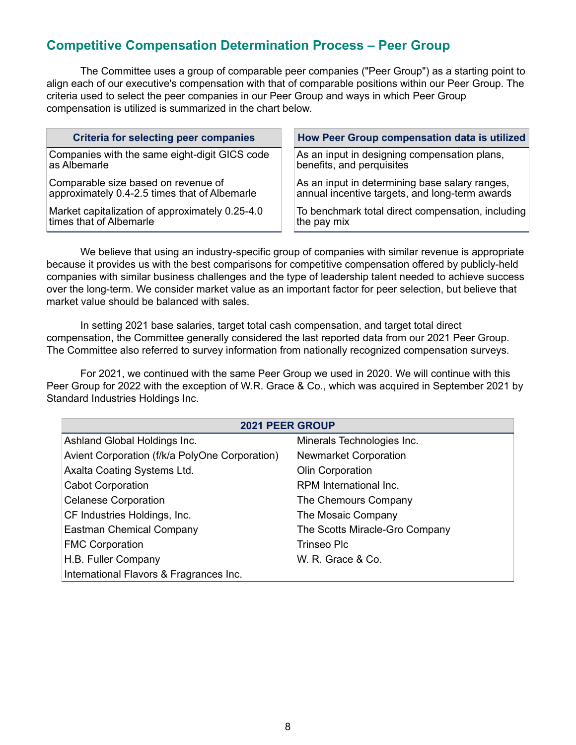## Competitive Compensation Determination Process – Peer Group

The Committee uses a group of comparable peer companies ("Peer Group") as a starting point to align each of our executive's compensation with that of comparable positions within our Peer Group. The criteria used to select the peer companies in our Peer Group and ways in which Peer Group compensation is utilized is summarized in the chart below.

| Criteria for selecting peer companies | How Peer Group compensation data is utilized |
|---|---|
| Companies with the same eight-digit GICS code as Albemarle | As an input in designing compensation plans, benefits, and perquisites |
| Comparable size based on revenue of approximately 0.4-2.5 times that of Albemarle | As an input in determining base salary ranges, annual incentive targets, and long-term awards |
| Market capitalization of approximately 0.25-4.0 times that of Albemarle | To benchmark total direct compensation, including the pay mix |

We believe that using an industry-specific group of companies with similar revenue is appropriate because it provides us with the best comparisons for competitive compensation offered by publicly-held companies with similar business challenges and the type of leadership talent needed to achieve success over the long-term. We consider market value as an important factor for peer selection, but believe that market value should be balanced with sales.

In setting 2021 base salaries, target total cash compensation, and target total direct compensation, the Committee generally considered the last reported data from our 2021 Peer Group. The Committee also referred to survey information from nationally recognized compensation surveys.

For 2021, we continued with the same Peer Group we used in 2020. We will continue with this Peer Group for 2022 with the exception of W.R. Grace & Co., which was acquired in September 2021 by Standard Industries Holdings Inc.

| 2021 PEER GROUP | |
|---|---|
| Ashland Global Holdings Inc. | Minerals Technologies Inc. |
| Avient Corporation (f/k/a PolyOne Corporation) | Newmarket Corporation |
| Axalta Coating Systems Ltd. | Olin Corporation |
| Cabot Corporation | RPM International Inc. |
| Celanese Corporation | The Chemours Company |
| CF Industries Holdings, Inc. | The Mosaic Company |
| Eastman Chemical Company | The Scotts Miracle-Gro Company |
| FMC Corporation | Trinseo Plc |
| H.B. Fuller Company | W. R. Grace & Co. |
| International Flavors & Fragrances Inc. | |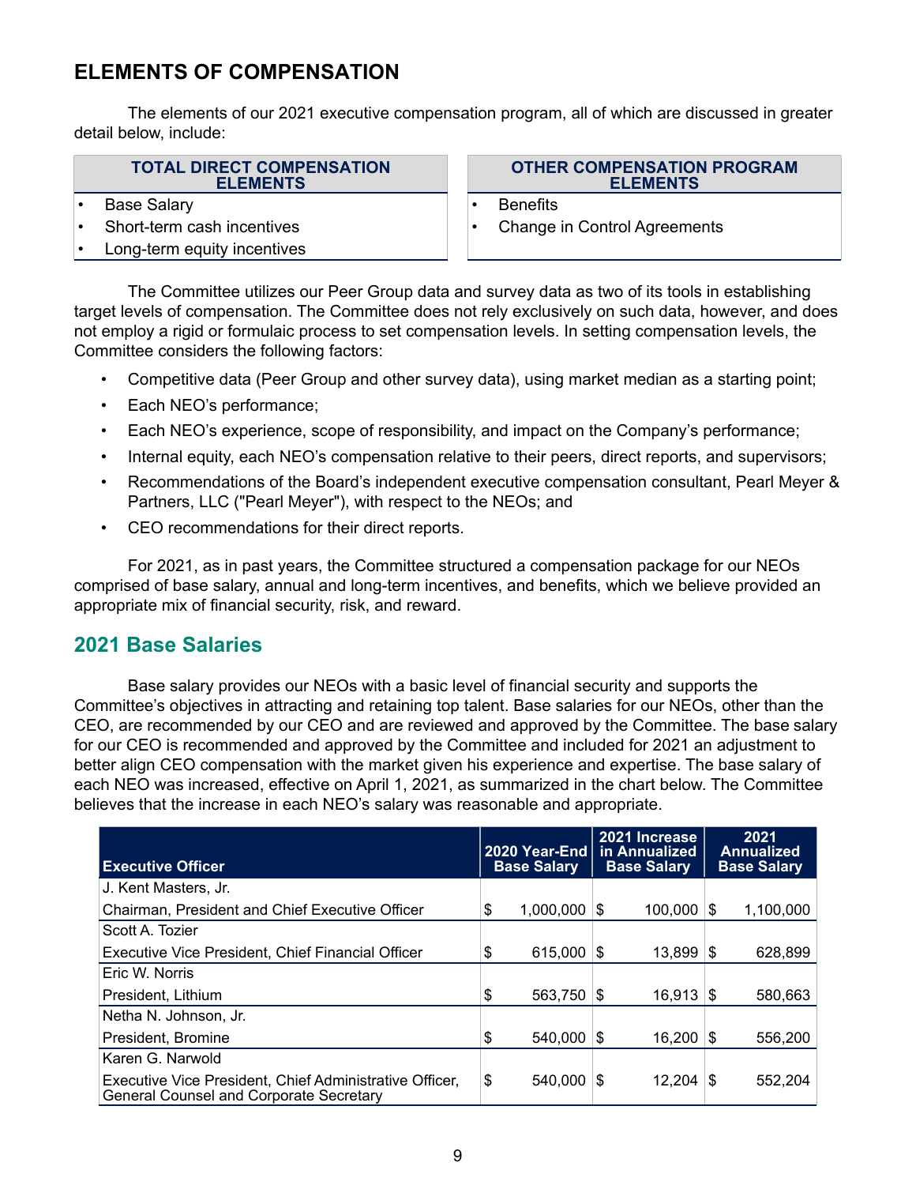## ELEMENTS OF COMPENSATION

The elements of our 2021 executive compensation program, all of which are discussed in greater detail below, include:

| TOTAL DIRECT COMPENSATION ELEMENTS | OTHER COMPENSATION PROGRAM ELEMENTS |
|---|---|
| • Base Salary | • Benefits |
| • Short-term cash incentives | • Change in Control Agreements |
| • Long-term equity incentives | |

The Committee utilizes our Peer Group data and survey data as two of its tools in establishing target levels of compensation. The Committee does not rely exclusively on such data, however, and does not employ a rigid or formulaic process to set compensation levels. In setting compensation levels, the Committee considers the following factors:

- Competitive data (Peer Group and other survey data), using market median as a starting point;
- Each NEO's performance;
- Each NEO's experience, scope of responsibility, and impact on the Company's performance;
- Internal equity, each NEO's compensation relative to their peers, direct reports, and supervisors;
- Recommendations of the Board's independent executive compensation consultant, Pearl Meyer & Partners, LLC ("Pearl Meyer"), with respect to the NEOs; and
- CEO recommendations for their direct reports.

For 2021, as in past years, the Committee structured a compensation package for our NEOs comprised of base salary, annual and long-term incentives, and benefits, which we believe provided an appropriate mix of financial security, risk, and reward.

### 2021 Base Salaries

Base salary provides our NEOs with a basic level of financial security and supports the Committee's objectives in attracting and retaining top talent. Base salaries for our NEOs, other than the CEO, are recommended by our CEO and are reviewed and approved by the Committee. The base salary for our CEO is recommended and approved by the Committee and included for 2021 an adjustment to better align CEO compensation with the market given his experience and expertise. The base salary of each NEO was increased, effective on April 1, 2021, as summarized in the chart below. The Committee believes that the increase in each NEO's salary was reasonable and appropriate.

| Executive Officer | 2020 Year-End Base Salary | 2021 Increase in Annualized Base Salary | 2021 Annualized Base Salary |
|---|---|---|---|
| J. Kent Masters, Jr.<br>Chairman, President and Chief Executive Officer | $ 1,000,000 | $ 100,000 | $ 1,100,000 |
| Scott A. Tozier<br>Executive Vice President, Chief Financial Officer | $ 615,000 | $ 13,899 | $ 628,899 |
| Eric W. Norris<br>President, Lithium | $ 563,750 | $ 16,913 | $ 580,663 |
| Netha N. Johnson, Jr.<br>President, Bromine | $ 540,000 | $ 16,200 | $ 556,200 |
| Karen G. Narwold<br>Executive Vice President, Chief Administrative Officer, General Counsel and Corporate Secretary | $ 540,000 | $ 12,204 | $ 552,204 |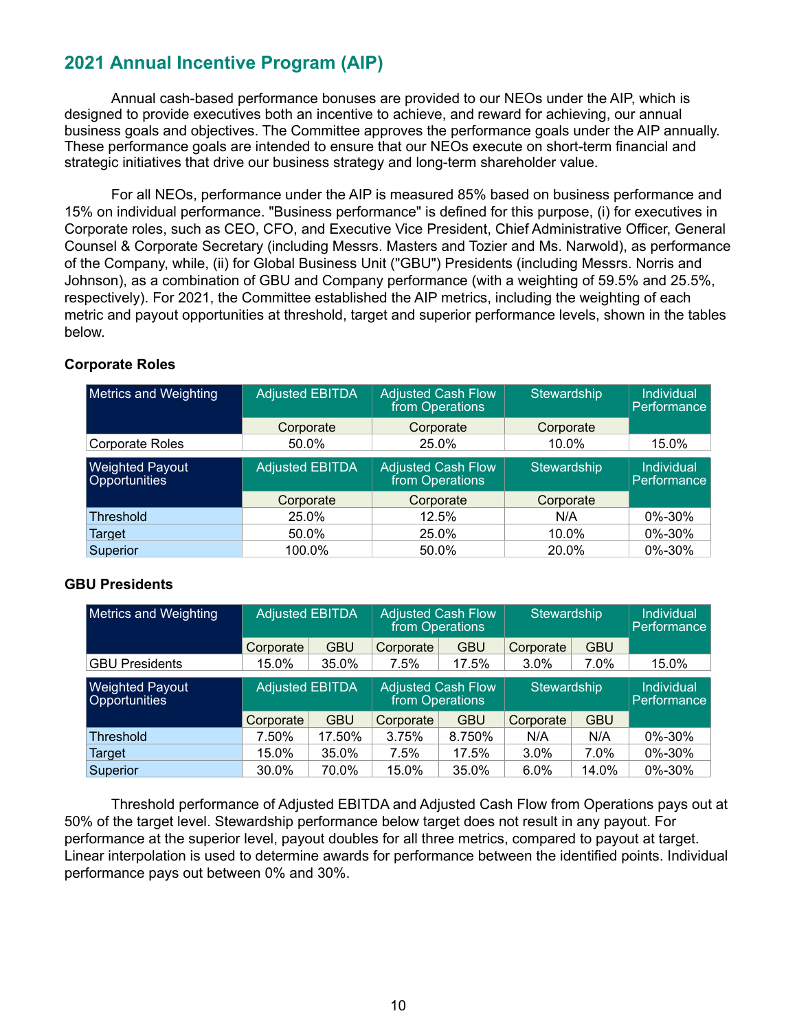## 2021 Annual Incentive Program (AIP)

Annual cash-based performance bonuses are provided to our NEOs under the AIP, which is designed to provide executives both an incentive to achieve, and reward for achieving, our annual business goals and objectives. The Committee approves the performance goals under the AIP annually. These performance goals are intended to ensure that our NEOs execute on short-term financial and strategic initiatives that drive our business strategy and long-term shareholder value.

For all NEOs, performance under the AIP is measured 85% based on business performance and 15% on individual performance. "Business performance" is defined for this purpose, (i) for executives in Corporate roles, such as CEO, CFO, and Executive Vice President, Chief Administrative Officer, General Counsel & Corporate Secretary (including Messrs. Masters and Tozier and Ms. Narwold), as performance of the Company, while, (ii) for Global Business Unit ("GBU") Presidents (including Messrs. Norris and Johnson), as a combination of GBU and Company performance (with a weighting of 59.5% and 25.5%, respectively). For 2021, the Committee established the AIP metrics, including the weighting of each metric and payout opportunities at threshold, target and superior performance levels, shown in the tables below.

**Corporate Roles**

| Metrics and Weighting | Adjusted EBITDA | Adjusted Cash Flow from Operations | Stewardship | Individual Performance |
|---|---|---|---|---|
| | Corporate | Corporate | Corporate | |
| Corporate Roles | 50.0% | 25.0% | 10.0% | 15.0% |

| Weighted Payout Opportunities | Adjusted EBITDA | Adjusted Cash Flow from Operations | Stewardship | Individual Performance |
|---|---|---|---|---|
| | Corporate | Corporate | Corporate | |
| Threshold | 25.0% | 12.5% | N/A | 0%-30% |
| Target | 50.0% | 25.0% | 10.0% | 0%-30% |
| Superior | 100.0% | 50.0% | 20.0% | 0%-30% |

**GBU Presidents**

| Metrics and Weighting | Adjusted EBITDA | | Adjusted Cash Flow from Operations | | Stewardship | | Individual Performance |
|---|---|---|---|---|---|---|---|
| | Corporate | GBU | Corporate | GBU | Corporate | GBU | |
| GBU Presidents | 15.0% | 35.0% | 7.5% | 17.5% | 3.0% | 7.0% | 15.0% |

| Weighted Payout Opportunities | Adjusted EBITDA | | Adjusted Cash Flow from Operations | | Stewardship | | Individual Performance |
|---|---|---|---|---|---|---|---|
| | Corporate | GBU | Corporate | GBU | Corporate | GBU | |
| Threshold | 7.50% | 17.50% | 3.75% | 8.750% | N/A | N/A | 0%-30% |
| Target | 15.0% | 35.0% | 7.5% | 17.5% | 3.0% | 7.0% | 0%-30% |
| Superior | 30.0% | 70.0% | 15.0% | 35.0% | 6.0% | 14.0% | 0%-30% |

Threshold performance of Adjusted EBITDA and Adjusted Cash Flow from Operations pays out at 50% of the target level. Stewardship performance below target does not result in any payout. For performance at the superior level, payout doubles for all three metrics, compared to payout at target. Linear interpolation is used to determine awards for performance between the identified points. Individual performance pays out between 0% and 30%.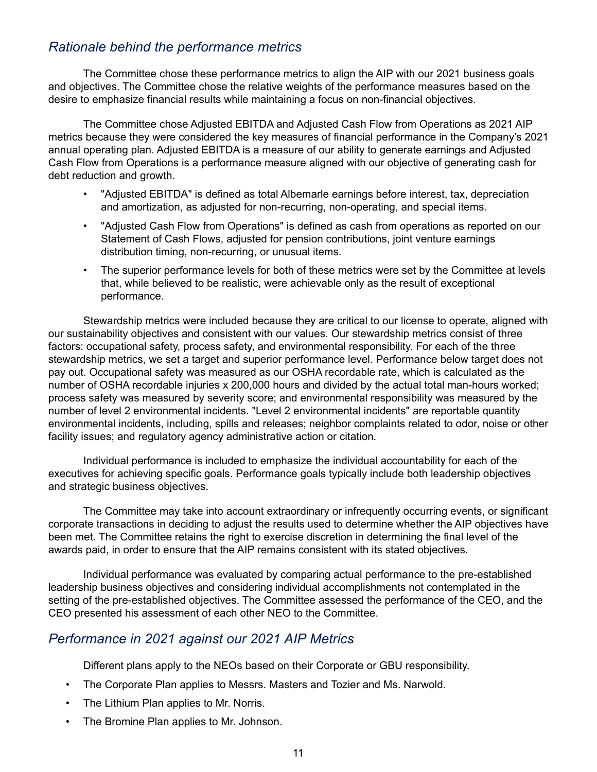## *Rationale behind the performance metrics*

The Committee chose these performance metrics to align the AIP with our 2021 business goals and objectives. The Committee chose the relative weights of the performance measures based on the desire to emphasize financial results while maintaining a focus on non-financial objectives.

The Committee chose Adjusted EBITDA and Adjusted Cash Flow from Operations as 2021 AIP metrics because they were considered the key measures of financial performance in the Company's 2021 annual operating plan. Adjusted EBITDA is a measure of our ability to generate earnings and Adjusted Cash Flow from Operations is a performance measure aligned with our objective of generating cash for debt reduction and growth.

- "Adjusted EBITDA" is defined as total Albemarle earnings before interest, tax, depreciation and amortization, as adjusted for non-recurring, non-operating, and special items.
- "Adjusted Cash Flow from Operations" is defined as cash from operations as reported on our Statement of Cash Flows, adjusted for pension contributions, joint venture earnings distribution timing, non-recurring, or unusual items.
- The superior performance levels for both of these metrics were set by the Committee at levels that, while believed to be realistic, were achievable only as the result of exceptional performance.

Stewardship metrics were included because they are critical to our license to operate, aligned with our sustainability objectives and consistent with our values. Our stewardship metrics consist of three factors: occupational safety, process safety, and environmental responsibility. For each of the three stewardship metrics, we set a target and superior performance level. Performance below target does not pay out. Occupational safety was measured as our OSHA recordable rate, which is calculated as the number of OSHA recordable injuries x 200,000 hours and divided by the actual total man-hours worked; process safety was measured by severity score; and environmental responsibility was measured by the number of level 2 environmental incidents. "Level 2 environmental incidents" are reportable quantity environmental incidents, including, spills and releases; neighbor complaints related to odor, noise or other facility issues; and regulatory agency administrative action or citation.

Individual performance is included to emphasize the individual accountability for each of the executives for achieving specific goals. Performance goals typically include both leadership objectives and strategic business objectives.

The Committee may take into account extraordinary or infrequently occurring events, or significant corporate transactions in deciding to adjust the results used to determine whether the AIP objectives have been met. The Committee retains the right to exercise discretion in determining the final level of the awards paid, in order to ensure that the AIP remains consistent with its stated objectives.

Individual performance was evaluated by comparing actual performance to the pre-established leadership business objectives and considering individual accomplishments not contemplated in the setting of the pre-established objectives. The Committee assessed the performance of the CEO, and the CEO presented his assessment of each other NEO to the Committee.

## *Performance in 2021 against our 2021 AIP Metrics*

Different plans apply to the NEOs based on their Corporate or GBU responsibility.

- The Corporate Plan applies to Messrs. Masters and Tozier and Ms. Narwold.
- The Lithium Plan applies to Mr. Norris.
- The Bromine Plan applies to Mr. Johnson.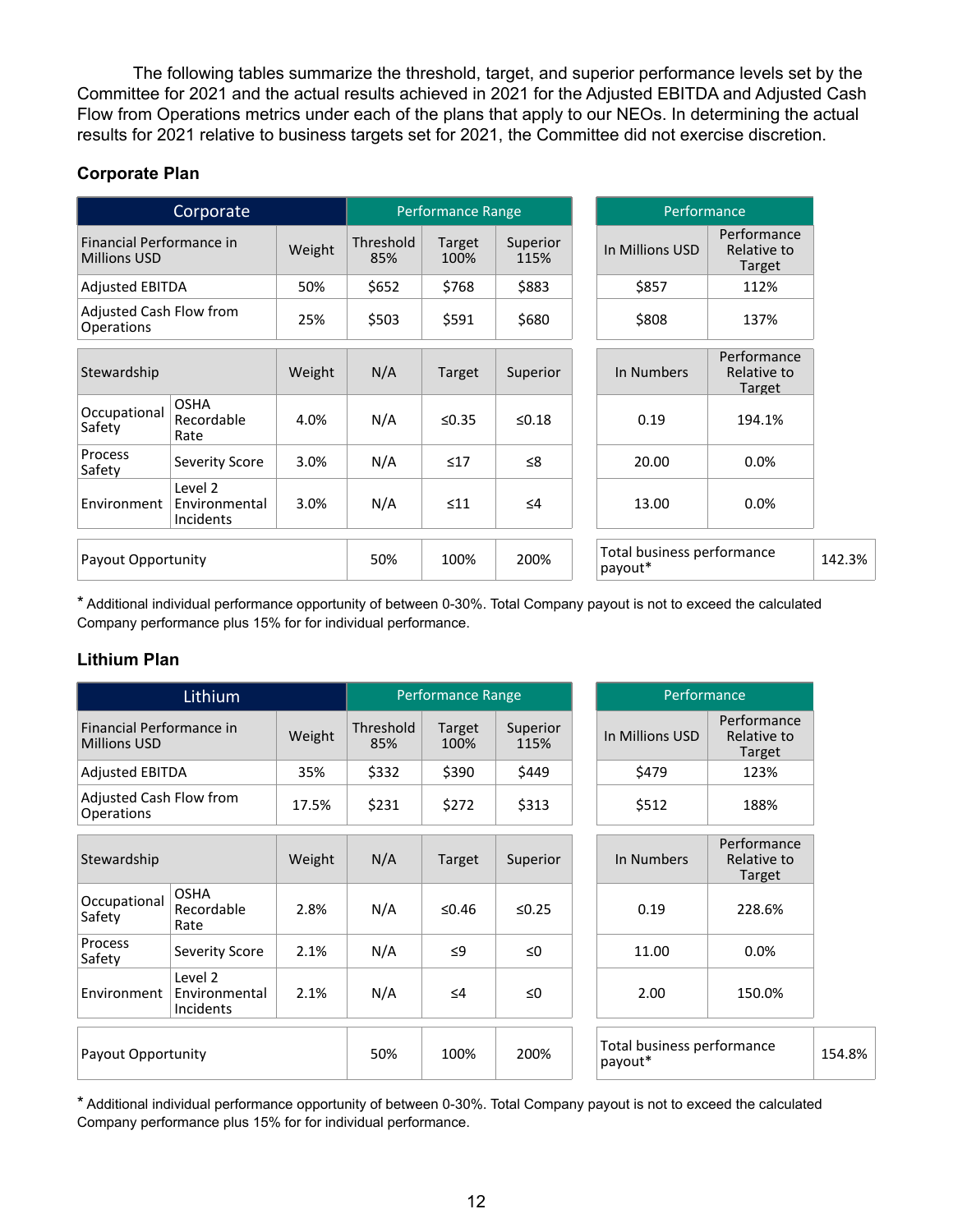The following tables summarize the threshold, target, and superior performance levels set by the Committee for 2021 and the actual results achieved in 2021 for the Adjusted EBITDA and Adjusted Cash Flow from Operations metrics under each of the plans that apply to our NEOs. In determining the actual results for 2021 relative to business targets set for 2021, the Committee did not exercise discretion.

### Corporate Plan

| Corporate | | | Performance Range | | | Performance | |
|---|---|---|---|---|---|---|---|
| Financial Performance in Millions USD | | Weight | Threshold 85% | Target 100% | Superior 115% | In Millions USD | Performance Relative to Target |
| Adjusted EBITDA | | 50% | $652 | $768 | $883 | $857 | 112% |
| Adjusted Cash Flow from Operations | | 25% | $503 | $591 | $680 | $808 | 137% |
| Stewardship | | Weight | N/A | Target | Superior | In Numbers | Performance Relative to Target |
| Occupational Safety | OSHA Recordable Rate | 4.0% | N/A | ≤0.35 | ≤0.18 | 0.19 | 194.1% |
| Process Safety | Severity Score | 3.0% | N/A | ≤17 | ≤8 | 20.00 | 0.0% |
| Environment | Level 2 Environmental Incidents | 3.0% | N/A | ≤11 | ≤4 | 13.00 | 0.0% |
| Payout Opportunity | | | 50% | 100% | 200% | Total business performance payout* | 142.3% |

* Additional individual performance opportunity of between 0-30%. Total Company payout is not to exceed the calculated Company performance plus 15% for for individual performance.

### Lithium Plan

| Lithium | | | Performance Range | | | Performance | |
|---|---|---|---|---|---|---|---|
| Financial Performance in Millions USD | | Weight | Threshold 85% | Target 100% | Superior 115% | In Millions USD | Performance Relative to Target |
| Adjusted EBITDA | | 35% | $332 | $390 | $449 | $479 | 123% |
| Adjusted Cash Flow from Operations | | 17.5% | $231 | $272 | $313 | $512 | 188% |
| Stewardship | | Weight | N/A | Target | Superior | In Numbers | Performance Relative to Target |
| Occupational Safety | OSHA Recordable Rate | 2.8% | N/A | ≤0.46 | ≤0.25 | 0.19 | 228.6% |
| Process Safety | Severity Score | 2.1% | N/A | ≤9 | ≤0 | 11.00 | 0.0% |
| Environment | Level 2 Environmental Incidents | 2.1% | N/A | ≤4 | ≤0 | 2.00 | 150.0% |
| Payout Opportunity | | | 50% | 100% | 200% | Total business performance payout* | 154.8% |

* Additional individual performance opportunity of between 0-30%. Total Company payout is not to exceed the calculated Company performance plus 15% for for individual performance.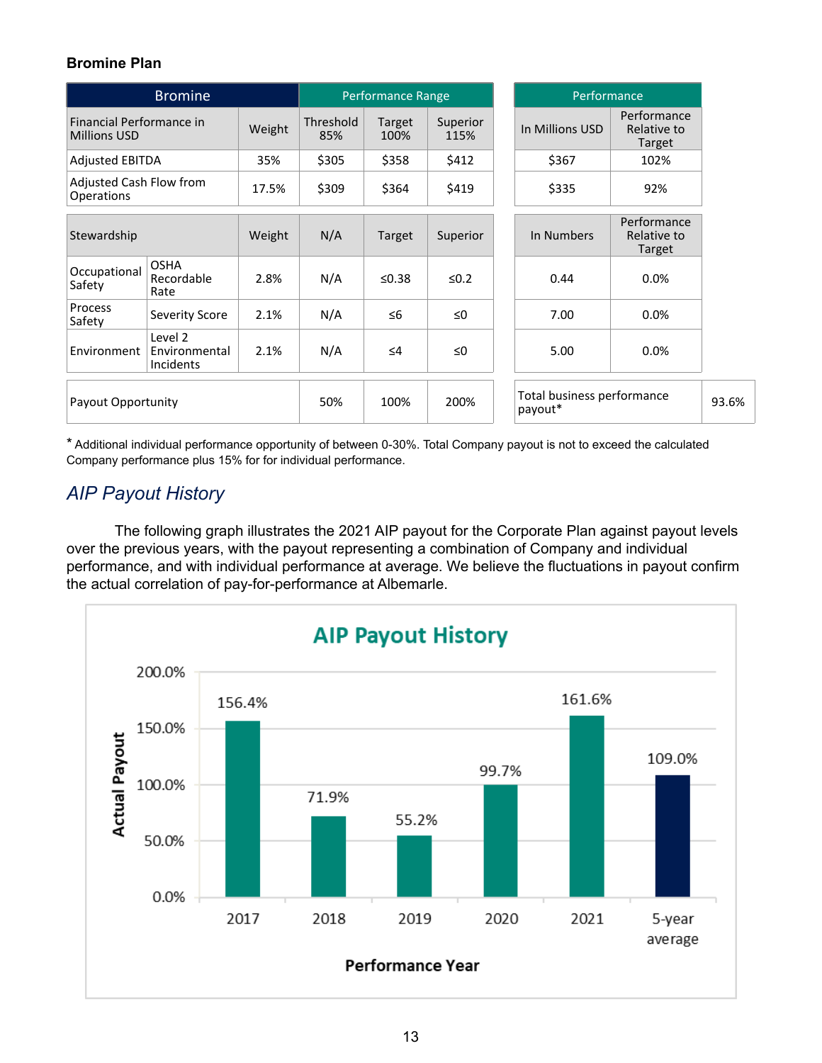**Bromine Plan**

| Bromine | | Weight | Performance Range | | | | Performance | |
|---|---|---|---|---|---|---|---|---|
| Financial Performance in Millions USD | | Weight | Threshold 85% | Target 100% | Superior 115% | | In Millions USD | Performance Relative to Target |
| Adjusted EBITDA | | 35% | $305 | $358 | $412 | | $367 | 102% |
| Adjusted Cash Flow from Operations | | 17.5% | $309 | $364 | $419 | | $335 | 92% |
| Stewardship | | Weight | N/A | Target | Superior | | In Numbers | Performance Relative to Target |
| Occupational Safety | OSHA Recordable Rate | 2.8% | N/A | ≤0.38 | ≤0.2 | | 0.44 | 0.0% |
| Process Safety | Severity Score | 2.1% | N/A | ≤6 | ≤0 | | 7.00 | 0.0% |
| Environment | Level 2 Environmental Incidents | 2.1% | N/A | ≤4 | ≤0 | | 5.00 | 0.0% |
| Payout Opportunity | | | 50% | 100% | 200% | | Total business performance payout* | 93.6% |

* Additional individual performance opportunity of between 0-30%. Total Company payout is not to exceed the calculated Company performance plus 15% for for individual performance.

## *AIP Payout History*

The following graph illustrates the 2021 AIP payout for the Corporate Plan against payout levels over the previous years, with the payout representing a combination of Company and individual performance, and with individual performance at average. We believe the fluctuations in payout confirm the actual correlation of pay-for-performance at Albemarle.

**AIP Payout History**

| Performance Year | Actual Payout |
|---|---|
| 2017 | 156.4% |
| 2018 | 71.9% |
| 2019 | 55.2% |
| 2020 | 99.7% |
| 2021 | 161.6% |
| 5-year average | 109.0% |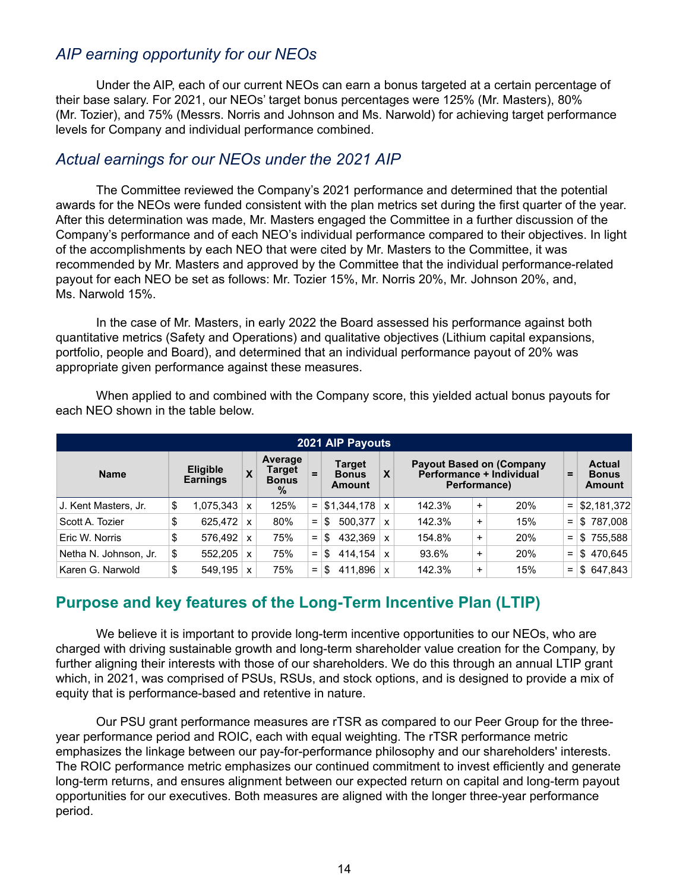## *AIP earning opportunity for our NEOs*

Under the AIP, each of our current NEOs can earn a bonus targeted at a certain percentage of their base salary. For 2021, our NEOs' target bonus percentages were 125% (Mr. Masters), 80% (Mr. Tozier), and 75% (Messrs. Norris and Johnson and Ms. Narwold) for achieving target performance levels for Company and individual performance combined.

## *Actual earnings for our NEOs under the 2021 AIP*

The Committee reviewed the Company's 2021 performance and determined that the potential awards for the NEOs were funded consistent with the plan metrics set during the first quarter of the year. After this determination was made, Mr. Masters engaged the Committee in a further discussion of the Company's performance and of each NEO's individual performance compared to their objectives. In light of the accomplishments by each NEO that were cited by Mr. Masters to the Committee, it was recommended by Mr. Masters and approved by the Committee that the individual performance-related payout for each NEO be set as follows: Mr. Tozier 15%, Mr. Norris 20%, Mr. Johnson 20%, and, Ms. Narwold 15%.

In the case of Mr. Masters, in early 2022 the Board assessed his performance against both quantitative metrics (Safety and Operations) and qualitative objectives (Lithium capital expansions, portfolio, people and Board), and determined that an individual performance payout of 20% was appropriate given performance against these measures.

When applied to and combined with the Company score, this yielded actual bonus payouts for each NEO shown in the table below.

**2021 AIP Payouts**

| Name | Eligible Earnings | X | Average Target Bonus % | = | Target Bonus Amount | X | Payout Based on (Company Performance + Individual Performance) | | | = | Actual Bonus Amount |
|---|---|---|---|---|---|---|---|---|---|---|---|
| J. Kent Masters, Jr. | $ 1,075,343 | x | 125% | = | $1,344,178 | x | 142.3% | + | 20% | = | $2,181,372 |
| Scott A. Tozier | $ 625,472 | x | 80% | = | $ 500,377 | x | 142.3% | + | 15% | = | $ 787,008 |
| Eric W. Norris | $ 576,492 | x | 75% | = | $ 432,369 | x | 154.8% | + | 20% | = | $ 755,588 |
| Netha N. Johnson, Jr. | $ 552,205 | x | 75% | = | $ 414,154 | x | 93.6% | + | 20% | = | $ 470,645 |
| Karen G. Narwold | $ 549,195 | x | 75% | = | $ 411,896 | x | 142.3% | + | 15% | = | $ 647,843 |

## Purpose and key features of the Long-Term Incentive Plan (LTIP)

We believe it is important to provide long-term incentive opportunities to our NEOs, who are charged with driving sustainable growth and long-term shareholder value creation for the Company, by further aligning their interests with those of our shareholders. We do this through an annual LTIP grant which, in 2021, was comprised of PSUs, RSUs, and stock options, and is designed to provide a mix of equity that is performance-based and retentive in nature.

Our PSU grant performance measures are rTSR as compared to our Peer Group for the three-year performance period and ROIC, each with equal weighting. The rTSR performance metric emphasizes the linkage between our pay-for-performance philosophy and our shareholders' interests. The ROIC performance metric emphasizes our continued commitment to invest efficiently and generate long-term returns, and ensures alignment between our expected return on capital and long-term payout opportunities for our executives. Both measures are aligned with the longer three-year performance period.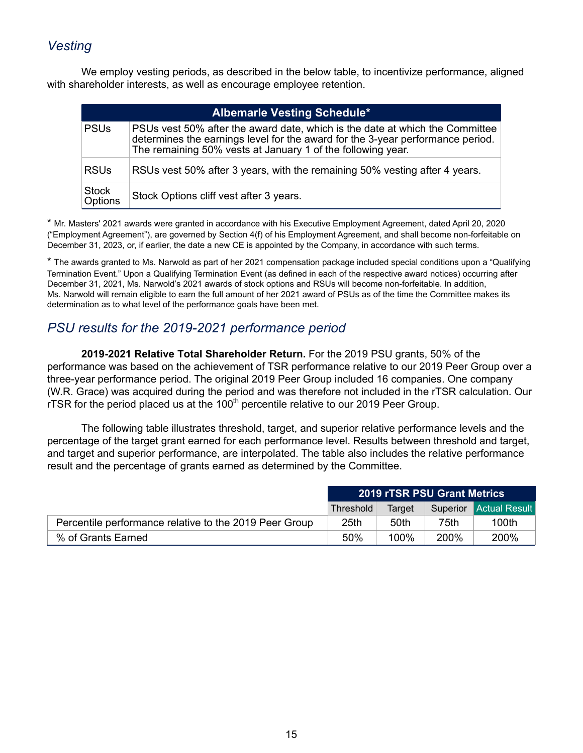## *Vesting*

We employ vesting periods, as described in the below table, to incentivize performance, aligned with shareholder interests, as well as encourage employee retention.

| Albemarle Vesting Schedule* | |
|---|---|
| PSUs | PSUs vest 50% after the award date, which is the date at which the Committee determines the earnings level for the award for the 3-year performance period. The remaining 50% vests at January 1 of the following year. |
| RSUs | RSUs vest 50% after 3 years, with the remaining 50% vesting after 4 years. |
| Stock Options | Stock Options cliff vest after 3 years. |

* Mr. Masters' 2021 awards were granted in accordance with his Executive Employment Agreement, dated April 20, 2020 ("Employment Agreement"), are governed by Section 4(f) of his Employment Agreement, and shall become non-forfeitable on December 31, 2023, or, if earlier, the date a new CE is appointed by the Company, in accordance with such terms.

* The awards granted to Ms. Narwold as part of her 2021 compensation package included special conditions upon a "Qualifying Termination Event." Upon a Qualifying Termination Event (as defined in each of the respective award notices) occurring after December 31, 2021, Ms. Narwold's 2021 awards of stock options and RSUs will become non-forfeitable. In addition, Ms. Narwold will remain eligible to earn the full amount of her 2021 award of PSUs as of the time the Committee makes its determination as to what level of the performance goals have been met.

## *PSU results for the 2019-2021 performance period*

**2019-2021 Relative Total Shareholder Return.** For the 2019 PSU grants, 50% of the performance was based on the achievement of TSR performance relative to our 2019 Peer Group over a three-year performance period. The original 2019 Peer Group included 16 companies. One company (W.R. Grace) was acquired during the period and was therefore not included in the rTSR calculation. Our rTSR for the period placed us at the 100th percentile relative to our 2019 Peer Group.

The following table illustrates threshold, target, and superior relative performance levels and the percentage of the target grant earned for each performance level. Results between threshold and target, and target and superior performance, are interpolated. The table also includes the relative performance result and the percentage of grants earned as determined by the Committee.

| | 2019 rTSR PSU Grant Metrics | | | |
|---|---|---|---|---|
| | Threshold | Target | Superior | Actual Result |
| Percentile performance relative to the 2019 Peer Group | 25th | 50th | 75th | 100th |
| % of Grants Earned | 50% | 100% | 200% | 200% |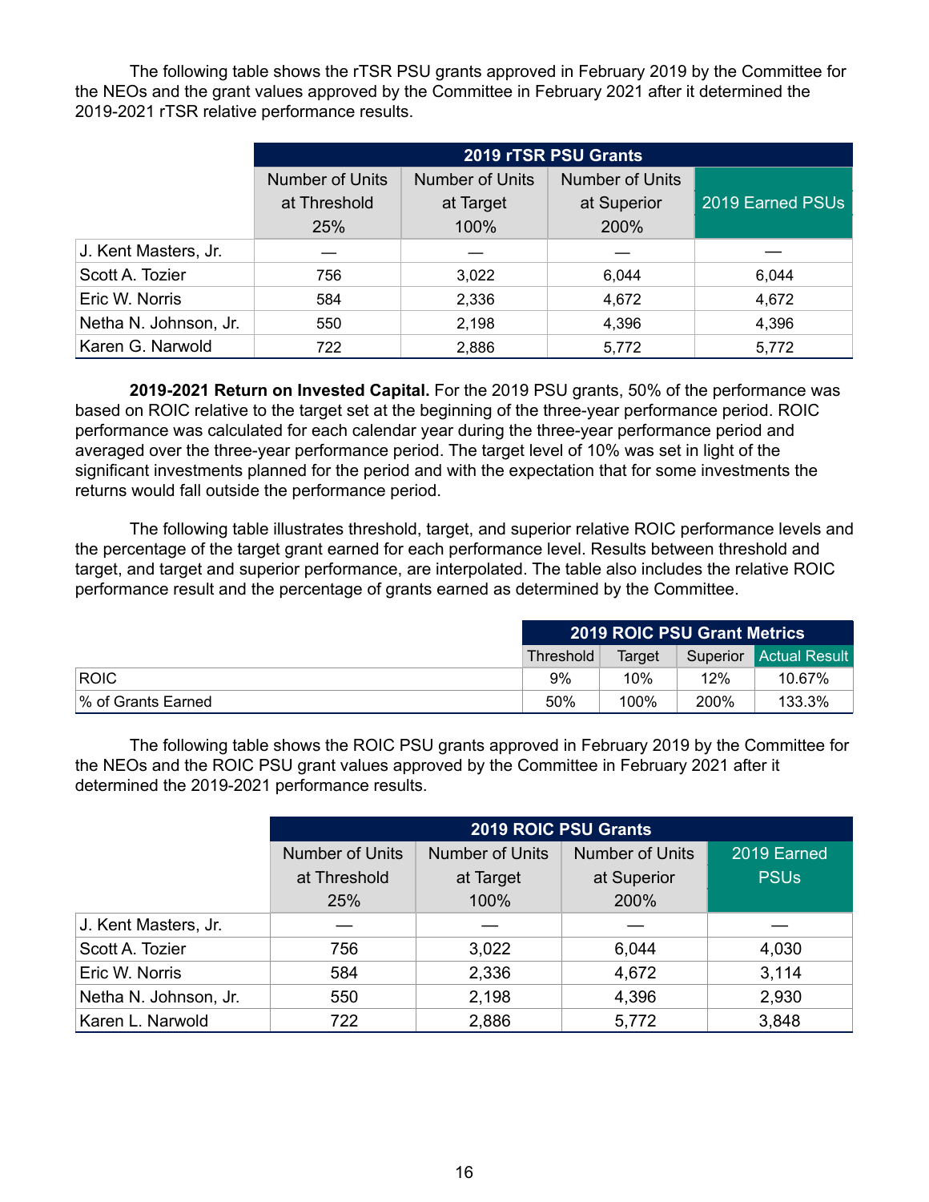The following table shows the rTSR PSU grants approved in February 2019 by the Committee for the NEOs and the grant values approved by the Committee in February 2021 after it determined the 2019-2021 rTSR relative performance results.

| | 2019 rTSR PSU Grants | | | |
|---|---|---|---|---|
| | Number of Units at Threshold 25% | Number of Units at Target 100% | Number of Units at Superior 200% | 2019 Earned PSUs |
| J. Kent Masters, Jr. | — | — | — | — |
| Scott A. Tozier | 756 | 3,022 | 6,044 | 6,044 |
| Eric W. Norris | 584 | 2,336 | 4,672 | 4,672 |
| Netha N. Johnson, Jr. | 550 | 2,198 | 4,396 | 4,396 |
| Karen G. Narwold | 722 | 2,886 | 5,772 | 5,772 |

**2019-2021 Return on Invested Capital.** For the 2019 PSU grants, 50% of the performance was based on ROIC relative to the target set at the beginning of the three-year performance period. ROIC performance was calculated for each calendar year during the three-year performance period and averaged over the three-year performance period. The target level of 10% was set in light of the significant investments planned for the period and with the expectation that for some investments the returns would fall outside the performance period.

The following table illustrates threshold, target, and superior relative ROIC performance levels and the percentage of the target grant earned for each performance level. Results between threshold and target, and target and superior performance, are interpolated. The table also includes the relative ROIC performance result and the percentage of grants earned as determined by the Committee.

| | 2019 ROIC PSU Grant Metrics | | | |
|---|---|---|---|---|
| | Threshold | Target | Superior | Actual Result |
| ROIC | 9% | 10% | 12% | 10.67% |
| % of Grants Earned | 50% | 100% | 200% | 133.3% |

The following table shows the ROIC PSU grants approved in February 2019 by the Committee for the NEOs and the ROIC PSU grant values approved by the Committee in February 2021 after it determined the 2019-2021 performance results.

| | 2019 ROIC PSU Grants | | | |
|---|---|---|---|---|
| | Number of Units at Threshold 25% | Number of Units at Target 100% | Number of Units at Superior 200% | 2019 Earned PSUs |
| J. Kent Masters, Jr. | — | — | — | — |
| Scott A. Tozier | 756 | 3,022 | 6,044 | 4,030 |
| Eric W. Norris | 584 | 2,336 | 4,672 | 3,114 |
| Netha N. Johnson, Jr. | 550 | 2,198 | 4,396 | 2,930 |
| Karen L. Narwold | 722 | 2,886 | 5,772 | 3,848 |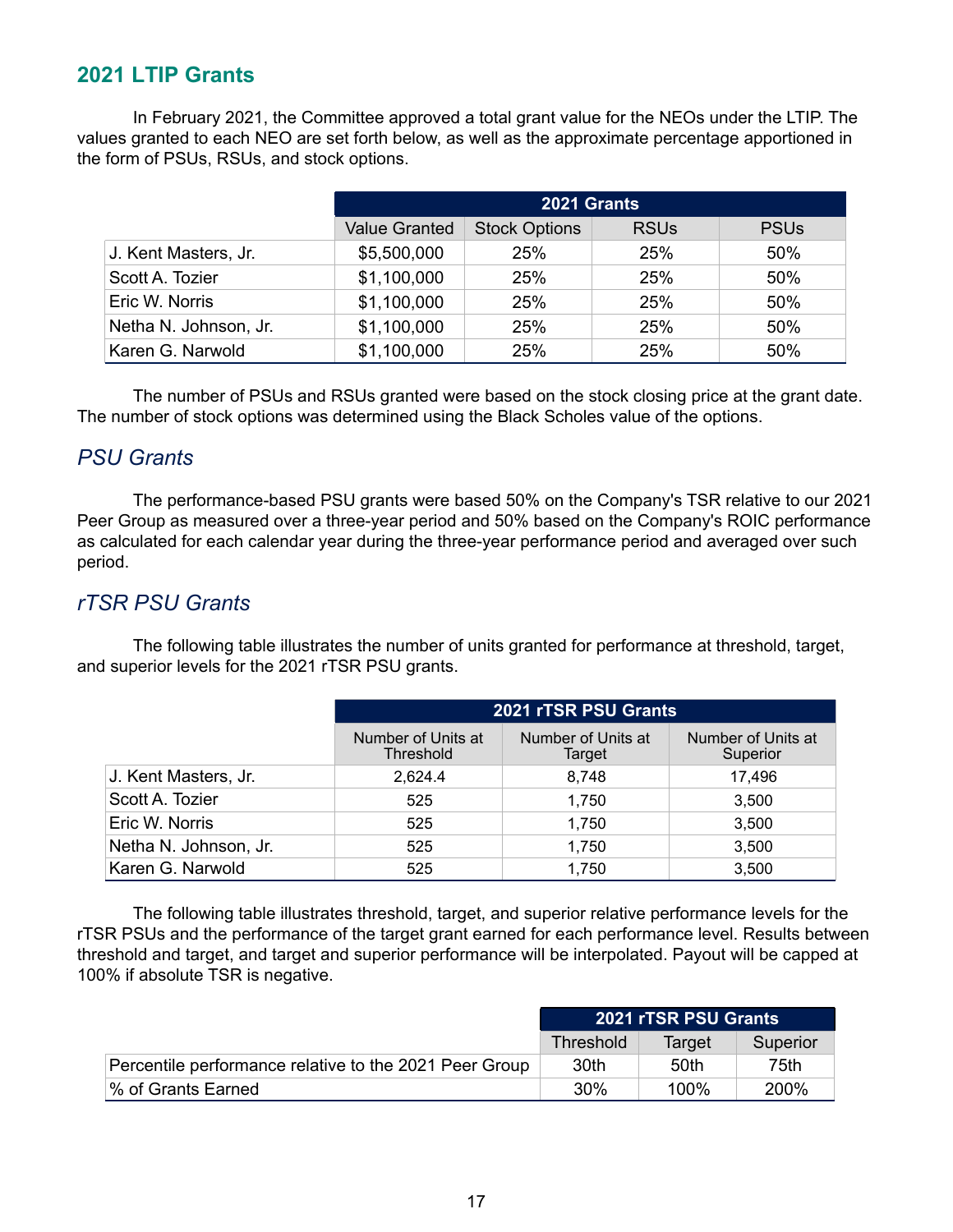## 2021 LTIP Grants

In February 2021, the Committee approved a total grant value for the NEOs under the LTIP. The values granted to each NEO are set forth below, as well as the approximate percentage apportioned in the form of PSUs, RSUs, and stock options.

| | 2021 Grants | | | |
|---|---|---|---|---|
| | Value Granted | Stock Options | RSUs | PSUs |
| J. Kent Masters, Jr. | $5,500,000 | 25% | 25% | 50% |
| Scott A. Tozier | $1,100,000 | 25% | 25% | 50% |
| Eric W. Norris | $1,100,000 | 25% | 25% | 50% |
| Netha N. Johnson, Jr. | $1,100,000 | 25% | 25% | 50% |
| Karen G. Narwold | $1,100,000 | 25% | 25% | 50% |

The number of PSUs and RSUs granted were based on the stock closing price at the grant date. The number of stock options was determined using the Black Scholes value of the options.

### *PSU Grants*

The performance-based PSU grants were based 50% on the Company's TSR relative to our 2021 Peer Group as measured over a three-year period and 50% based on the Company's ROIC performance as calculated for each calendar year during the three-year performance period and averaged over such period.

### *rTSR PSU Grants*

The following table illustrates the number of units granted for performance at threshold, target, and superior levels for the 2021 rTSR PSU grants.

| | 2021 rTSR PSU Grants | | |
|---|---|---|---|
| | Number of Units at Threshold | Number of Units at Target | Number of Units at Superior |
| J. Kent Masters, Jr. | 2,624.4 | 8,748 | 17,496 |
| Scott A. Tozier | 525 | 1,750 | 3,500 |
| Eric W. Norris | 525 | 1,750 | 3,500 |
| Netha N. Johnson, Jr. | 525 | 1,750 | 3,500 |
| Karen G. Narwold | 525 | 1,750 | 3,500 |

The following table illustrates threshold, target, and superior relative performance levels for the rTSR PSUs and the performance of the target grant earned for each performance level. Results between threshold and target, and target and superior performance will be interpolated. Payout will be capped at 100% if absolute TSR is negative.

| | 2021 rTSR PSU Grants | | |
|---|---|---|---|
| | Threshold | Target | Superior |
| Percentile performance relative to the 2021 Peer Group | 30th | 50th | 75th |
| % of Grants Earned | 30% | 100% | 200% |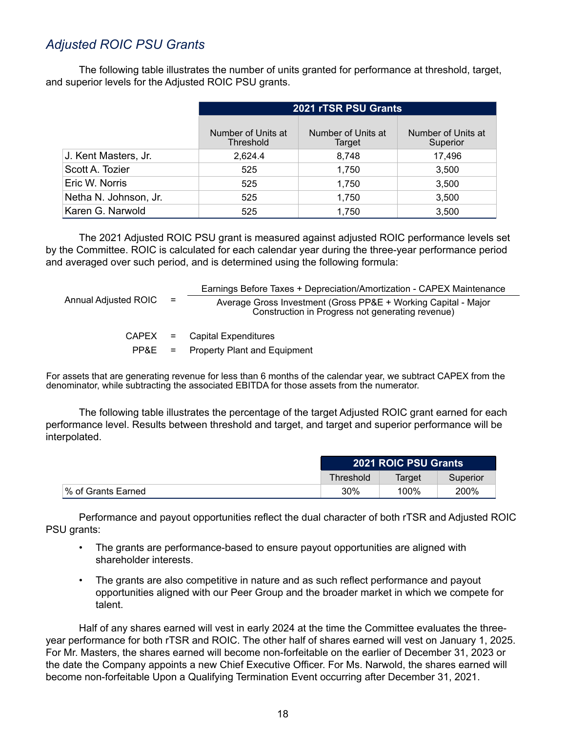### *Adjusted ROIC PSU Grants*

The following table illustrates the number of units granted for performance at threshold, target, and superior levels for the Adjusted ROIC PSU grants.

| | 2021 rTSR PSU Grants | | |
|---|---|---|---|
| | Number of Units at Threshold | Number of Units at Target | Number of Units at Superior |
| J. Kent Masters, Jr. | 2,624.4 | 8,748 | 17,496 |
| Scott A. Tozier | 525 | 1,750 | 3,500 |
| Eric W. Norris | 525 | 1,750 | 3,500 |
| Netha N. Johnson, Jr. | 525 | 1,750 | 3,500 |
| Karen G. Narwold | 525 | 1,750 | 3,500 |

The 2021 Adjusted ROIC PSU grant is measured against adjusted ROIC performance levels set by the Committee. ROIC is calculated for each calendar year during the three-year performance period and averaged over such period, and is determined using the following formula:

$$\text{Annual Adjusted ROIC} = \frac{\text{Earnings Before Taxes + Depreciation/Amortization - CAPEX Maintenance}}{\text{Average Gross Investment (Gross PP\&E + Working Capital - Major Construction in Progress not generating revenue)}}$$

CAPEX = Capital Expenditures

PP&E = Property Plant and Equipment

For assets that are generating revenue for less than 6 months of the calendar year, we subtract CAPEX from the denominator, while subtracting the associated EBITDA for those assets from the numerator.

The following table illustrates the percentage of the target Adjusted ROIC grant earned for each performance level. Results between threshold and target, and target and superior performance will be interpolated.

| | 2021 ROIC PSU Grants | | |
|---|---|---|---|
| | Threshold | Target | Superior |
| % of Grants Earned | 30% | 100% | 200% |

Performance and payout opportunities reflect the dual character of both rTSR and Adjusted ROIC PSU grants:

- The grants are performance-based to ensure payout opportunities are aligned with shareholder interests.
- The grants are also competitive in nature and as such reflect performance and payout opportunities aligned with our Peer Group and the broader market in which we compete for talent.

Half of any shares earned will vest in early 2024 at the time the Committee evaluates the three-year performance for both rTSR and ROIC. The other half of shares earned will vest on January 1, 2025. For Mr. Masters, the shares earned will become non-forfeitable on the earlier of December 31, 2023 or the date the Company appoints a new Chief Executive Officer. For Ms. Narwold, the shares earned will become non-forfeitable Upon a Qualifying Termination Event occurring after December 31, 2021.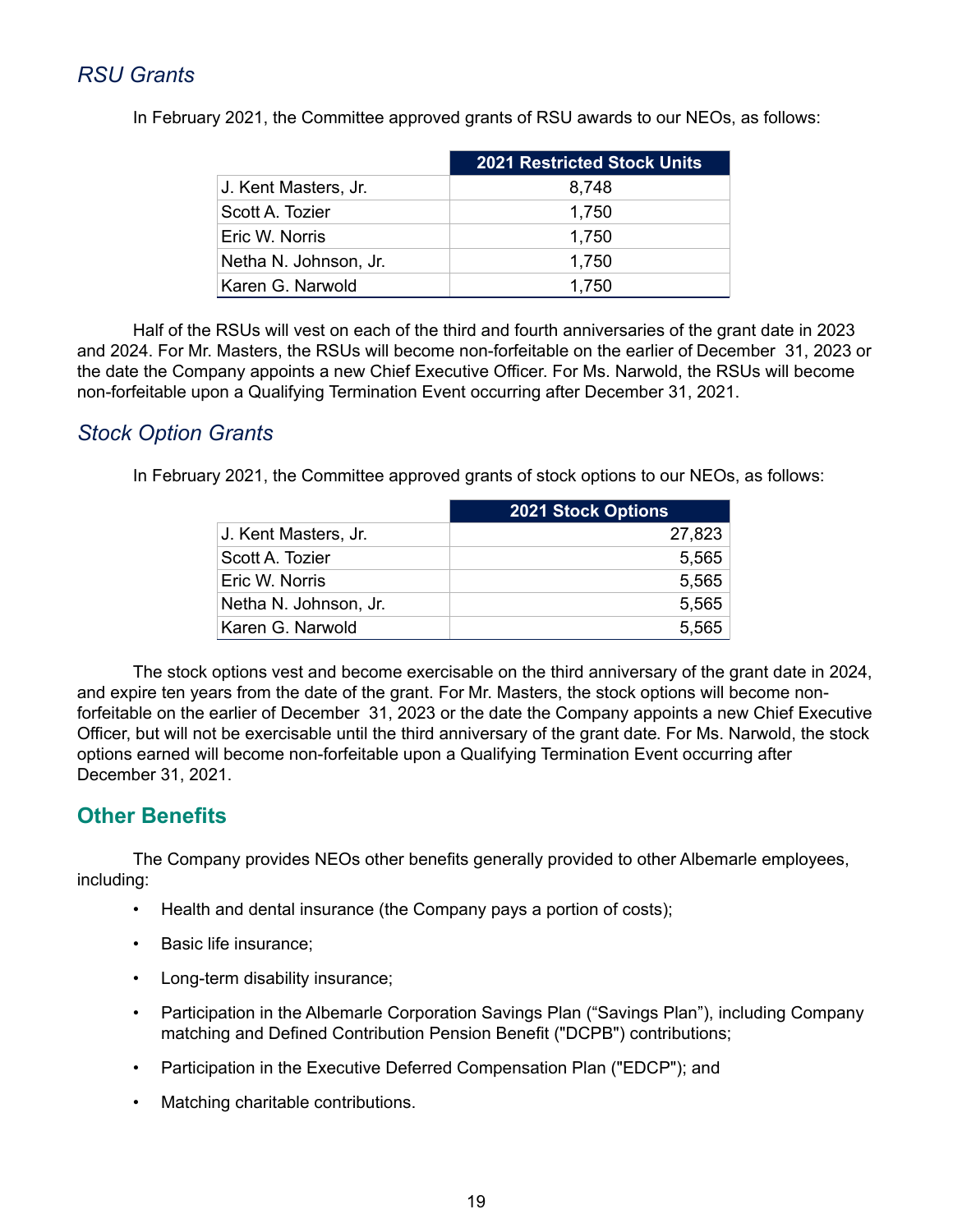### *RSU Grants*

In February 2021, the Committee approved grants of RSU awards to our NEOs, as follows:

| | 2021 Restricted Stock Units |
|---|---|
| J. Kent Masters, Jr. | 8,748 |
| Scott A. Tozier | 1,750 |
| Eric W. Norris | 1,750 |
| Netha N. Johnson, Jr. | 1,750 |
| Karen G. Narwold | 1,750 |

Half of the RSUs will vest on each of the third and fourth anniversaries of the grant date in 2023 and 2024. For Mr. Masters, the RSUs will become non-forfeitable on the earlier of December 31, 2023 or the date the Company appoints a new Chief Executive Officer. For Ms. Narwold, the RSUs will become non-forfeitable upon a Qualifying Termination Event occurring after December 31, 2021.

### *Stock Option Grants*

In February 2021, the Committee approved grants of stock options to our NEOs, as follows:

| | 2021 Stock Options |
|---|---|
| J. Kent Masters, Jr. | 27,823 |
| Scott A. Tozier | 5,565 |
| Eric W. Norris | 5,565 |
| Netha N. Johnson, Jr. | 5,565 |
| Karen G. Narwold | 5,565 |

The stock options vest and become exercisable on the third anniversary of the grant date in 2024, and expire ten years from the date of the grant. For Mr. Masters, the stock options will become non-forfeitable on the earlier of December 31, 2023 or the date the Company appoints a new Chief Executive Officer, but will not be exercisable until the third anniversary of the grant date. For Ms. Narwold, the stock options earned will become non-forfeitable upon a Qualifying Termination Event occurring after December 31, 2021.

## Other Benefits

The Company provides NEOs other benefits generally provided to other Albemarle employees, including:

- Health and dental insurance (the Company pays a portion of costs);
- Basic life insurance;
- Long-term disability insurance;
- Participation in the Albemarle Corporation Savings Plan ("Savings Plan"), including Company matching and Defined Contribution Pension Benefit ("DCPB") contributions;
- Participation in the Executive Deferred Compensation Plan ("EDCP"); and
- Matching charitable contributions.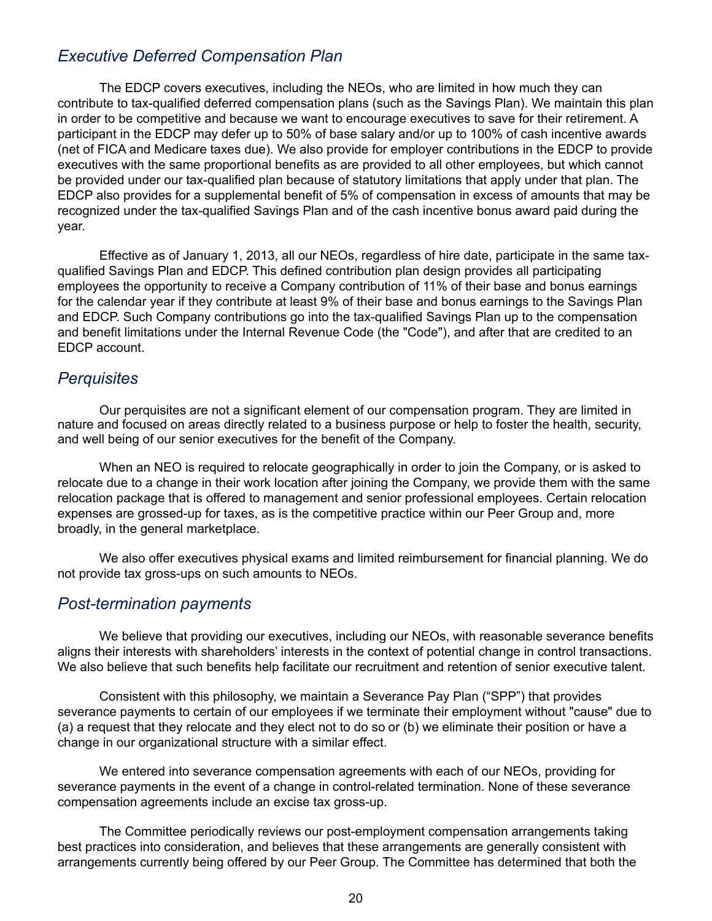### *Executive Deferred Compensation Plan*

The EDCP covers executives, including the NEOs, who are limited in how much they can contribute to tax-qualified deferred compensation plans (such as the Savings Plan). We maintain this plan in order to be competitive and because we want to encourage executives to save for their retirement. A participant in the EDCP may defer up to 50% of base salary and/or up to 100% of cash incentive awards (net of FICA and Medicare taxes due). We also provide for employer contributions in the EDCP to provide executives with the same proportional benefits as are provided to all other employees, but which cannot be provided under our tax-qualified plan because of statutory limitations that apply under that plan. The EDCP also provides for a supplemental benefit of 5% of compensation in excess of amounts that may be recognized under the tax-qualified Savings Plan and of the cash incentive bonus award paid during the year.

Effective as of January 1, 2013, all our NEOs, regardless of hire date, participate in the same tax-qualified Savings Plan and EDCP. This defined contribution plan design provides all participating employees the opportunity to receive a Company contribution of 11% of their base and bonus earnings for the calendar year if they contribute at least 9% of their base and bonus earnings to the Savings Plan and EDCP. Such Company contributions go into the tax-qualified Savings Plan up to the compensation and benefit limitations under the Internal Revenue Code (the "Code"), and after that are credited to an EDCP account.

### *Perquisites*

Our perquisites are not a significant element of our compensation program. They are limited in nature and focused on areas directly related to a business purpose or help to foster the health, security, and well being of our senior executives for the benefit of the Company.

When an NEO is required to relocate geographically in order to join the Company, or is asked to relocate due to a change in their work location after joining the Company, we provide them with the same relocation package that is offered to management and senior professional employees. Certain relocation expenses are grossed-up for taxes, as is the competitive practice within our Peer Group and, more broadly, in the general marketplace.

We also offer executives physical exams and limited reimbursement for financial planning. We do not provide tax gross-ups on such amounts to NEOs.

### *Post-termination payments*

We believe that providing our executives, including our NEOs, with reasonable severance benefits aligns their interests with shareholders' interests in the context of potential change in control transactions. We also believe that such benefits help facilitate our recruitment and retention of senior executive talent.

Consistent with this philosophy, we maintain a Severance Pay Plan ("SPP") that provides severance payments to certain of our employees if we terminate their employment without "cause" due to (a) a request that they relocate and they elect not to do so or (b) we eliminate their position or have a change in our organizational structure with a similar effect.

We entered into severance compensation agreements with each of our NEOs, providing for severance payments in the event of a change in control-related termination. None of these severance compensation agreements include an excise tax gross-up.

The Committee periodically reviews our post-employment compensation arrangements taking best practices into consideration, and believes that these arrangements are generally consistent with arrangements currently being offered by our Peer Group. The Committee has determined that both the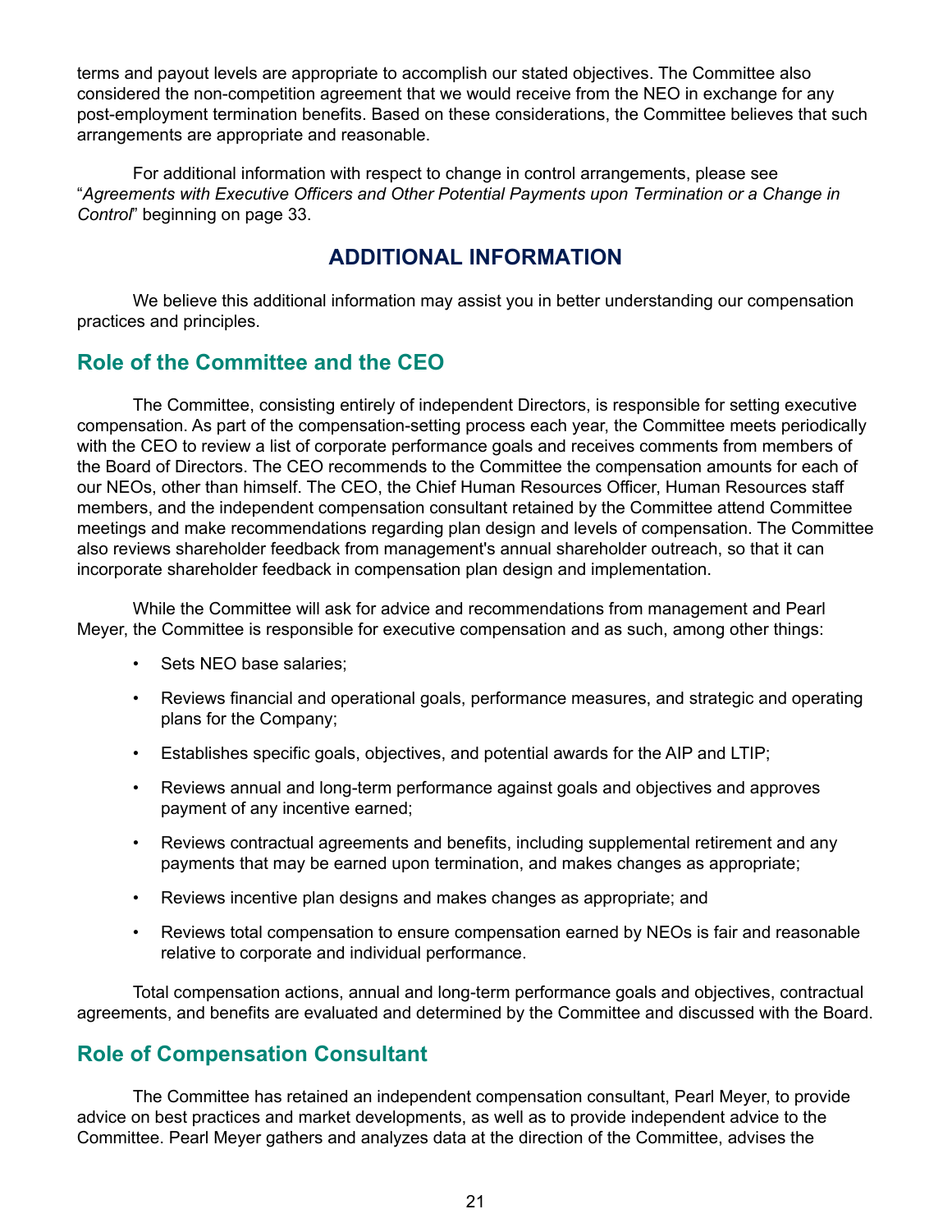terms and payout levels are appropriate to accomplish our stated objectives. The Committee also considered the non-competition agreement that we would receive from the NEO in exchange for any post-employment termination benefits. Based on these considerations, the Committee believes that such arrangements are appropriate and reasonable.

For additional information with respect to change in control arrangements, please see "*Agreements with Executive Officers and Other Potential Payments upon Termination or a Change in Control*" beginning on page 33.

# ADDITIONAL INFORMATION

We believe this additional information may assist you in better understanding our compensation practices and principles.

## Role of the Committee and the CEO

The Committee, consisting entirely of independent Directors, is responsible for setting executive compensation. As part of the compensation-setting process each year, the Committee meets periodically with the CEO to review a list of corporate performance goals and receives comments from members of the Board of Directors. The CEO recommends to the Committee the compensation amounts for each of our NEOs, other than himself. The CEO, the Chief Human Resources Officer, Human Resources staff members, and the independent compensation consultant retained by the Committee attend Committee meetings and make recommendations regarding plan design and levels of compensation. The Committee also reviews shareholder feedback from management's annual shareholder outreach, so that it can incorporate shareholder feedback in compensation plan design and implementation.

While the Committee will ask for advice and recommendations from management and Pearl Meyer, the Committee is responsible for executive compensation and as such, among other things:

- Sets NEO base salaries;
- Reviews financial and operational goals, performance measures, and strategic and operating plans for the Company;
- Establishes specific goals, objectives, and potential awards for the AIP and LTIP;
- Reviews annual and long-term performance against goals and objectives and approves payment of any incentive earned;
- Reviews contractual agreements and benefits, including supplemental retirement and any payments that may be earned upon termination, and makes changes as appropriate;
- Reviews incentive plan designs and makes changes as appropriate; and
- Reviews total compensation to ensure compensation earned by NEOs is fair and reasonable relative to corporate and individual performance.

Total compensation actions, annual and long-term performance goals and objectives, contractual agreements, and benefits are evaluated and determined by the Committee and discussed with the Board.

## Role of Compensation Consultant

The Committee has retained an independent compensation consultant, Pearl Meyer, to provide advice on best practices and market developments, as well as to provide independent advice to the Committee. Pearl Meyer gathers and analyzes data at the direction of the Committee, advises the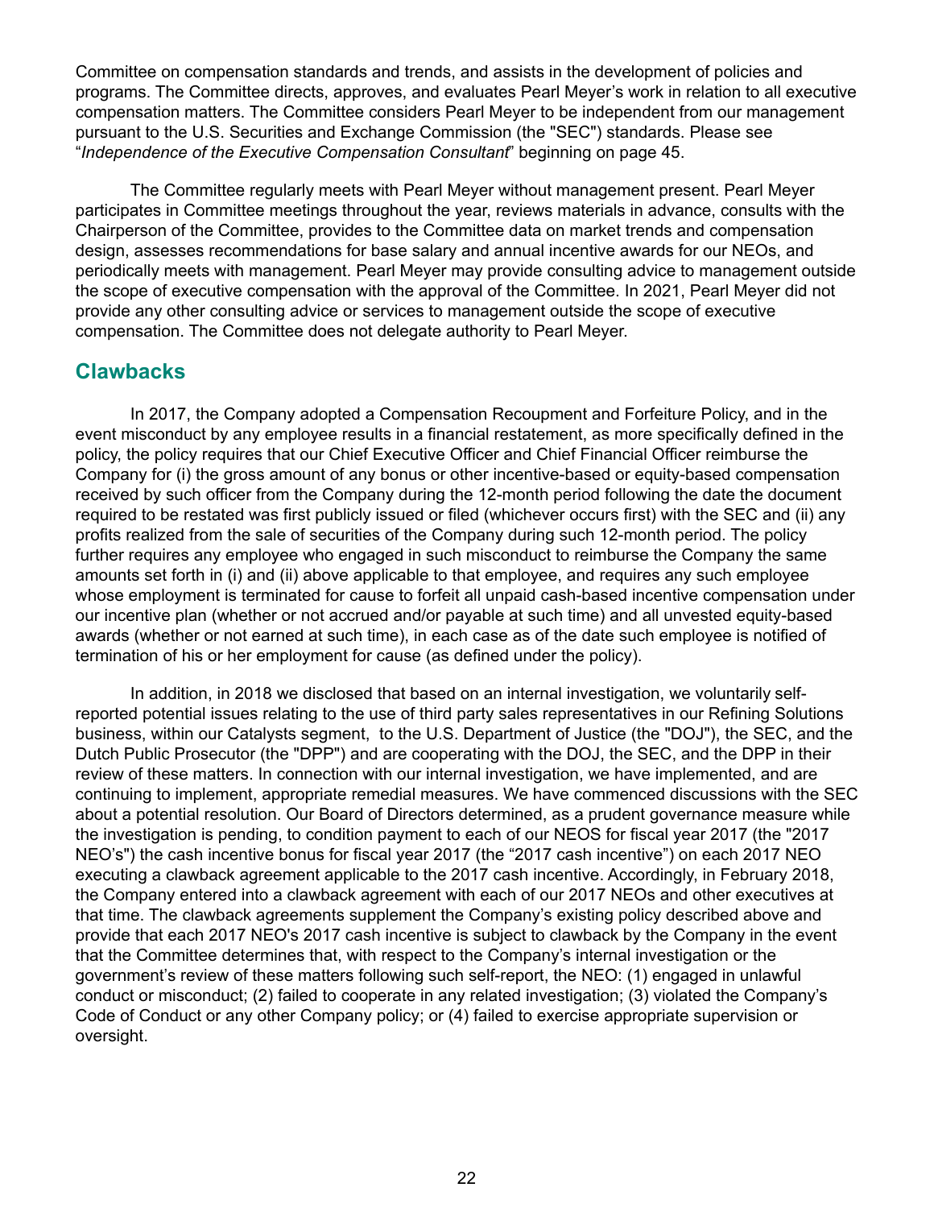Committee on compensation standards and trends, and assists in the development of policies and programs. The Committee directs, approves, and evaluates Pearl Meyer's work in relation to all executive compensation matters. The Committee considers Pearl Meyer to be independent from our management pursuant to the U.S. Securities and Exchange Commission (the "SEC") standards. Please see "*Independence of the Executive Compensation Consultant*" beginning on page 45.

The Committee regularly meets with Pearl Meyer without management present. Pearl Meyer participates in Committee meetings throughout the year, reviews materials in advance, consults with the Chairperson of the Committee, provides to the Committee data on market trends and compensation design, assesses recommendations for base salary and annual incentive awards for our NEOs, and periodically meets with management. Pearl Meyer may provide consulting advice to management outside the scope of executive compensation with the approval of the Committee. In 2021, Pearl Meyer did not provide any other consulting advice or services to management outside the scope of executive compensation. The Committee does not delegate authority to Pearl Meyer.

## Clawbacks

In 2017, the Company adopted a Compensation Recoupment and Forfeiture Policy, and in the event misconduct by any employee results in a financial restatement, as more specifically defined in the policy, the policy requires that our Chief Executive Officer and Chief Financial Officer reimburse the Company for (i) the gross amount of any bonus or other incentive-based or equity-based compensation received by such officer from the Company during the 12-month period following the date the document required to be restated was first publicly issued or filed (whichever occurs first) with the SEC and (ii) any profits realized from the sale of securities of the Company during such 12-month period. The policy further requires any employee who engaged in such misconduct to reimburse the Company the same amounts set forth in (i) and (ii) above applicable to that employee, and requires any such employee whose employment is terminated for cause to forfeit all unpaid cash-based incentive compensation under our incentive plan (whether or not accrued and/or payable at such time) and all unvested equity-based awards (whether or not earned at such time), in each case as of the date such employee is notified of termination of his or her employment for cause (as defined under the policy).

In addition, in 2018 we disclosed that based on an internal investigation, we voluntarily self-reported potential issues relating to the use of third party sales representatives in our Refining Solutions business, within our Catalysts segment, to the U.S. Department of Justice (the "DOJ"), the SEC, and the Dutch Public Prosecutor (the "DPP") and are cooperating with the DOJ, the SEC, and the DPP in their review of these matters. In connection with our internal investigation, we have implemented, and are continuing to implement, appropriate remedial measures. We have commenced discussions with the SEC about a potential resolution. Our Board of Directors determined, as a prudent governance measure while the investigation is pending, to condition payment to each of our NEOS for fiscal year 2017 (the "2017 NEO's") the cash incentive bonus for fiscal year 2017 (the "2017 cash incentive") on each 2017 NEO executing a clawback agreement applicable to the 2017 cash incentive. Accordingly, in February 2018, the Company entered into a clawback agreement with each of our 2017 NEOs and other executives at that time. The clawback agreements supplement the Company's existing policy described above and provide that each 2017 NEO's 2017 cash incentive is subject to clawback by the Company in the event that the Committee determines that, with respect to the Company's internal investigation or the government's review of these matters following such self-report, the NEO: (1) engaged in unlawful conduct or misconduct; (2) failed to cooperate in any related investigation; (3) violated the Company's Code of Conduct or any other Company policy; or (4) failed to exercise appropriate supervision or oversight.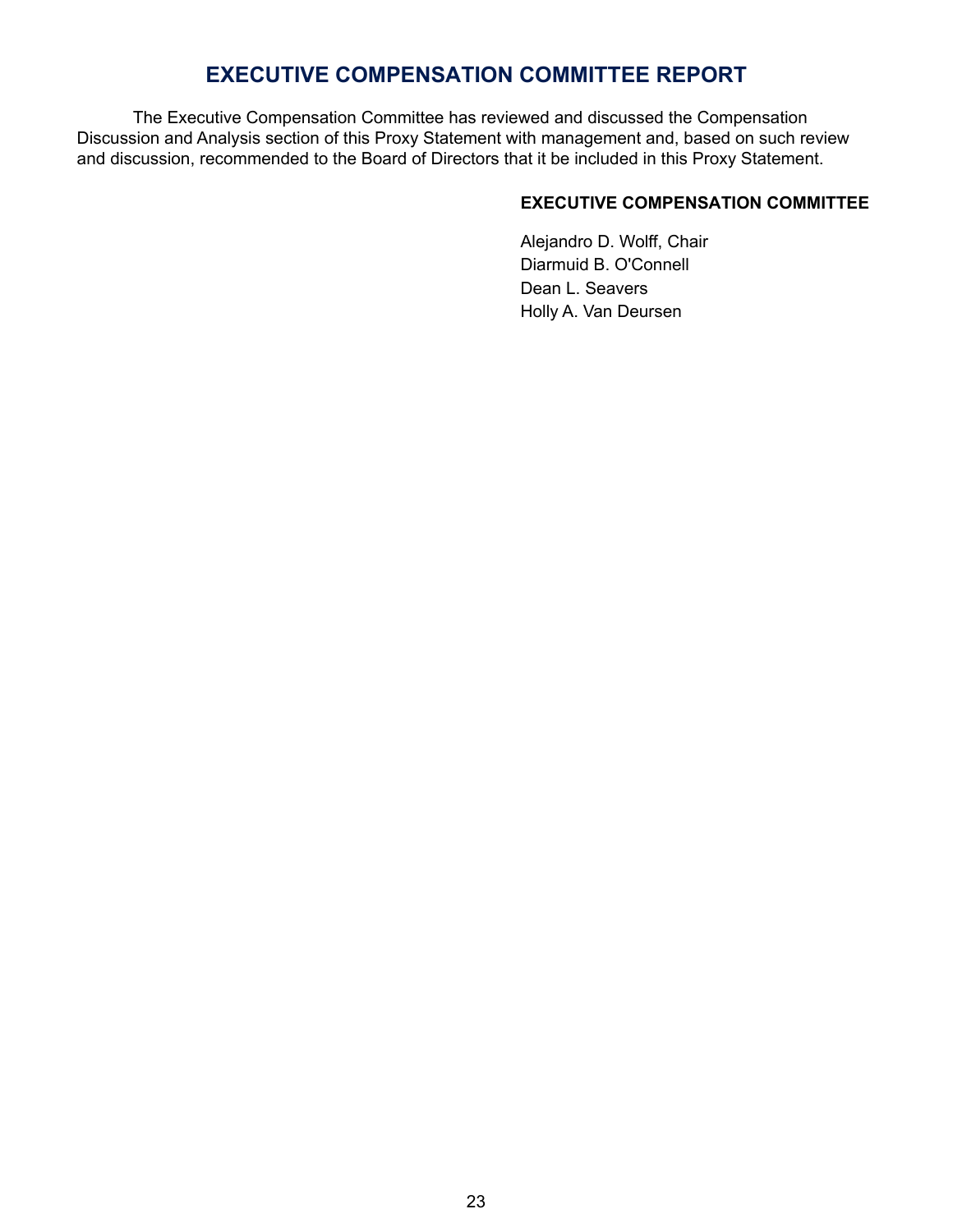# EXECUTIVE COMPENSATION COMMITTEE REPORT

The Executive Compensation Committee has reviewed and discussed the Compensation Discussion and Analysis section of this Proxy Statement with management and, based on such review and discussion, recommended to the Board of Directors that it be included in this Proxy Statement.

**EXECUTIVE COMPENSATION COMMITTEE**

Alejandro D. Wolff, Chair
Diarmuid B. O'Connell
Dean L. Seavers
Holly A. Van Deursen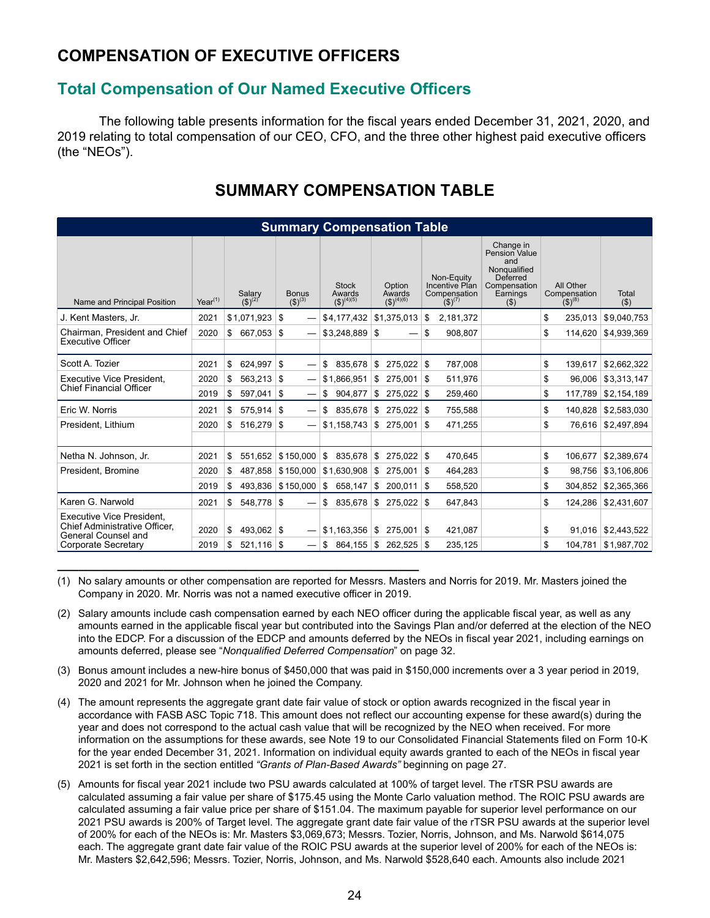# COMPENSATION OF EXECUTIVE OFFICERS

## Total Compensation of Our Named Executive Officers

The following table presents information for the fiscal years ended December 31, 2021, 2020, and 2019 relating to total compensation of our CEO, CFO, and the three other highest paid executive officers (the "NEOs").

## SUMMARY COMPENSATION TABLE

| Name and Principal Position | Year[(1)] | Salary ($)[(2)] | Bonus ($)[(3)] | Stock Awards ($)[(4)(5)] | Option Awards ($)[(4)(6)] | Non-Equity Incentive Plan Compensation ($)[(7)] | Change in Pension Value and Nonqualified Deferred Compensation Earnings ($) | All Other Compensation ($)[(8)] | Total ($) |
|---|---|---|---|---|---|---|---|---|---|
| J. Kent Masters, Jr. | 2021 | $1,071,923 | $ — | $4,177,432 | $1,375,013 | $ 2,181,372 | | $ 235,013 | $9,040,753 |
| Chairman, President and Chief Executive Officer | 2020 | $ 667,053 | $ — | $3,248,889 | $ — | $ 908,807 | | $ 114,620 | $4,939,369 |
| Scott A. Tozier | 2021 | $ 624,997 | $ — | $ 835,678 | $ 275,022 | $ 787,008 | | $ 139,617 | $2,662,322 |
| Executive Vice President, Chief Financial Officer | 2020 | $ 563,213 | $ — | $1,866,951 | $ 275,001 | $ 511,976 | | $ 96,006 | $3,313,147 |
| | 2019 | $ 597,041 | $ — | $ 904,877 | $ 275,022 | $ 259,460 | | $ 117,789 | $2,154,189 |
| Eric W. Norris | 2021 | $ 575,914 | $ — | $ 835,678 | $ 275,022 | $ 755,588 | | $ 140,828 | $2,583,030 |
| President, Lithium | 2020 | $ 516,279 | $ — | $1,158,743 | $ 275,001 | $ 471,255 | | $ 76,616 | $2,497,894 |
| Netha N. Johnson, Jr. | 2021 | $ 551,652 | $150,000 | $ 835,678 | $ 275,022 | $ 470,645 | | $ 106,677 | $2,389,674 |
| President, Bromine | 2020 | $ 487,858 | $150,000 | $1,630,908 | $ 275,001 | $ 464,283 | | $ 98,756 | $3,106,806 |
| | 2019 | $ 493,836 | $150,000 | $ 658,147 | $ 200,011 | $ 558,520 | | $ 304,852 | $2,365,366 |
| Karen G. Narwold | 2021 | $ 548,778 | $ — | $ 835,678 | $ 275,022 | $ 647,843 | | $ 124,286 | $2,431,607 |
| Executive Vice President, Chief Administrative Officer, General Counsel and Corporate Secretary | 2020 | $ 493,062 | $ — | $1,163,356 | $ 275,001 | $ 421,087 | | $ 91,016 | $2,443,522 |
| | 2019 | $ 521,116 | $ — | $ 864,155 | $ 262,525 | $ 235,125 | | $ 104,781 | $1,987,702 |

(1) No salary amounts or other compensation are reported for Messrs. Masters and Norris for 2019. Mr. Masters joined the Company in 2020. Mr. Norris was not a named executive officer in 2019.

(2) Salary amounts include cash compensation earned by each NEO officer during the applicable fiscal year, as well as any amounts earned in the applicable fiscal year but contributed into the Savings Plan and/or deferred at the election of the NEO into the EDCP. For a discussion of the EDCP and amounts deferred by the NEOs in fiscal year 2021, including earnings on amounts deferred, please see "*Nonqualified Deferred Compensation*" on page 32.

(3) Bonus amount includes a new-hire bonus of $450,000 that was paid in $150,000 increments over a 3 year period in 2019, 2020 and 2021 for Mr. Johnson when he joined the Company.

(4) The amount represents the aggregate grant date fair value of stock or option awards recognized in the fiscal year in accordance with FASB ASC Topic 718. This amount does not reflect our accounting expense for these award(s) during the year and does not correspond to the actual cash value that will be recognized by the NEO when received. For more information on the assumptions for these awards, see Note 19 to our Consolidated Financial Statements filed on Form 10-K for the year ended December 31, 2021. Information on individual equity awards granted to each of the NEOs in fiscal year 2021 is set forth in the section entitled *"Grants of Plan-Based Awards"* beginning on page 27.

(5) Amounts for fiscal year 2021 include two PSU awards calculated at 100% of target level. The rTSR PSU awards are calculated assuming a fair value per share of $175.45 using the Monte Carlo valuation method. The ROIC PSU awards are calculated assuming a fair value price per share of $151.04. The maximum payable for superior level performance on our 2021 PSU awards is 200% of Target level. The aggregate grant date fair value of the rTSR PSU awards at the superior level of 200% for each of the NEOs is: Mr. Masters $3,069,673; Messrs. Tozier, Norris, Johnson, and Ms. Narwold $614,075 each. The aggregate grant date fair value of the ROIC PSU awards at the superior level of 200% for each of the NEOs is: Mr. Masters $2,642,596; Messrs. Tozier, Norris, Johnson, and Ms. Narwold $528,640 each. Amounts also include 2021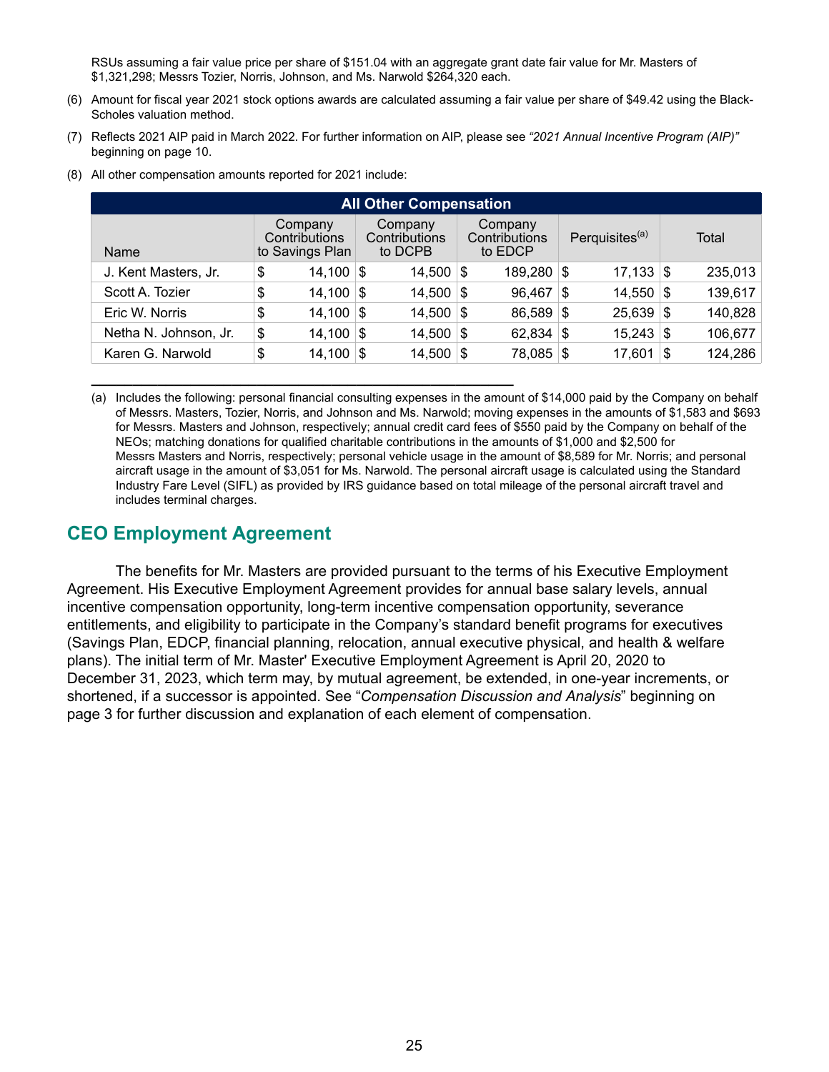RSUs assuming a fair value price per share of $151.04 with an aggregate grant date fair value for Mr. Masters of $1,321,298; Messrs Tozier, Norris, Johnson, and Ms. Narwold $264,320 each.

(6) Amount for fiscal year 2021 stock options awards are calculated assuming a fair value per share of $49.42 using the Black-Scholes valuation method.

(7) Reflects 2021 AIP paid in March 2022. For further information on AIP, please see *"2021 Annual Incentive Program (AIP)"* beginning on page 10.

(8) All other compensation amounts reported for 2021 include:

| All Other Compensation | | | | | |
|---|---|---|---|---|---|
| Name | Company Contributions to Savings Plan | Company Contributions to DCPB | Company Contributions to EDCP | Perquisites[(a)] | Total |
| J. Kent Masters, Jr. | $ 14,100 | $ 14,500 | $ 189,280 | $ 17,133 | $ 235,013 |
| Scott A. Tozier | $ 14,100 | $ 14,500 | $ 96,467 | $ 14,550 | $ 139,617 |
| Eric W. Norris | $ 14,100 | $ 14,500 | $ 86,589 | $ 25,639 | $ 140,828 |
| Netha N. Johnson, Jr. | $ 14,100 | $ 14,500 | $ 62,834 | $ 15,243 | $ 106,677 |
| Karen G. Narwold | $ 14,100 | $ 14,500 | $ 78,085 | $ 17,601 | $ 124,286 |

(a) Includes the following: personal financial consulting expenses in the amount of $14,000 paid by the Company on behalf of Messrs. Masters, Tozier, Norris, and Johnson and Ms. Narwold; moving expenses in the amounts of $1,583 and $693 for Messrs. Masters and Johnson, respectively; annual credit card fees of $550 paid by the Company on behalf of the NEOs; matching donations for qualified charitable contributions in the amounts of $1,000 and $2,500 for Messrs Masters and Norris, respectively; personal vehicle usage in the amount of $8,589 for Mr. Norris; and personal aircraft usage in the amount of $3,051 for Ms. Narwold. The personal aircraft usage is calculated using the Standard Industry Fare Level (SIFL) as provided by IRS guidance based on total mileage of the personal aircraft travel and includes terminal charges.

## CEO Employment Agreement

The benefits for Mr. Masters are provided pursuant to the terms of his Executive Employment Agreement. His Executive Employment Agreement provides for annual base salary levels, annual incentive compensation opportunity, long-term incentive compensation opportunity, severance entitlements, and eligibility to participate in the Company's standard benefit programs for executives (Savings Plan, EDCP, financial planning, relocation, annual executive physical, and health & welfare plans). The initial term of Mr. Master' Executive Employment Agreement is April 20, 2020 to December 31, 2023, which term may, by mutual agreement, be extended, in one-year increments, or shortened, if a successor is appointed. See "*Compensation Discussion and Analysis*" beginning on page 3 for further discussion and explanation of each element of compensation.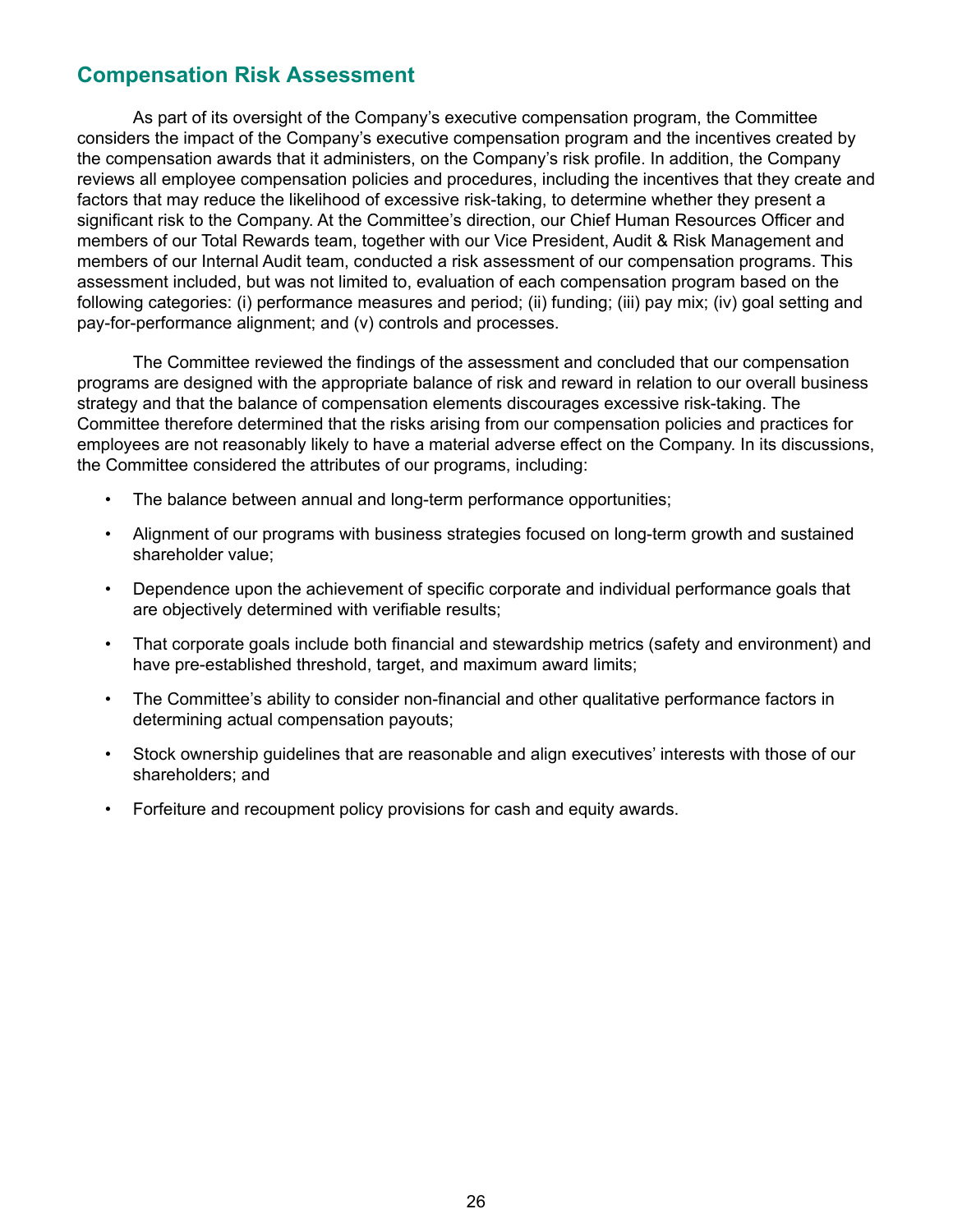## Compensation Risk Assessment

As part of its oversight of the Company's executive compensation program, the Committee considers the impact of the Company's executive compensation program and the incentives created by the compensation awards that it administers, on the Company's risk profile. In addition, the Company reviews all employee compensation policies and procedures, including the incentives that they create and factors that may reduce the likelihood of excessive risk-taking, to determine whether they present a significant risk to the Company. At the Committee's direction, our Chief Human Resources Officer and members of our Total Rewards team, together with our Vice President, Audit & Risk Management and members of our Internal Audit team, conducted a risk assessment of our compensation programs. This assessment included, but was not limited to, evaluation of each compensation program based on the following categories: (i) performance measures and period; (ii) funding; (iii) pay mix; (iv) goal setting and pay-for-performance alignment; and (v) controls and processes.

The Committee reviewed the findings of the assessment and concluded that our compensation programs are designed with the appropriate balance of risk and reward in relation to our overall business strategy and that the balance of compensation elements discourages excessive risk-taking. The Committee therefore determined that the risks arising from our compensation policies and practices for employees are not reasonably likely to have a material adverse effect on the Company. In its discussions, the Committee considered the attributes of our programs, including:

- The balance between annual and long-term performance opportunities;
- Alignment of our programs with business strategies focused on long-term growth and sustained shareholder value;
- Dependence upon the achievement of specific corporate and individual performance goals that are objectively determined with verifiable results;
- That corporate goals include both financial and stewardship metrics (safety and environment) and have pre-established threshold, target, and maximum award limits;
- The Committee's ability to consider non-financial and other qualitative performance factors in determining actual compensation payouts;
- Stock ownership guidelines that are reasonable and align executives' interests with those of our shareholders; and
- Forfeiture and recoupment policy provisions for cash and equity awards.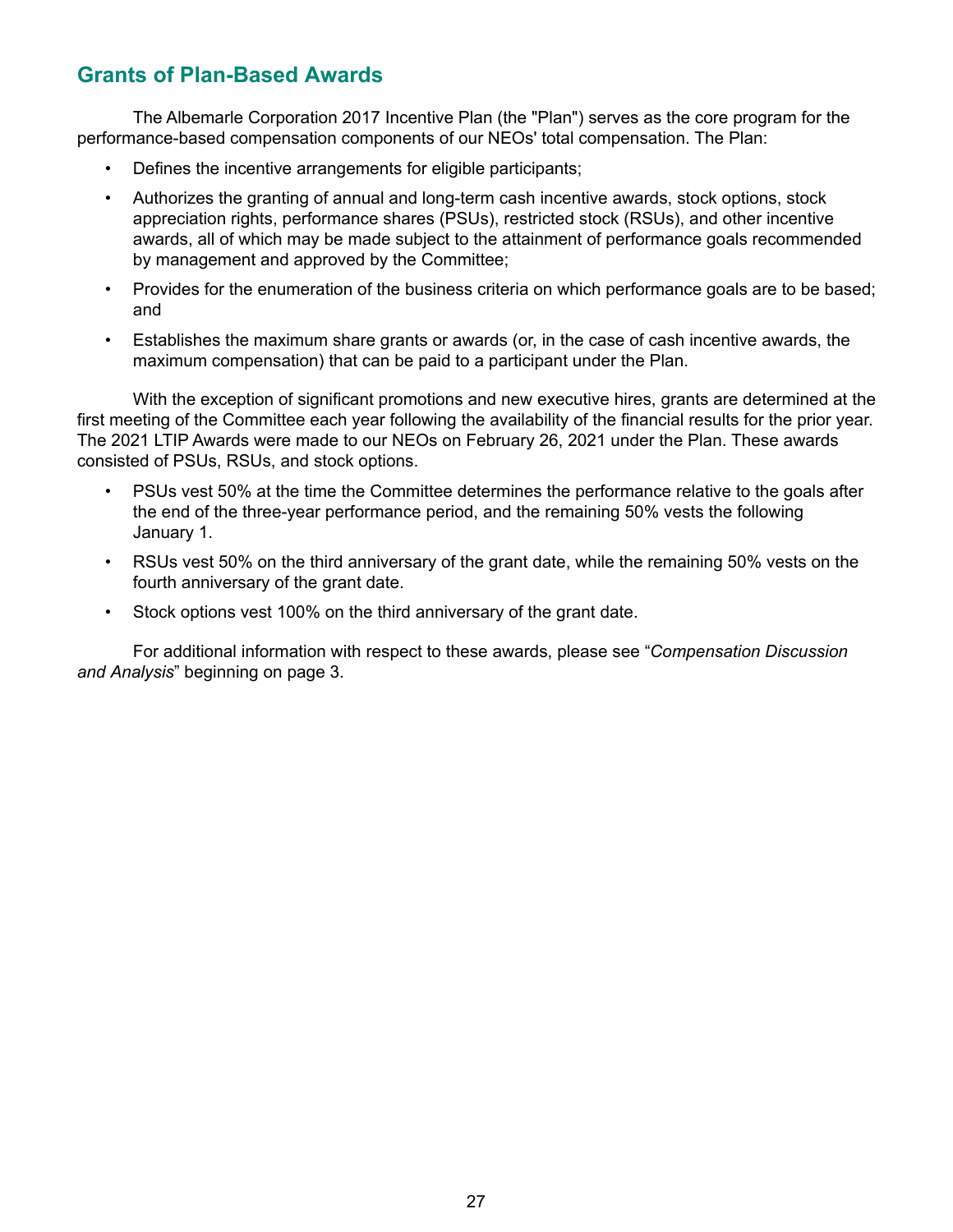## Grants of Plan-Based Awards

The Albemarle Corporation 2017 Incentive Plan (the "Plan") serves as the core program for the performance-based compensation components of our NEOs' total compensation. The Plan:

- Defines the incentive arrangements for eligible participants;
- Authorizes the granting of annual and long-term cash incentive awards, stock options, stock appreciation rights, performance shares (PSUs), restricted stock (RSUs), and other incentive awards, all of which may be made subject to the attainment of performance goals recommended by management and approved by the Committee;
- Provides for the enumeration of the business criteria on which performance goals are to be based; and
- Establishes the maximum share grants or awards (or, in the case of cash incentive awards, the maximum compensation) that can be paid to a participant under the Plan.

With the exception of significant promotions and new executive hires, grants are determined at the first meeting of the Committee each year following the availability of the financial results for the prior year. The 2021 LTIP Awards were made to our NEOs on February 26, 2021 under the Plan. These awards consisted of PSUs, RSUs, and stock options.

- PSUs vest 50% at the time the Committee determines the performance relative to the goals after the end of the three-year performance period, and the remaining 50% vests the following January 1.
- RSUs vest 50% on the third anniversary of the grant date, while the remaining 50% vests on the fourth anniversary of the grant date.
- Stock options vest 100% on the third anniversary of the grant date.

For additional information with respect to these awards, please see "*Compensation Discussion and Analysis*" beginning on page 3.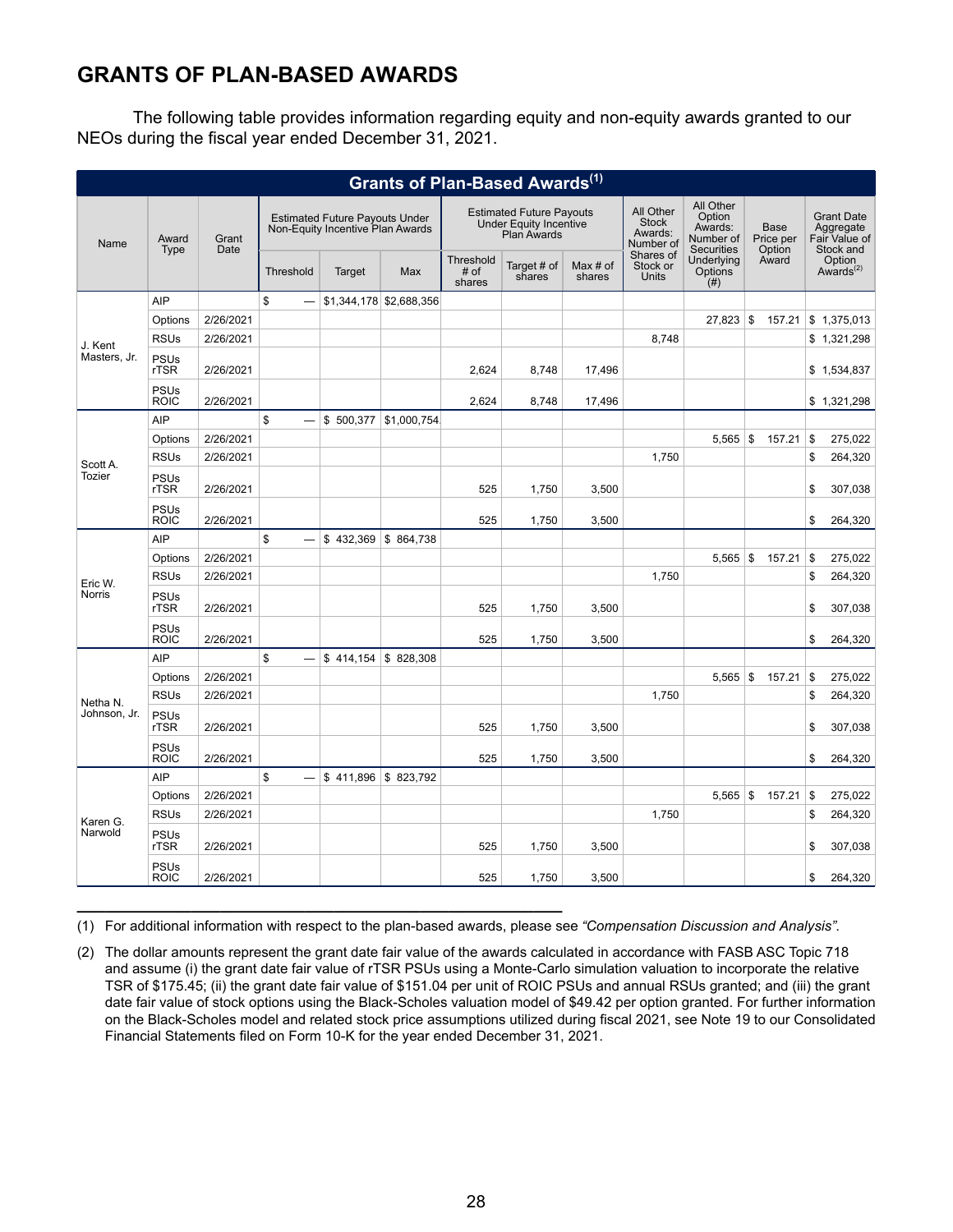## GRANTS OF PLAN-BASED AWARDS

The following table provides information regarding equity and non-equity awards granted to our NEOs during the fiscal year ended December 31, 2021.

**Grants of Plan-Based Awards(1)**

| Name | Award Type | Grant Date | Estimated Future Payouts Under Non-Equity Incentive Plan Awards | | | Estimated Future Payouts Under Equity Incentive Plan Awards | | | All Other Stock Awards: Number of Shares of Stock or Units | All Other Option Awards: Number of Securities Underlying Options (#) | Base Price per Option Award | Grant Date Aggregate Fair Value of Stock and Option Awards(2) |
|---|---|---|---|---|---|---|---|---|---|---|---|---|
| | | | Threshold | Target | Max | Threshold # of shares | Target # of shares | Max # of shares | | | | |
| J. Kent Masters, Jr. | AIP | | $ — | $1,344,178 | $2,688,356 | | | | | | | |
| | Options | 2/26/2021 | | | | | | | | 27,823 | $ 157.21 | $ 1,375,013 |
| | RSUs | 2/26/2021 | | | | | | | 8,748 | | | $ 1,321,298 |
| | PSUs rTSR | 2/26/2021 | | | | 2,624 | 8,748 | 17,496 | | | | $ 1,534,837 |
| | PSUs ROIC | 2/26/2021 | | | | 2,624 | 8,748 | 17,496 | | | | $ 1,321,298 |
| Scott A. Tozier | AIP | | $ — | $ 500,377 | $1,000,754 | | | | | | | |
| | Options | 2/26/2021 | | | | | | | | 5,565 | $ 157.21 | $ 275,022 |
| | RSUs | 2/26/2021 | | | | | | | 1,750 | | | $ 264,320 |
| | PSUs rTSR | 2/26/2021 | | | | 525 | 1,750 | 3,500 | | | | $ 307,038 |
| | PSUs ROIC | 2/26/2021 | | | | 525 | 1,750 | 3,500 | | | | $ 264,320 |
| Eric W. Norris | AIP | | $ — | $ 432,369 | $ 864,738 | | | | | | | |
| | Options | 2/26/2021 | | | | | | | | 5,565 | $ 157.21 | $ 275,022 |
| | RSUs | 2/26/2021 | | | | | | | 1,750 | | | $ 264,320 |
| | PSUs rTSR | 2/26/2021 | | | | 525 | 1,750 | 3,500 | | | | $ 307,038 |
| | PSUs ROIC | 2/26/2021 | | | | 525 | 1,750 | 3,500 | | | | $ 264,320 |
| Netha N. Johnson, Jr. | AIP | | $ — | $ 414,154 | $ 828,308 | | | | | | | |
| | Options | 2/26/2021 | | | | | | | | 5,565 | $ 157.21 | $ 275,022 |
| | RSUs | 2/26/2021 | | | | | | | 1,750 | | | $ 264,320 |
| | PSUs rTSR | 2/26/2021 | | | | 525 | 1,750 | 3,500 | | | | $ 307,038 |
| | PSUs ROIC | 2/26/2021 | | | | 525 | 1,750 | 3,500 | | | | $ 264,320 |
| Karen G. Narwold | AIP | | $ — | $ 411,896 | $ 823,792 | | | | | | | |
| | Options | 2/26/2021 | | | | | | | | 5,565 | $ 157.21 | $ 275,022 |
| | RSUs | 2/26/2021 | | | | | | | 1,750 | | | $ 264,320 |
| | PSUs rTSR | 2/26/2021 | | | | 525 | 1,750 | 3,500 | | | | $ 307,038 |
| | PSUs ROIC | 2/26/2021 | | | | 525 | 1,750 | 3,500 | | | | $ 264,320 |

(1) For additional information with respect to the plan-based awards, please see *"Compensation Discussion and Analysis"*.

(2) The dollar amounts represent the grant date fair value of the awards calculated in accordance with FASB ASC Topic 718 and assume (i) the grant date fair value of rTSR PSUs using a Monte-Carlo simulation valuation to incorporate the relative TSR of $175.45; (ii) the grant date fair value of $151.04 per unit of ROIC PSUs and annual RSUs granted; and (iii) the grant date fair value of stock options using the Black-Scholes valuation model of $49.42 per option granted. For further information on the Black-Scholes model and related stock price assumptions utilized during fiscal 2021, see Note 19 to our Consolidated Financial Statements filed on Form 10-K for the year ended December 31, 2021.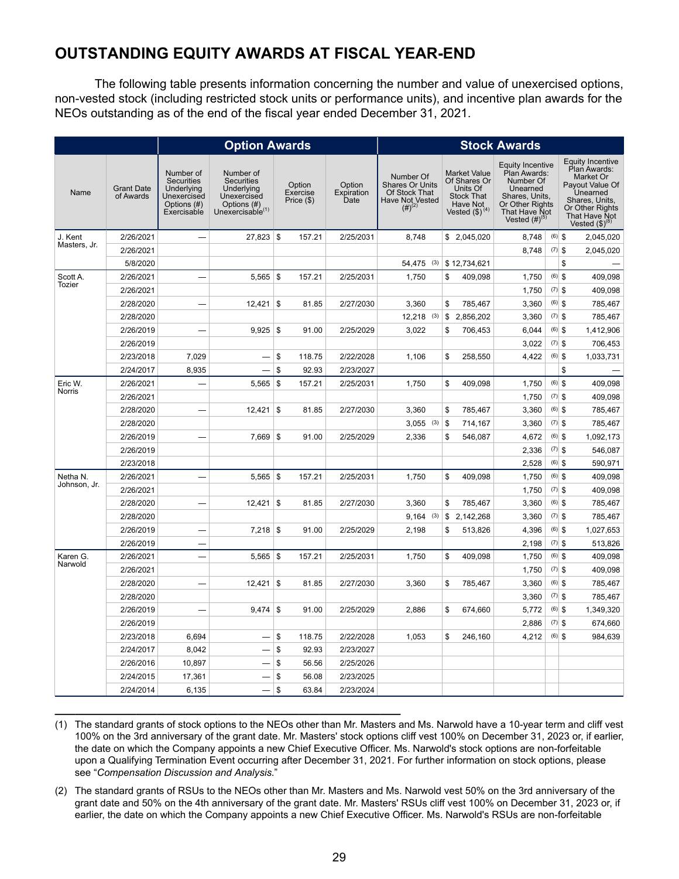## OUTSTANDING EQUITY AWARDS AT FISCAL YEAR-END

The following table presents information concerning the number and value of unexercised options, non-vested stock (including restricted stock units or performance units), and incentive plan awards for the NEOs outstanding as of the end of the fiscal year ended December 31, 2021.

| | | Option Awards | | | | Stock Awards | | | |
|---|---|---|---|---|---|---|---|---|---|
| Name | Grant Date of Awards | Number of Securities Underlying Unexercised Options (#) Exercisable | Number of Securities Underlying Unexercised Options (#) Unexercisable[(1)] | Option Exercise Price ($) | Option Expiration Date | Number Of Shares Or Units Of Stock That Have Not Vested (#)[(2)] | Market Value Of Shares Or Units Of Stock That Have Not Vested ($)[(4)] | Equity Incentive Plan Awards: Number Of Unearned Shares, Units, Or Other Rights That Have Not Vested (#)[(5)] | Equity Incentive Plan Awards: Market Or Payout Value Of Unearned Shares, Units, Or Other Rights That Have Not Vested ($)[(8)] |
| J. Kent Masters, Jr. | 2/26/2021 | — | 27,823 | $ 157.21 | 2/25/2031 | 8,748 | $ 2,045,020 | 8,748 [(6)] | $ 2,045,020 |
| | 2/26/2021 | | | | | | | 8,748 [(7)] | $ 2,045,020 |
| | 5/8/2020 | | | | | 54,475 [(3)] | $ 12,734,621 | | $ — |
| Scott A. Tozier | 2/26/2021 | — | 5,565 | $ 157.21 | 2/25/2031 | 1,750 | $ 409,098 | 1,750 [(6)] | $ 409,098 |
| | 2/26/2021 | | | | | | | 1,750 [(7)] | $ 409,098 |
| | 2/28/2020 | — | 12,421 | $ 81.85 | 2/27/2030 | 3,360 | $ 785,467 | 3,360 [(6)] | $ 785,467 |
| | 2/28/2020 | | | | | 12,218 [(3)] | $ 2,856,202 | 3,360 [(7)] | $ 785,467 |
| | 2/26/2019 | — | 9,925 | $ 91.00 | 2/25/2029 | 3,022 | $ 706,453 | 6,044 [(6)] | $ 1,412,906 |
| | 2/26/2019 | | | | | | | 3,022 [(7)] | $ 706,453 |
| | 2/23/2018 | 7,029 | — | $ 118.75 | 2/22/2028 | 1,106 | $ 258,550 | 4,422 [(6)] | $ 1,033,731 |
| | 2/24/2017 | 8,935 | — | $ 92.93 | 2/23/2027 | | | | $ — |
| Eric W. Norris | 2/26/2021 | — | 5,565 | $ 157.21 | 2/25/2031 | 1,750 | $ 409,098 | 1,750 [(6)] | $ 409,098 |
| | 2/26/2021 | | | | | | | 1,750 [(7)] | $ 409,098 |
| | 2/28/2020 | — | 12,421 | $ 81.85 | 2/27/2030 | 3,360 | $ 785,467 | 3,360 [(6)] | $ 785,467 |
| | 2/28/2020 | | | | | 3,055 [(3)] | $ 714,167 | 3,360 [(7)] | $ 785,467 |
| | 2/26/2019 | — | 7,669 | $ 91.00 | 2/25/2029 | 2,336 | $ 546,087 | 4,672 [(6)] | $ 1,092,173 |
| | 2/26/2019 | | | | | | | 2,336 [(7)] | $ 546,087 |
| | 2/23/2018 | | | | | | | 2,528 [(6)] | $ 590,971 |
| Netha N. Johnson, Jr. | 2/26/2021 | — | 5,565 | $ 157.21 | 2/25/2031 | 1,750 | $ 409,098 | 1,750 [(6)] | $ 409,098 |
| | 2/26/2021 | | | | | | | 1,750 [(7)] | $ 409,098 |
| | 2/28/2020 | — | 12,421 | $ 81.85 | 2/27/2030 | 3,360 | $ 785,467 | 3,360 [(6)] | $ 785,467 |
| | 2/28/2020 | | | | | 9,164 [(3)] | $ 2,142,268 | 3,360 [(7)] | $ 785,467 |
| | 2/26/2019 | — | 7,218 | $ 91.00 | 2/25/2029 | 2,198 | $ 513,826 | 4,396 [(6)] | $ 1,027,653 |
| | 2/26/2019 | — | | | | | | 2,198 [(7)] | $ 513,826 |
| Karen G. Narwold | 2/26/2021 | — | 5,565 | $ 157.21 | 2/25/2031 | 1,750 | $ 409,098 | 1,750 [(6)] | $ 409,098 |
| | 2/26/2021 | | | | | | | 1,750 [(7)] | $ 409,098 |
| | 2/28/2020 | — | 12,421 | $ 81.85 | 2/27/2030 | 3,360 | $ 785,467 | 3,360 [(6)] | $ 785,467 |
| | 2/28/2020 | | | | | | | 3,360 [(7)] | $ 785,467 |
| | 2/26/2019 | — | 9,474 | $ 91.00 | 2/25/2029 | 2,886 | $ 674,660 | 5,772 [(6)] | $ 1,349,320 |
| | 2/26/2019 | | | | | | | 2,886 [(7)] | $ 674,660 |
| | 2/23/2018 | 6,694 | — | $ 118.75 | 2/22/2028 | 1,053 | $ 246,160 | 4,212 [(6)] | $ 984,639 |
| | 2/24/2017 | 8,042 | — | $ 92.93 | 2/23/2027 | | | | |
| | 2/26/2016 | 10,897 | — | $ 56.56 | 2/25/2026 | | | | |
| | 2/24/2015 | 17,361 | — | $ 56.08 | 2/23/2025 | | | | |
| | 2/24/2014 | 6,135 | — | $ 63.84 | 2/23/2024 | | | | |

(1) The standard grants of stock options to the NEOs other than Mr. Masters and Ms. Narwold have a 10-year term and cliff vest 100% on the 3rd anniversary of the grant date. Mr. Masters' stock options cliff vest 100% on December 31, 2023 or, if earlier, the date on which the Company appoints a new Chief Executive Officer. Ms. Narwold's stock options are non-forfeitable upon a Qualifying Termination Event occurring after December 31, 2021. For further information on stock options, please see "*Compensation Discussion and Analysis.*"

(2) The standard grants of RSUs to the NEOs other than Mr. Masters and Ms. Narwold vest 50% on the 3rd anniversary of the grant date and 50% on the 4th anniversary of the grant date. Mr. Masters' RSUs cliff vest 100% on December 31, 2023 or, if earlier, the date on which the Company appoints a new Chief Executive Officer. Ms. Narwold's RSUs are non-forfeitable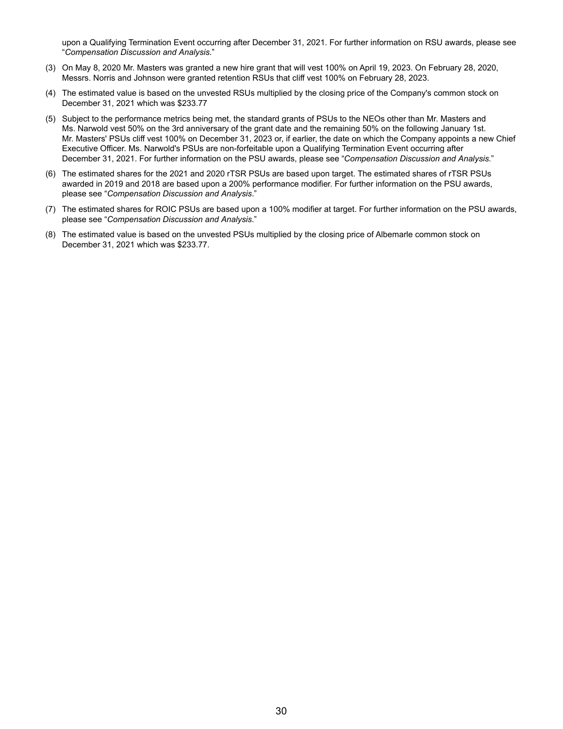upon a Qualifying Termination Event occurring after December 31, 2021. For further information on RSU awards, please see "*Compensation Discussion and Analysis.*"

(3) On May 8, 2020 Mr. Masters was granted a new hire grant that will vest 100% on April 19, 2023. On February 28, 2020, Messrs. Norris and Johnson were granted retention RSUs that cliff vest 100% on February 28, 2023.

(4) The estimated value is based on the unvested RSUs multiplied by the closing price of the Company's common stock on December 31, 2021 which was $233.77

(5) Subject to the performance metrics being met, the standard grants of PSUs to the NEOs other than Mr. Masters and Ms. Narwold vest 50% on the 3rd anniversary of the grant date and the remaining 50% on the following January 1st. Mr. Masters' PSUs cliff vest 100% on December 31, 2023 or, if earlier, the date on which the Company appoints a new Chief Executive Officer. Ms. Narwold's PSUs are non-forfeitable upon a Qualifying Termination Event occurring after December 31, 2021. For further information on the PSU awards, please see "*Compensation Discussion and Analysis.*"

(6) The estimated shares for the 2021 and 2020 rTSR PSUs are based upon target. The estimated shares of rTSR PSUs awarded in 2019 and 2018 are based upon a 200% performance modifier. For further information on the PSU awards, please see "*Compensation Discussion and Analysis.*"

(7) The estimated shares for ROIC PSUs are based upon a 100% modifier at target. For further information on the PSU awards, please see "*Compensation Discussion and Analysis.*"

(8) The estimated value is based on the unvested PSUs multiplied by the closing price of Albemarle common stock on December 31, 2021 which was $233.77.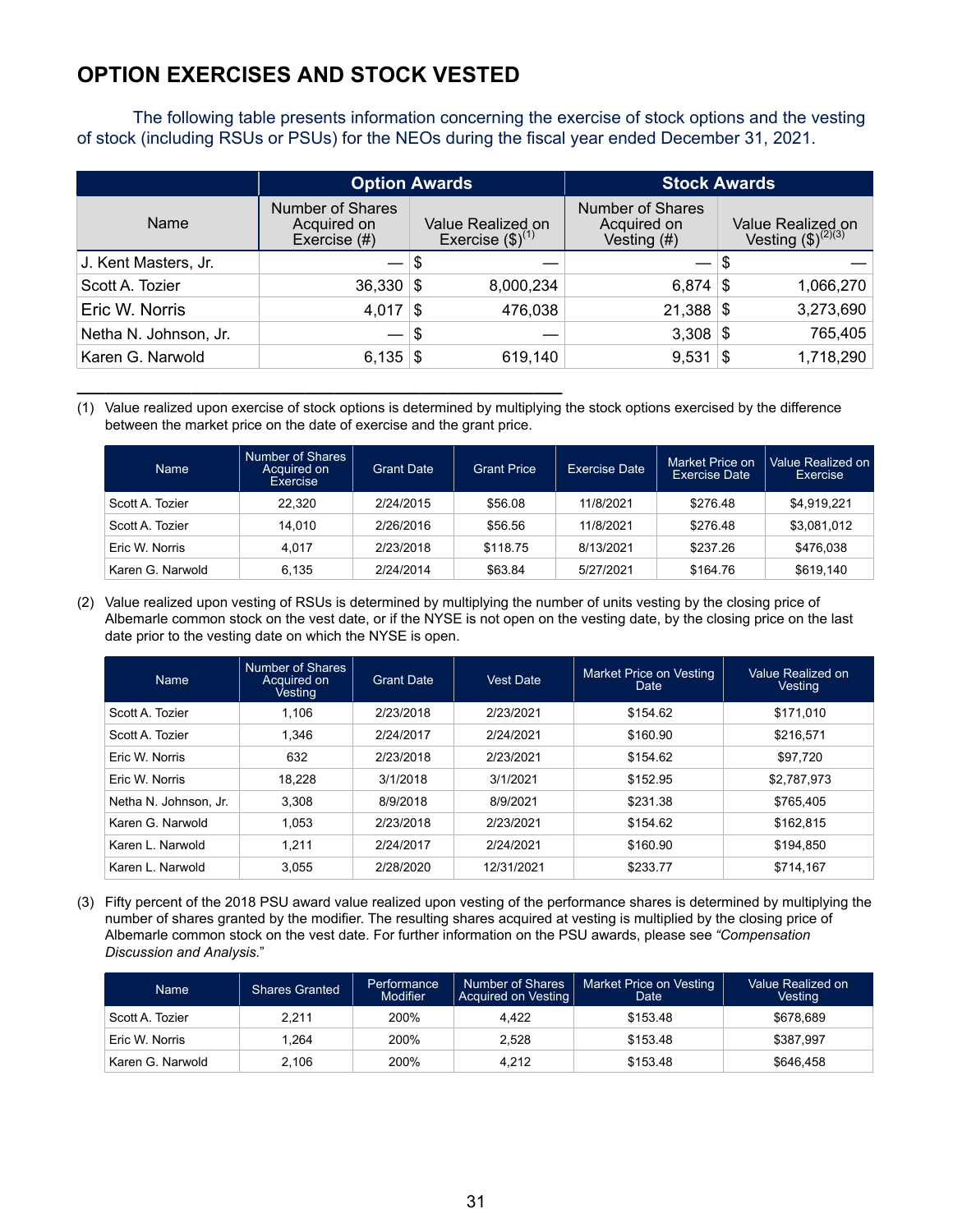## OPTION EXERCISES AND STOCK VESTED

The following table presents information concerning the exercise of stock options and the vesting of stock (including RSUs or PSUs) for the NEOs during the fiscal year ended December 31, 2021.

| Name | Option Awards | | Stock Awards | |
|---|---|---|---|---|
| | Number of Shares Acquired on Exercise (#) | Value Realized on Exercise ($)[1] | Number of Shares Acquired on Vesting (#) | Value Realized on Vesting ($)[2][3] |
| J. Kent Masters, Jr. | — | $ — | — | $ — |
| Scott A. Tozier | 36,330 | $ 8,000,234 | 6,874 | $ 1,066,270 |
| Eric W. Norris | 4,017 | $ 476,038 | 21,388 | $ 3,273,690 |
| Netha N. Johnson, Jr. | — | $ — | 3,308 | $ 765,405 |
| Karen G. Narwold | 6,135 | $ 619,140 | 9,531 | $ 1,718,290 |

(1) Value realized upon exercise of stock options is determined by multiplying the stock options exercised by the difference between the market price on the date of exercise and the grant price.

| Name | Number of Shares Acquired on Exercise | Grant Date | Grant Price | Exercise Date | Market Price on Exercise Date | Value Realized on Exercise |
|---|---|---|---|---|---|---|
| Scott A. Tozier | 22,320 | 2/24/2015 | $56.08 | 11/8/2021 | $276.48 | $4,919,221 |
| Scott A. Tozier | 14,010 | 2/26/2016 | $56.56 | 11/8/2021 | $276.48 | $3,081,012 |
| Eric W. Norris | 4,017 | 2/23/2018 | $118.75 | 8/13/2021 | $237.26 | $476,038 |
| Karen G. Narwold | 6,135 | 2/24/2014 | $63.84 | 5/27/2021 | $164.76 | $619,140 |

(2) Value realized upon vesting of RSUs is determined by multiplying the number of units vesting by the closing price of Albemarle common stock on the vest date, or if the NYSE is not open on the vesting date, by the closing price on the last date prior to the vesting date on which the NYSE is open.

| Name | Number of Shares Acquired on Vesting | Grant Date | Vest Date | Market Price on Vesting Date | Value Realized on Vesting |
|---|---|---|---|---|---|
| Scott A. Tozier | 1,106 | 2/23/2018 | 2/23/2021 | $154.62 | $171,010 |
| Scott A. Tozier | 1,346 | 2/24/2017 | 2/24/2021 | $160.90 | $216,571 |
| Eric W. Norris | 632 | 2/23/2018 | 2/23/2021 | $154.62 | $97,720 |
| Eric W. Norris | 18,228 | 3/1/2018 | 3/1/2021 | $152.95 | $2,787,973 |
| Netha N. Johnson, Jr. | 3,308 | 8/9/2018 | 8/9/2021 | $231.38 | $765,405 |
| Karen G. Narwold | 1,053 | 2/23/2018 | 2/23/2021 | $154.62 | $162,815 |
| Karen L. Narwold | 1,211 | 2/24/2017 | 2/24/2021 | $160.90 | $194,850 |
| Karen L. Narwold | 3,055 | 2/28/2020 | 12/31/2021 | $233.77 | $714,167 |

(3) Fifty percent of the 2018 PSU award value realized upon vesting of the performance shares is determined by multiplying the number of shares granted by the modifier. The resulting shares acquired at vesting is multiplied by the closing price of Albemarle common stock on the vest date. For further information on the PSU awards, please see *"Compensation Discussion and Analysis."*

| Name | Shares Granted | Performance Modifier | Number of Shares Acquired on Vesting | Market Price on Vesting Date | Value Realized on Vesting |
|---|---|---|---|---|---|
| Scott A. Tozier | 2,211 | 200% | 4,422 | $153.48 | $678,689 |
| Eric W. Norris | 1,264 | 200% | 2,528 | $153.48 | $387,997 |
| Karen G. Narwold | 2,106 | 200% | 4,212 | $153.48 | $646,458 |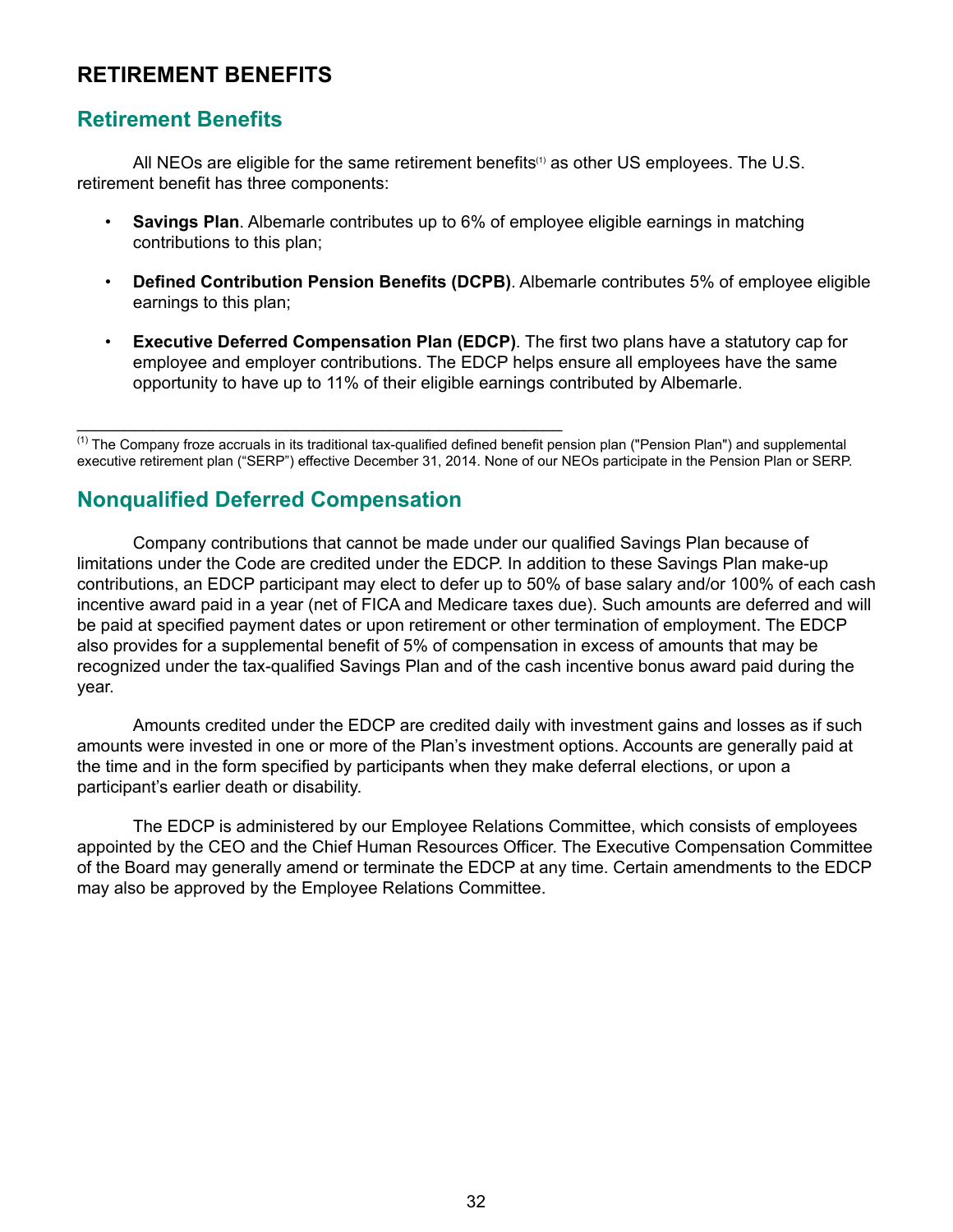# RETIREMENT BENEFITS

## Retirement Benefits

All NEOs are eligible for the same retirement benefits[1] as other US employees. The U.S. retirement benefit has three components:

- **Savings Plan**. Albemarle contributes up to 6% of employee eligible earnings in matching contributions to this plan;
- **Defined Contribution Pension Benefits (DCPB)**. Albemarle contributes 5% of employee eligible earnings to this plan;
- **Executive Deferred Compensation Plan (EDCP)**. The first two plans have a statutory cap for employee and employer contributions. The EDCP helps ensure all employees have the same opportunity to have up to 11% of their eligible earnings contributed by Albemarle.

---

[1] The Company froze accruals in its traditional tax-qualified defined benefit pension plan ("Pension Plan") and supplemental executive retirement plan ("SERP") effective December 31, 2014. None of our NEOs participate in the Pension Plan or SERP.

## Nonqualified Deferred Compensation

Company contributions that cannot be made under our qualified Savings Plan because of limitations under the Code are credited under the EDCP. In addition to these Savings Plan make-up contributions, an EDCP participant may elect to defer up to 50% of base salary and/or 100% of each cash incentive award paid in a year (net of FICA and Medicare taxes due). Such amounts are deferred and will be paid at specified payment dates or upon retirement or other termination of employment. The EDCP also provides for a supplemental benefit of 5% of compensation in excess of amounts that may be recognized under the tax-qualified Savings Plan and of the cash incentive bonus award paid during the year.

Amounts credited under the EDCP are credited daily with investment gains and losses as if such amounts were invested in one or more of the Plan's investment options. Accounts are generally paid at the time and in the form specified by participants when they make deferral elections, or upon a participant's earlier death or disability.

The EDCP is administered by our Employee Relations Committee, which consists of employees appointed by the CEO and the Chief Human Resources Officer. The Executive Compensation Committee of the Board may generally amend or terminate the EDCP at any time. Certain amendments to the EDCP may also be approved by the Employee Relations Committee.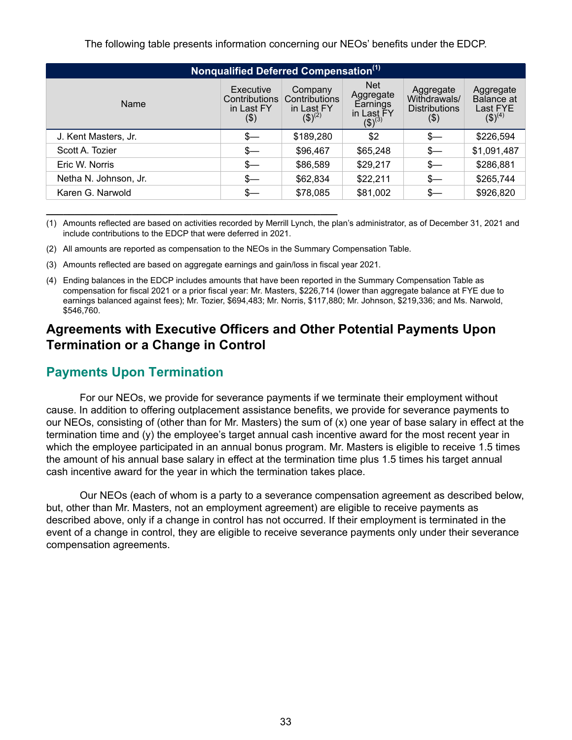The following table presents information concerning our NEOs' benefits under the EDCP.

**Nonqualified Deferred Compensation**[1]

| Name | Executive Contributions in Last FY ($) | Company Contributions in Last FY ($)[2] | Net Aggregate Earnings in Last FY ($)[3] | Aggregate Withdrawals/ Distributions ($) | Aggregate Balance at Last FYE ($)[4] |
|---|---|---|---|---|---|
| J. Kent Masters, Jr. | $— | $189,280 | $2 | $— | $226,594 |
| Scott A. Tozier | $— | $96,467 | $65,248 | $— | $1,091,487 |
| Eric W. Norris | $— | $86,589 | $29,217 | $— | $286,881 |
| Netha N. Johnson, Jr. | $— | $62,834 | $22,211 | $— | $265,744 |
| Karen G. Narwold | $— | $78,085 | $81,002 | $— | $926,820 |

(1) Amounts reflected are based on activities recorded by Merrill Lynch, the plan's administrator, as of December 31, 2021 and include contributions to the EDCP that were deferred in 2021.

(2) All amounts are reported as compensation to the NEOs in the Summary Compensation Table.

(3) Amounts reflected are based on aggregate earnings and gain/loss in fiscal year 2021.

(4) Ending balances in the EDCP includes amounts that have been reported in the Summary Compensation Table as compensation for fiscal 2021 or a prior fiscal year: Mr. Masters, $226,714 (lower than aggregate balance at FYE due to earnings balanced against fees); Mr. Tozier, $694,483; Mr. Norris, $117,880; Mr. Johnson, $219,336; and Ms. Narwold, $546,760.

## Agreements with Executive Officers and Other Potential Payments Upon Termination or a Change in Control

### Payments Upon Termination

For our NEOs, we provide for severance payments if we terminate their employment without cause. In addition to offering outplacement assistance benefits, we provide for severance payments to our NEOs, consisting of (other than for Mr. Masters) the sum of (x) one year of base salary in effect at the termination time and (y) the employee's target annual cash incentive award for the most recent year in which the employee participated in an annual bonus program. Mr. Masters is eligible to receive 1.5 times the amount of his annual base salary in effect at the termination time plus 1.5 times his target annual cash incentive award for the year in which the termination takes place.

Our NEOs (each of whom is a party to a severance compensation agreement as described below, but, other than Mr. Masters, not an employment agreement) are eligible to receive payments as described above, only if a change in control has not occurred. If their employment is terminated in the event of a change in control, they are eligible to receive severance payments only under their severance compensation agreements.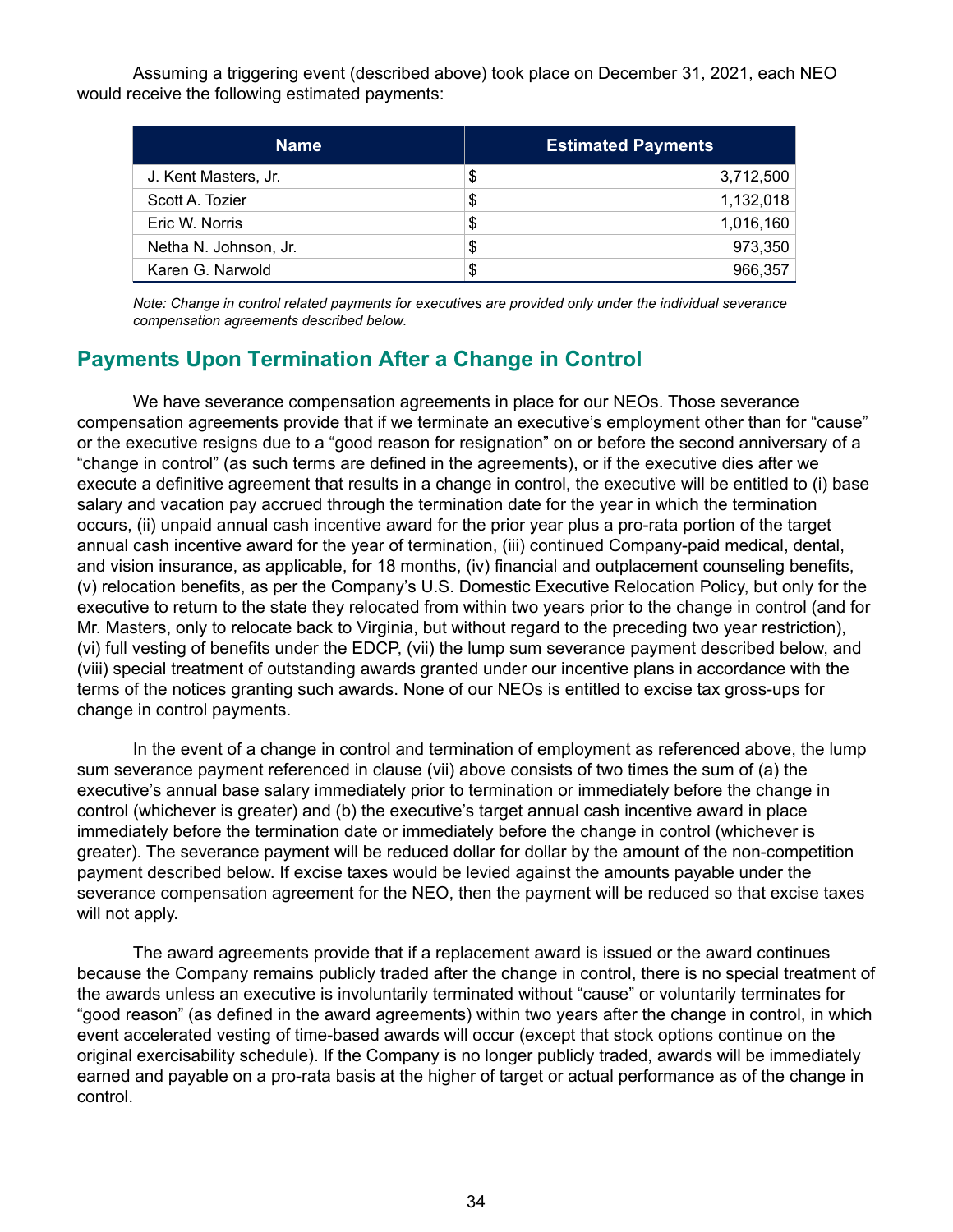Assuming a triggering event (described above) took place on December 31, 2021, each NEO would receive the following estimated payments:

| Name | Estimated Payments |
|---|---|
| J. Kent Masters, Jr. | $ 3,712,500 |
| Scott A. Tozier | $ 1,132,018 |
| Eric W. Norris | $ 1,016,160 |
| Netha N. Johnson, Jr. | $ 973,350 |
| Karen G. Narwold | $ 966,357 |

*Note: Change in control related payments for executives are provided only under the individual severance compensation agreements described below.*

## Payments Upon Termination After a Change in Control

We have severance compensation agreements in place for our NEOs. Those severance compensation agreements provide that if we terminate an executive's employment other than for "cause" or the executive resigns due to a "good reason for resignation" on or before the second anniversary of a "change in control" (as such terms are defined in the agreements), or if the executive dies after we execute a definitive agreement that results in a change in control, the executive will be entitled to (i) base salary and vacation pay accrued through the termination date for the year in which the termination occurs, (ii) unpaid annual cash incentive award for the prior year plus a pro-rata portion of the target annual cash incentive award for the year of termination, (iii) continued Company-paid medical, dental, and vision insurance, as applicable, for 18 months, (iv) financial and outplacement counseling benefits, (v) relocation benefits, as per the Company's U.S. Domestic Executive Relocation Policy, but only for the executive to return to the state they relocated from within two years prior to the change in control (and for Mr. Masters, only to relocate back to Virginia, but without regard to the preceding two year restriction), (vi) full vesting of benefits under the EDCP, (vii) the lump sum severance payment described below, and (viii) special treatment of outstanding awards granted under our incentive plans in accordance with the terms of the notices granting such awards. None of our NEOs is entitled to excise tax gross-ups for change in control payments.

In the event of a change in control and termination of employment as referenced above, the lump sum severance payment referenced in clause (vii) above consists of two times the sum of (a) the executive's annual base salary immediately prior to termination or immediately before the change in control (whichever is greater) and (b) the executive's target annual cash incentive award in place immediately before the termination date or immediately before the change in control (whichever is greater). The severance payment will be reduced dollar for dollar by the amount of the non-competition payment described below. If excise taxes would be levied against the amounts payable under the severance compensation agreement for the NEO, then the payment will be reduced so that excise taxes will not apply.

The award agreements provide that if a replacement award is issued or the award continues because the Company remains publicly traded after the change in control, there is no special treatment of the awards unless an executive is involuntarily terminated without "cause" or voluntarily terminates for "good reason" (as defined in the award agreements) within two years after the change in control, in which event accelerated vesting of time-based awards will occur (except that stock options continue on the original exercisability schedule). If the Company is no longer publicly traded, awards will be immediately earned and payable on a pro-rata basis at the higher of target or actual performance as of the change in control.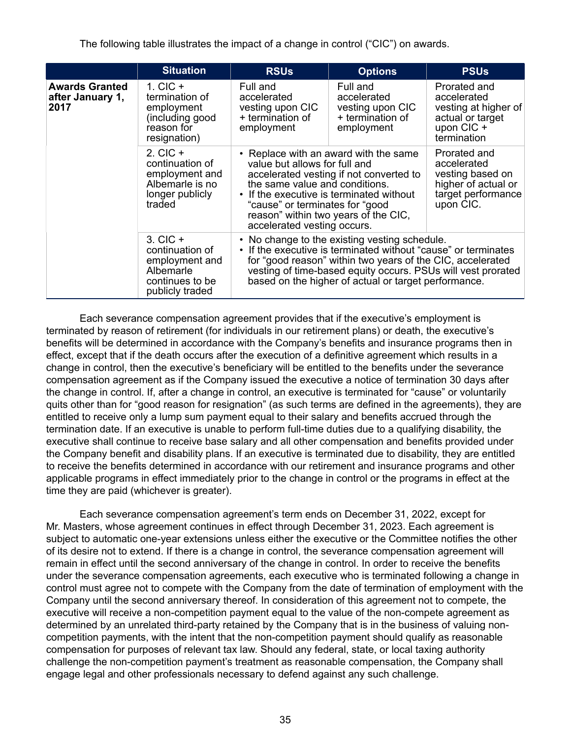The following table illustrates the impact of a change in control ("CIC") on awards.

| | Situation | RSUs | Options | PSUs |
|---|---|---|---|---|
| **Awards Granted after January 1, 2017** | 1. CIC + termination of employment (including good reason for resignation) | Full and accelerated vesting upon CIC + termination of employment | Full and accelerated vesting upon CIC + termination of employment | Prorated and accelerated vesting at higher of actual or target upon CIC + termination |
| | 2. CIC + continuation of employment and Albemarle is no longer publicly traded | • Replace with an award with the same value but allows for full and accelerated vesting if not converted to the same value and conditions.<br>• If the executive is terminated without "cause" or terminates for "good reason" within two years of the CIC, accelerated vesting occurs. | | Prorated and accelerated vesting based on higher of actual or target performance upon CIC. |
| | 3. CIC + continuation of employment and Albemarle continues to be publicly traded | • No change to the existing vesting schedule.<br>• If the executive is terminated without "cause" or terminates for "good reason" within two years of the CIC, accelerated vesting of time-based equity occurs. PSUs will vest prorated based on the higher of actual or target performance. | | |

Each severance compensation agreement provides that if the executive's employment is terminated by reason of retirement (for individuals in our retirement plans) or death, the executive's benefits will be determined in accordance with the Company's benefits and insurance programs then in effect, except that if the death occurs after the execution of a definitive agreement which results in a change in control, then the executive's beneficiary will be entitled to the benefits under the severance compensation agreement as if the Company issued the executive a notice of termination 30 days after the change in control. If, after a change in control, an executive is terminated for "cause" or voluntarily quits other than for "good reason for resignation" (as such terms are defined in the agreements), they are entitled to receive only a lump sum payment equal to their salary and benefits accrued through the termination date. If an executive is unable to perform full-time duties due to a qualifying disability, the executive shall continue to receive base salary and all other compensation and benefits provided under the Company benefit and disability plans. If an executive is terminated due to disability, they are entitled to receive the benefits determined in accordance with our retirement and insurance programs and other applicable programs in effect immediately prior to the change in control or the programs in effect at the time they are paid (whichever is greater).

Each severance compensation agreement's term ends on December 31, 2022, except for Mr. Masters, whose agreement continues in effect through December 31, 2023. Each agreement is subject to automatic one-year extensions unless either the executive or the Committee notifies the other of its desire not to extend. If there is a change in control, the severance compensation agreement will remain in effect until the second anniversary of the change in control. In order to receive the benefits under the severance compensation agreements, each executive who is terminated following a change in control must agree not to compete with the Company from the date of termination of employment with the Company until the second anniversary thereof. In consideration of this agreement not to compete, the executive will receive a non-competition payment equal to the value of the non-compete agreement as determined by an unrelated third-party retained by the Company that is in the business of valuing non-competition payments, with the intent that the non-competition payment should qualify as reasonable compensation for purposes of relevant tax law. Should any federal, state, or local taxing authority challenge the non-competition payment's treatment as reasonable compensation, the Company shall engage legal and other professionals necessary to defend against any such challenge.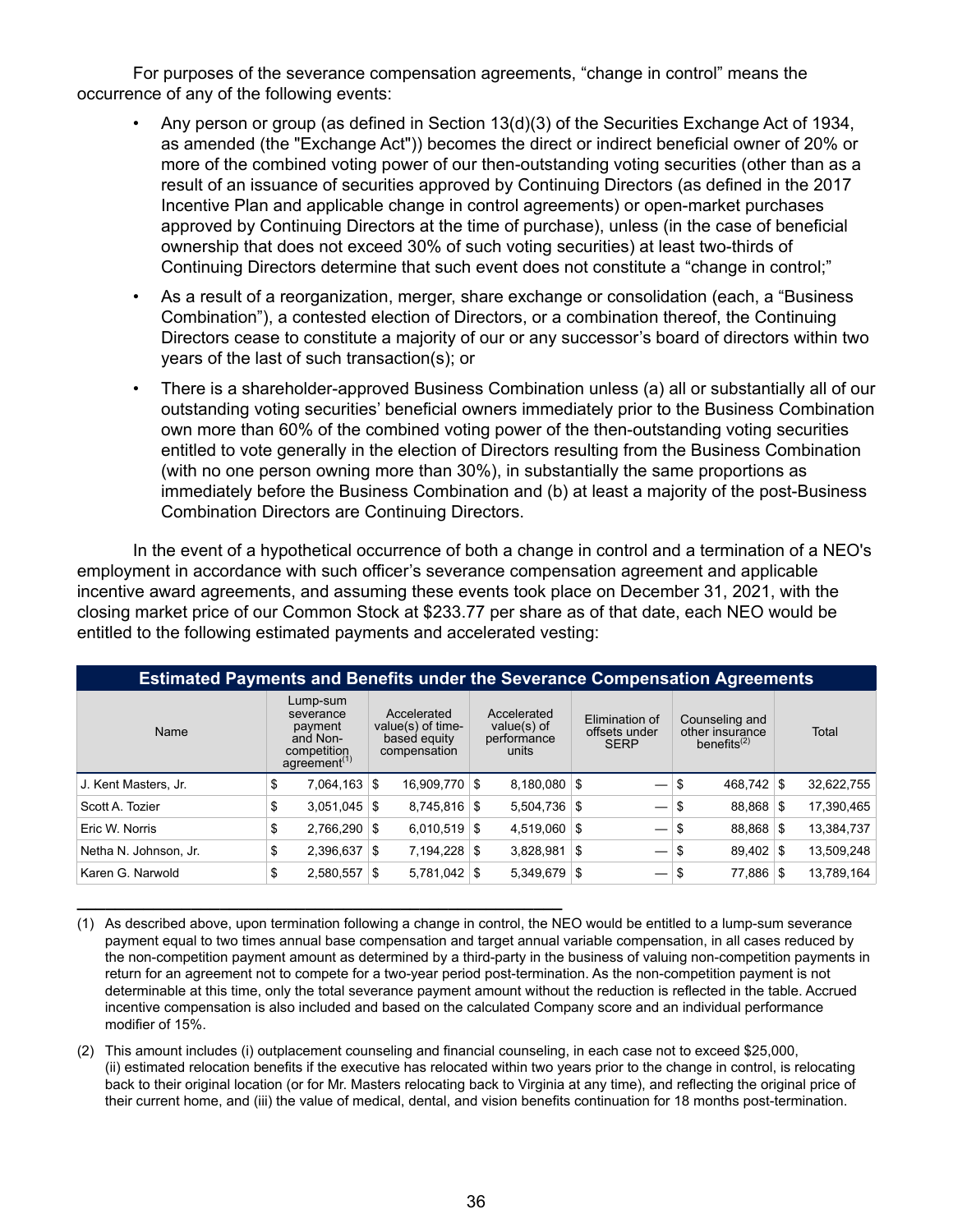For purposes of the severance compensation agreements, “change in control” means the occurrence of any of the following events:

- Any person or group (as defined in Section 13(d)(3) of the Securities Exchange Act of 1934, as amended (the "Exchange Act")) becomes the direct or indirect beneficial owner of 20% or more of the combined voting power of our then-outstanding voting securities (other than as a result of an issuance of securities approved by Continuing Directors (as defined in the 2017 Incentive Plan and applicable change in control agreements) or open-market purchases approved by Continuing Directors at the time of purchase), unless (in the case of beneficial ownership that does not exceed 30% of such voting securities) at least two-thirds of Continuing Directors determine that such event does not constitute a “change in control;”
- As a result of a reorganization, merger, share exchange or consolidation (each, a “Business Combination”), a contested election of Directors, or a combination thereof, the Continuing Directors cease to constitute a majority of our or any successor’s board of directors within two years of the last of such transaction(s); or
- There is a shareholder-approved Business Combination unless (a) all or substantially all of our outstanding voting securities’ beneficial owners immediately prior to the Business Combination own more than 60% of the combined voting power of the then-outstanding voting securities entitled to vote generally in the election of Directors resulting from the Business Combination (with no one person owning more than 30%), in substantially the same proportions as immediately before the Business Combination and (b) at least a majority of the post-Business Combination Directors are Continuing Directors.

In the event of a hypothetical occurrence of both a change in control and a termination of a NEO's employment in accordance with such officer’s severance compensation agreement and applicable incentive award agreements, and assuming these events took place on December 31, 2021, with the closing market price of our Common Stock at $233.77 per share as of that date, each NEO would be entitled to the following estimated payments and accelerated vesting:

**Estimated Payments and Benefits under the Severance Compensation Agreements**

| Name | Lump-sum severance payment and Non-competition agreement[(1)] | Accelerated value(s) of time-based equity compensation | Accelerated value(s) of performance units | Elimination of offsets under SERP | Counseling and other insurance benefits[(2)] | Total |
|---|---|---|---|---|---|---|
| J. Kent Masters, Jr. | $ 7,064,163 | $ 16,909,770 | $ 8,180,080 | $ — | $ 468,742 | $ 32,622,755 |
| Scott A. Tozier | $ 3,051,045 | $ 8,745,816 | $ 5,504,736 | $ — | $ 88,868 | $ 17,390,465 |
| Eric W. Norris | $ 2,766,290 | $ 6,010,519 | $ 4,519,060 | $ — | $ 88,868 | $ 13,384,737 |
| Netha N. Johnson, Jr. | $ 2,396,637 | $ 7,194,228 | $ 3,828,981 | $ — | $ 89,402 | $ 13,509,248 |
| Karen G. Narwold | $ 2,580,557 | $ 5,781,042 | $ 5,349,679 | $ — | $ 77,886 | $ 13,789,164 |

(1) As described above, upon termination following a change in control, the NEO would be entitled to a lump-sum severance payment equal to two times annual base compensation and target annual variable compensation, in all cases reduced by the non-competition payment amount as determined by a third-party in the business of valuing non-competition payments in return for an agreement not to compete for a two-year period post-termination. As the non-competition payment is not determinable at this time, only the total severance payment amount without the reduction is reflected in the table. Accrued incentive compensation is also included and based on the calculated Company score and an individual performance modifier of 15%.

(2) This amount includes (i) outplacement counseling and financial counseling, in each case not to exceed $25,000, (ii) estimated relocation benefits if the executive has relocated within two years prior to the change in control, is relocating back to their original location (or for Mr. Masters relocating back to Virginia at any time), and reflecting the original price of their current home, and (iii) the value of medical, dental, and vision benefits continuation for 18 months post-termination.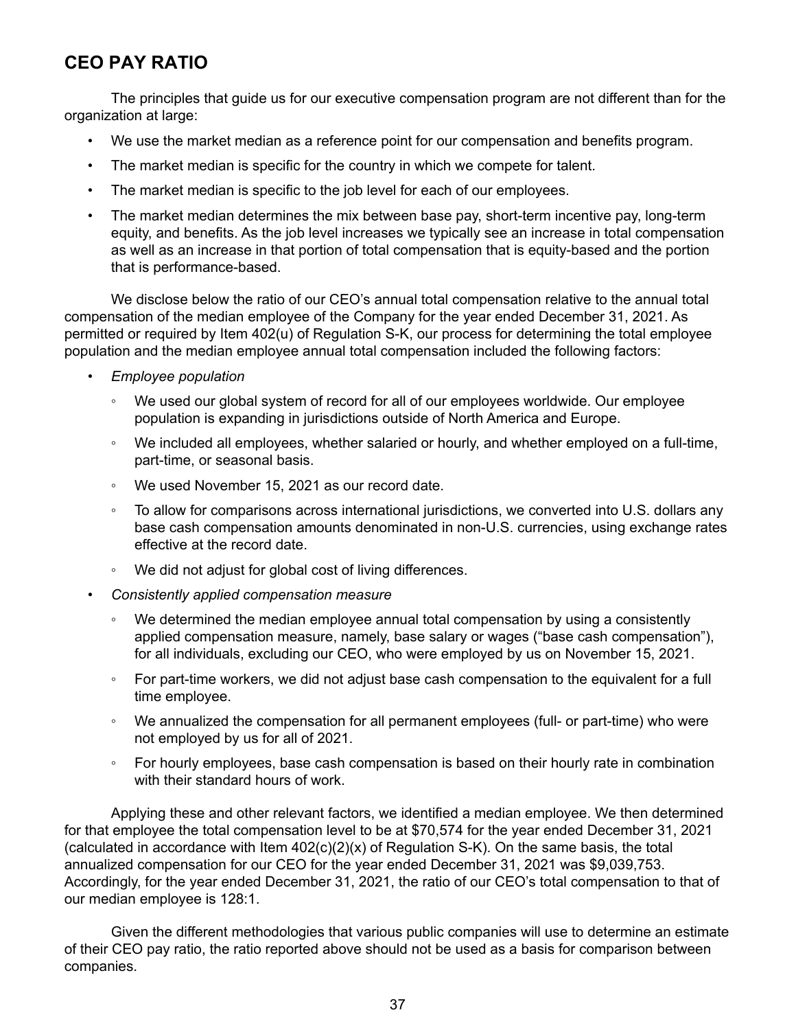## CEO PAY RATIO

The principles that guide us for our executive compensation program are not different than for the organization at large:

- We use the market median as a reference point for our compensation and benefits program.
- The market median is specific for the country in which we compete for talent.
- The market median is specific to the job level for each of our employees.
- The market median determines the mix between base pay, short-term incentive pay, long-term equity, and benefits. As the job level increases we typically see an increase in total compensation as well as an increase in that portion of total compensation that is equity-based and the portion that is performance-based.

We disclose below the ratio of our CEO's annual total compensation relative to the annual total compensation of the median employee of the Company for the year ended December 31, 2021. As permitted or required by Item 402(u) of Regulation S-K, our process for determining the total employee population and the median employee annual total compensation included the following factors:

- *Employee population*
  - We used our global system of record for all of our employees worldwide. Our employee population is expanding in jurisdictions outside of North America and Europe.
  - We included all employees, whether salaried or hourly, and whether employed on a full-time, part-time, or seasonal basis.
  - We used November 15, 2021 as our record date.
  - To allow for comparisons across international jurisdictions, we converted into U.S. dollars any base cash compensation amounts denominated in non-U.S. currencies, using exchange rates effective at the record date.
  - We did not adjust for global cost of living differences.
- *Consistently applied compensation measure*
  - We determined the median employee annual total compensation by using a consistently applied compensation measure, namely, base salary or wages ("base cash compensation"), for all individuals, excluding our CEO, who were employed by us on November 15, 2021.
  - For part-time workers, we did not adjust base cash compensation to the equivalent for a full time employee.
  - We annualized the compensation for all permanent employees (full- or part-time) who were not employed by us for all of 2021.
  - For hourly employees, base cash compensation is based on their hourly rate in combination with their standard hours of work.

Applying these and other relevant factors, we identified a median employee. We then determined for that employee the total compensation level to be at $70,574 for the year ended December 31, 2021 (calculated in accordance with Item 402(c)(2)(x) of Regulation S-K). On the same basis, the total annualized compensation for our CEO for the year ended December 31, 2021 was $9,039,753. Accordingly, for the year ended December 31, 2021, the ratio of our CEO's total compensation to that of our median employee is 128:1.

Given the different methodologies that various public companies will use to determine an estimate of their CEO pay ratio, the ratio reported above should not be used as a basis for comparison between companies.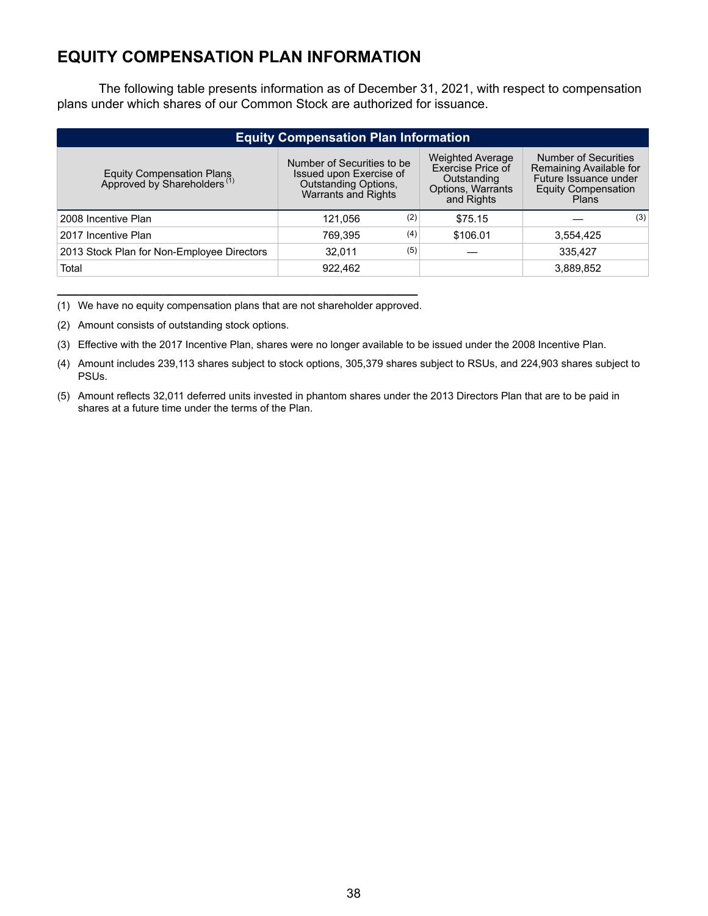## EQUITY COMPENSATION PLAN INFORMATION

The following table presents information as of December 31, 2021, with respect to compensation plans under which shares of our Common Stock are authorized for issuance.

| Equity Compensation Plans Approved by Shareholders [(1)] | Number of Securities to be Issued upon Exercise of Outstanding Options, Warrants and Rights | Weighted Average Exercise Price of Outstanding Options, Warrants and Rights | Number of Securities Remaining Available for Future Issuance under Equity Compensation Plans |
|---|---|---|---|
| 2008 Incentive Plan | 121,056 [(2)] | $75.15 | — [(3)] |
| 2017 Incentive Plan | 769,395 [(4)] | $106.01 | 3,554,425 |
| 2013 Stock Plan for Non-Employee Directors | 32,011 [(5)] | — | 335,427 |
| Total | 922,462 | | 3,889,852 |

(1) We have no equity compensation plans that are not shareholder approved.

(2) Amount consists of outstanding stock options.

(3) Effective with the 2017 Incentive Plan, shares were no longer available to be issued under the 2008 Incentive Plan.

(4) Amount includes 239,113 shares subject to stock options, 305,379 shares subject to RSUs, and 224,903 shares subject to PSUs.

(5) Amount reflects 32,011 deferred units invested in phantom shares under the 2013 Directors Plan that are to be paid in shares at a future time under the terms of the Plan.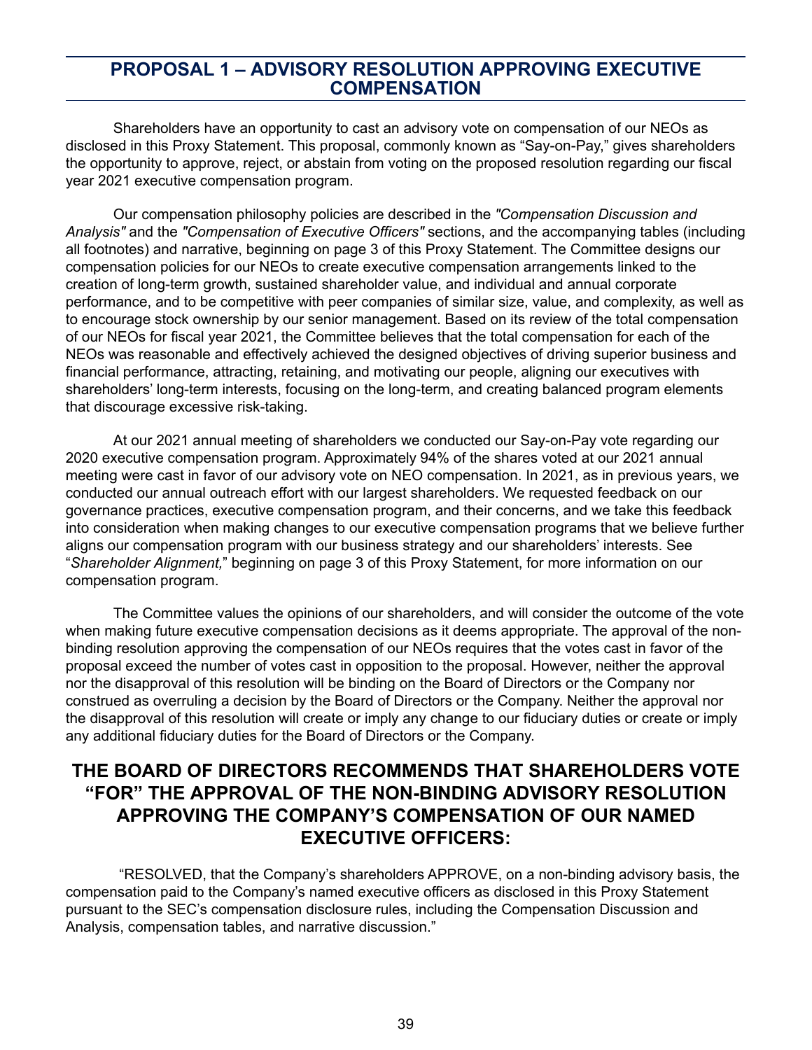# PROPOSAL 1 – ADVISORY RESOLUTION APPROVING EXECUTIVE COMPENSATION

Shareholders have an opportunity to cast an advisory vote on compensation of our NEOs as disclosed in this Proxy Statement. This proposal, commonly known as "Say-on-Pay," gives shareholders the opportunity to approve, reject, or abstain from voting on the proposed resolution regarding our fiscal year 2021 executive compensation program.

Our compensation philosophy policies are described in the *"Compensation Discussion and Analysis"* and the *"Compensation of Executive Officers"* sections, and the accompanying tables (including all footnotes) and narrative, beginning on page 3 of this Proxy Statement. The Committee designs our compensation policies for our NEOs to create executive compensation arrangements linked to the creation of long-term growth, sustained shareholder value, and individual and annual corporate performance, and to be competitive with peer companies of similar size, value, and complexity, as well as to encourage stock ownership by our senior management. Based on its review of the total compensation of our NEOs for fiscal year 2021, the Committee believes that the total compensation for each of the NEOs was reasonable and effectively achieved the designed objectives of driving superior business and financial performance, attracting, retaining, and motivating our people, aligning our executives with shareholders' long-term interests, focusing on the long-term, and creating balanced program elements that discourage excessive risk-taking.

At our 2021 annual meeting of shareholders we conducted our Say-on-Pay vote regarding our 2020 executive compensation program. Approximately 94% of the shares voted at our 2021 annual meeting were cast in favor of our advisory vote on NEO compensation. In 2021, as in previous years, we conducted our annual outreach effort with our largest shareholders. We requested feedback on our governance practices, executive compensation program, and their concerns, and we take this feedback into consideration when making changes to our executive compensation programs that we believe further aligns our compensation program with our business strategy and our shareholders' interests. See "*Shareholder Alignment,*" beginning on page 3 of this Proxy Statement, for more information on our compensation program.

The Committee values the opinions of our shareholders, and will consider the outcome of the vote when making future executive compensation decisions as it deems appropriate. The approval of the non-binding resolution approving the compensation of our NEOs requires that the votes cast in favor of the proposal exceed the number of votes cast in opposition to the proposal. However, neither the approval nor the disapproval of this resolution will be binding on the Board of Directors or the Company nor construed as overruling a decision by the Board of Directors or the Company. Neither the approval nor the disapproval of this resolution will create or imply any change to our fiduciary duties or create or imply any additional fiduciary duties for the Board of Directors or the Company.

## THE BOARD OF DIRECTORS RECOMMENDS THAT SHAREHOLDERS VOTE "FOR" THE APPROVAL OF THE NON-BINDING ADVISORY RESOLUTION APPROVING THE COMPANY'S COMPENSATION OF OUR NAMED EXECUTIVE OFFICERS:

"RESOLVED, that the Company's shareholders APPROVE, on a non-binding advisory basis, the compensation paid to the Company's named executive officers as disclosed in this Proxy Statement pursuant to the SEC's compensation disclosure rules, including the Compensation Discussion and Analysis, compensation tables, and narrative discussion."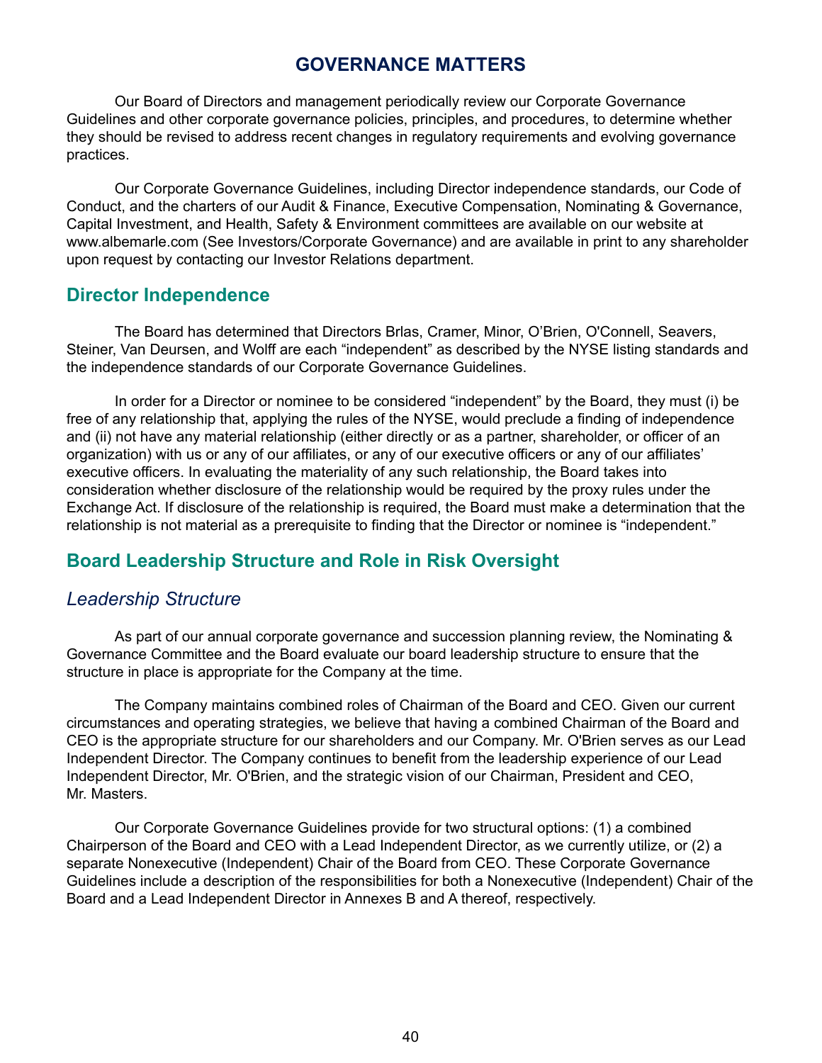# GOVERNANCE MATTERS

Our Board of Directors and management periodically review our Corporate Governance Guidelines and other corporate governance policies, principles, and procedures, to determine whether they should be revised to address recent changes in regulatory requirements and evolving governance practices.

Our Corporate Governance Guidelines, including Director independence standards, our Code of Conduct, and the charters of our Audit & Finance, Executive Compensation, Nominating & Governance, Capital Investment, and Health, Safety & Environment committees are available on our website at www.albemarle.com (See Investors/Corporate Governance) and are available in print to any shareholder upon request by contacting our Investor Relations department.

## Director Independence

The Board has determined that Directors Brlas, Cramer, Minor, O’Brien, O'Connell, Seavers, Steiner, Van Deursen, and Wolff are each “independent” as described by the NYSE listing standards and the independence standards of our Corporate Governance Guidelines.

In order for a Director or nominee to be considered “independent” by the Board, they must (i) be free of any relationship that, applying the rules of the NYSE, would preclude a finding of independence and (ii) not have any material relationship (either directly or as a partner, shareholder, or officer of an organization) with us or any of our affiliates, or any of our executive officers or any of our affiliates’ executive officers. In evaluating the materiality of any such relationship, the Board takes into consideration whether disclosure of the relationship would be required by the proxy rules under the Exchange Act. If disclosure of the relationship is required, the Board must make a determination that the relationship is not material as a prerequisite to finding that the Director or nominee is “independent.”

## Board Leadership Structure and Role in Risk Oversight

### *Leadership Structure*

As part of our annual corporate governance and succession planning review, the Nominating & Governance Committee and the Board evaluate our board leadership structure to ensure that the structure in place is appropriate for the Company at the time.

The Company maintains combined roles of Chairman of the Board and CEO. Given our current circumstances and operating strategies, we believe that having a combined Chairman of the Board and CEO is the appropriate structure for our shareholders and our Company. Mr. O'Brien serves as our Lead Independent Director. The Company continues to benefit from the leadership experience of our Lead Independent Director, Mr. O'Brien, and the strategic vision of our Chairman, President and CEO, Mr. Masters.

Our Corporate Governance Guidelines provide for two structural options: (1) a combined Chairperson of the Board and CEO with a Lead Independent Director, as we currently utilize, or (2) a separate Nonexecutive (Independent) Chair of the Board from CEO. These Corporate Governance Guidelines include a description of the responsibilities for both a Nonexecutive (Independent) Chair of the Board and a Lead Independent Director in Annexes B and A thereof, respectively.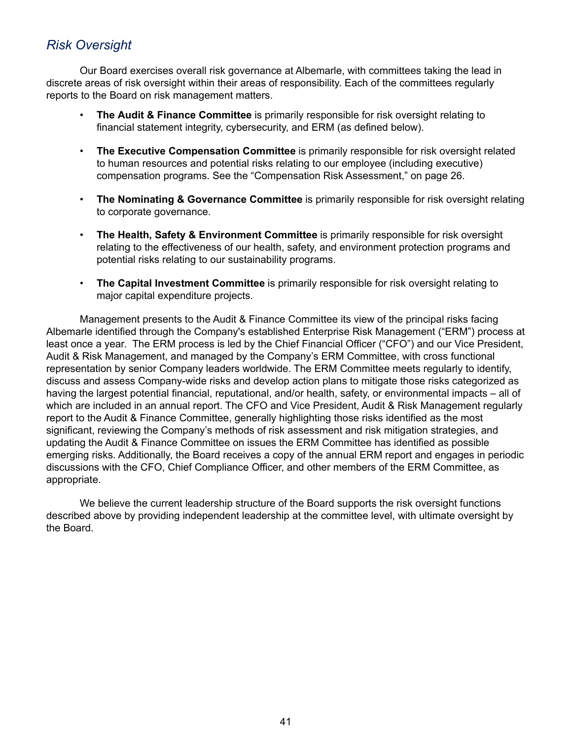## *Risk Oversight*

Our Board exercises overall risk governance at Albemarle, with committees taking the lead in discrete areas of risk oversight within their areas of responsibility. Each of the committees regularly reports to the Board on risk management matters.

- **The Audit & Finance Committee** is primarily responsible for risk oversight relating to financial statement integrity, cybersecurity, and ERM (as defined below).
- **The Executive Compensation Committee** is primarily responsible for risk oversight related to human resources and potential risks relating to our employee (including executive) compensation programs. See the "Compensation Risk Assessment," on page 26.
- **The Nominating & Governance Committee** is primarily responsible for risk oversight relating to corporate governance.
- **The Health, Safety & Environment Committee** is primarily responsible for risk oversight relating to the effectiveness of our health, safety, and environment protection programs and potential risks relating to our sustainability programs.
- **The Capital Investment Committee** is primarily responsible for risk oversight relating to major capital expenditure projects.

Management presents to the Audit & Finance Committee its view of the principal risks facing Albemarle identified through the Company's established Enterprise Risk Management ("ERM") process at least once a year. The ERM process is led by the Chief Financial Officer ("CFO") and our Vice President, Audit & Risk Management, and managed by the Company's ERM Committee, with cross functional representation by senior Company leaders worldwide. The ERM Committee meets regularly to identify, discuss and assess Company-wide risks and develop action plans to mitigate those risks categorized as having the largest potential financial, reputational, and/or health, safety, or environmental impacts – all of which are included in an annual report. The CFO and Vice President, Audit & Risk Management regularly report to the Audit & Finance Committee, generally highlighting those risks identified as the most significant, reviewing the Company's methods of risk assessment and risk mitigation strategies, and updating the Audit & Finance Committee on issues the ERM Committee has identified as possible emerging risks. Additionally, the Board receives a copy of the annual ERM report and engages in periodic discussions with the CFO, Chief Compliance Officer, and other members of the ERM Committee, as appropriate.

We believe the current leadership structure of the Board supports the risk oversight functions described above by providing independent leadership at the committee level, with ultimate oversight by the Board.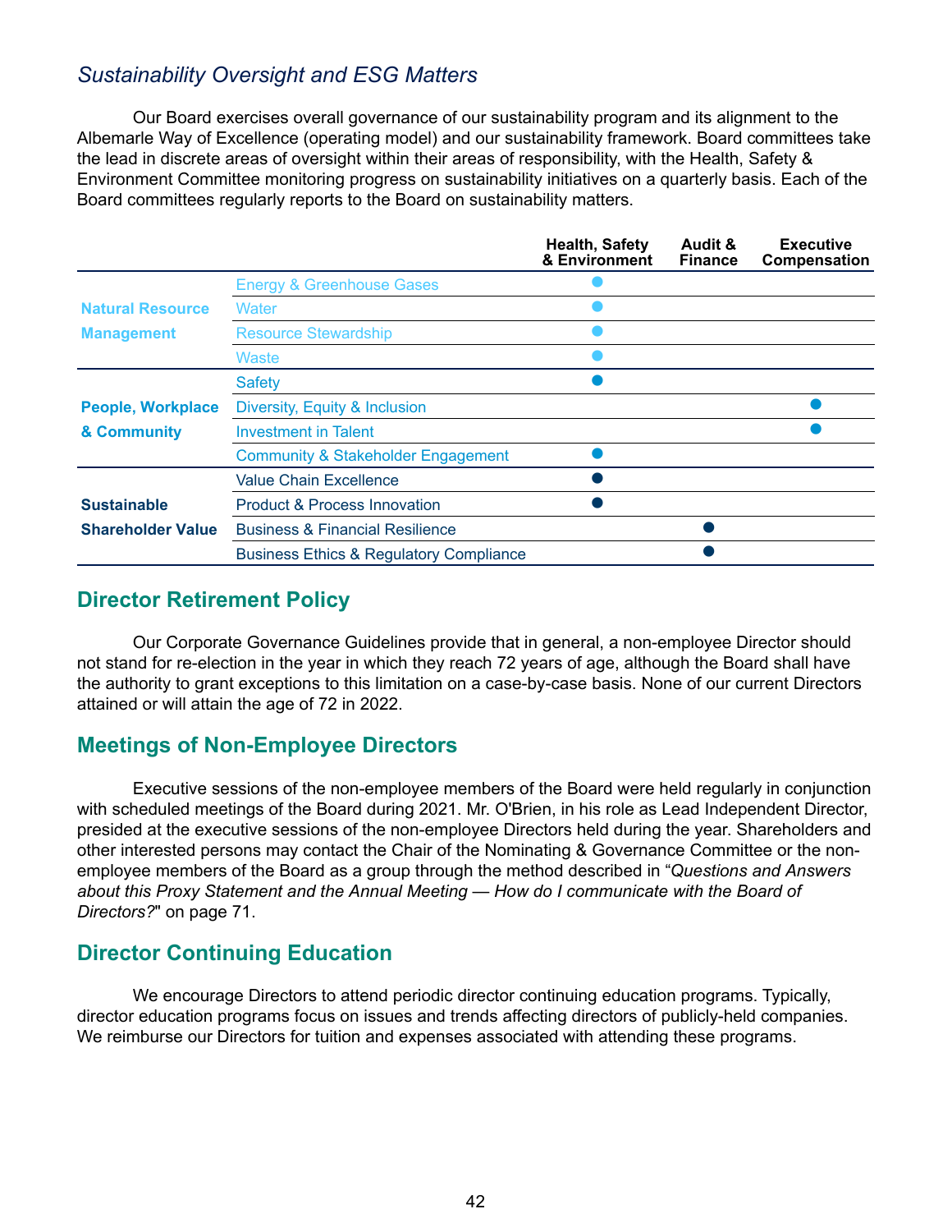### *Sustainability Oversight and ESG Matters*

Our Board exercises overall governance of our sustainability program and its alignment to the Albemarle Way of Excellence (operating model) and our sustainability framework. Board committees take the lead in discrete areas of oversight within their areas of responsibility, with the Health, Safety & Environment Committee monitoring progress on sustainability initiatives on a quarterly basis. Each of the Board committees regularly reports to the Board on sustainability matters.

| | | Health, Safety & Environment | Audit & Finance | Executive Compensation |
|---|---|---|---|---|
| **Natural Resource Management** | Energy & Greenhouse Gases | ● | | |
| | Water | ● | | |
| | Resource Stewardship | ● | | |
| | Waste | ● | | |
| **People, Workplace & Community** | Safety | ● | | |
| | Diversity, Equity & Inclusion | | | ● |
| | Investment in Talent | | | ● |
| | Community & Stakeholder Engagement | ● | | |
| **Sustainable Shareholder Value** | Value Chain Excellence | ● | | |
| | Product & Process Innovation | ● | | |
| | Business & Financial Resilience | | ● | |
| | Business Ethics & Regulatory Compliance | | ● | |

## Director Retirement Policy

Our Corporate Governance Guidelines provide that in general, a non-employee Director should not stand for re-election in the year in which they reach 72 years of age, although the Board shall have the authority to grant exceptions to this limitation on a case-by-case basis. None of our current Directors attained or will attain the age of 72 in 2022.

## Meetings of Non-Employee Directors

Executive sessions of the non-employee members of the Board were held regularly in conjunction with scheduled meetings of the Board during 2021. Mr. O'Brien, in his role as Lead Independent Director, presided at the executive sessions of the non-employee Directors held during the year. Shareholders and other interested persons may contact the Chair of the Nominating & Governance Committee or the non-employee members of the Board as a group through the method described in "*Questions and Answers about this Proxy Statement and the Annual Meeting — How do I communicate with the Board of Directors?*" on page 71.

## Director Continuing Education

We encourage Directors to attend periodic director continuing education programs. Typically, director education programs focus on issues and trends affecting directors of publicly-held companies. We reimburse our Directors for tuition and expenses associated with attending these programs.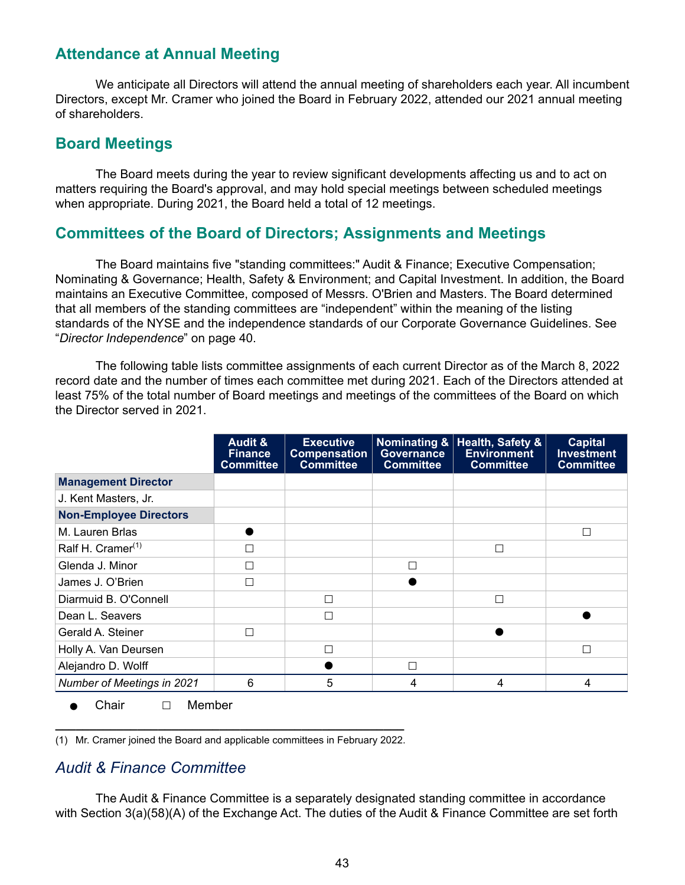## Attendance at Annual Meeting

We anticipate all Directors will attend the annual meeting of shareholders each year. All incumbent Directors, except Mr. Cramer who joined the Board in February 2022, attended our 2021 annual meeting of shareholders.

## Board Meetings

The Board meets during the year to review significant developments affecting us and to act on matters requiring the Board's approval, and may hold special meetings between scheduled meetings when appropriate. During 2021, the Board held a total of 12 meetings.

## Committees of the Board of Directors; Assignments and Meetings

The Board maintains five "standing committees:" Audit & Finance; Executive Compensation; Nominating & Governance; Health, Safety & Environment; and Capital Investment. In addition, the Board maintains an Executive Committee, composed of Messrs. O'Brien and Masters. The Board determined that all members of the standing committees are “independent” within the meaning of the listing standards of the NYSE and the independence standards of our Corporate Governance Guidelines. See “*Director Independence*” on page 40.

The following table lists committee assignments of each current Director as of the March 8, 2022 record date and the number of times each committee met during 2021. Each of the Directors attended at least 75% of the total number of Board meetings and meetings of the committees of the Board on which the Director served in 2021.

| | Audit & Finance Committee | Executive Compensation Committee | Nominating & Governance Committee | Health, Safety & Environment Committee | Capital Investment Committee |
|---|---|---|---|---|---|
| **Management Director** | | | | | |
| J. Kent Masters, Jr. | | | | | |
| **Non-Employee Directors** | | | | | |
| M. Lauren Brlas | ● | | | | □ |
| Ralf H. Cramer[(1)] | □ | | | □ | |
| Glenda J. Minor | □ | | □ | | |
| James J. O’Brien | □ | | ● | | |
| Diarmuid B. O'Connell | | □ | | □ | |
| Dean L. Seavers | | □ | | | ● |
| Gerald A. Steiner | □ | | | ● | |
| Holly A. Van Deursen | | □ | | | □ |
| Alejandro D. Wolff | | ● | □ | | |
| *Number of Meetings in 2021* | 6 | 5 | 4 | 4 | 4 |

● Chair □ Member

(1) Mr. Cramer joined the Board and applicable committees in February 2022.

### *Audit & Finance Committee*

The Audit & Finance Committee is a separately designated standing committee in accordance with Section 3(a)(58)(A) of the Exchange Act. The duties of the Audit & Finance Committee are set forth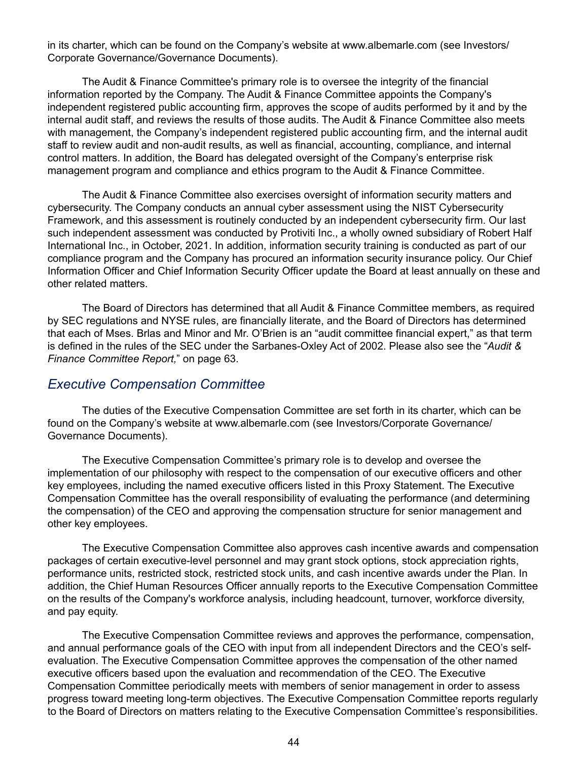in its charter, which can be found on the Company's website at www.albemarle.com (see Investors/ Corporate Governance/Governance Documents).

The Audit & Finance Committee's primary role is to oversee the integrity of the financial information reported by the Company. The Audit & Finance Committee appoints the Company's independent registered public accounting firm, approves the scope of audits performed by it and by the internal audit staff, and reviews the results of those audits. The Audit & Finance Committee also meets with management, the Company's independent registered public accounting firm, and the internal audit staff to review audit and non-audit results, as well as financial, accounting, compliance, and internal control matters. In addition, the Board has delegated oversight of the Company's enterprise risk management program and compliance and ethics program to the Audit & Finance Committee.

The Audit & Finance Committee also exercises oversight of information security matters and cybersecurity. The Company conducts an annual cyber assessment using the NIST Cybersecurity Framework, and this assessment is routinely conducted by an independent cybersecurity firm. Our last such independent assessment was conducted by Protiviti Inc., a wholly owned subsidiary of Robert Half International Inc., in October, 2021. In addition, information security training is conducted as part of our compliance program and the Company has procured an information security insurance policy. Our Chief Information Officer and Chief Information Security Officer update the Board at least annually on these and other related matters.

The Board of Directors has determined that all Audit & Finance Committee members, as required by SEC regulations and NYSE rules, are financially literate, and the Board of Directors has determined that each of Mses. Brlas and Minor and Mr. O'Brien is an "audit committee financial expert," as that term is defined in the rules of the SEC under the Sarbanes-Oxley Act of 2002. Please also see the "*Audit & Finance Committee Report,*" on page 63.

## *Executive Compensation Committee*

The duties of the Executive Compensation Committee are set forth in its charter, which can be found on the Company's website at www.albemarle.com (see Investors/Corporate Governance/ Governance Documents).

The Executive Compensation Committee's primary role is to develop and oversee the implementation of our philosophy with respect to the compensation of our executive officers and other key employees, including the named executive officers listed in this Proxy Statement. The Executive Compensation Committee has the overall responsibility of evaluating the performance (and determining the compensation) of the CEO and approving the compensation structure for senior management and other key employees.

The Executive Compensation Committee also approves cash incentive awards and compensation packages of certain executive-level personnel and may grant stock options, stock appreciation rights, performance units, restricted stock, restricted stock units, and cash incentive awards under the Plan. In addition, the Chief Human Resources Officer annually reports to the Executive Compensation Committee on the results of the Company's workforce analysis, including headcount, turnover, workforce diversity, and pay equity.

The Executive Compensation Committee reviews and approves the performance, compensation, and annual performance goals of the CEO with input from all independent Directors and the CEO's self-evaluation. The Executive Compensation Committee approves the compensation of the other named executive officers based upon the evaluation and recommendation of the CEO. The Executive Compensation Committee periodically meets with members of senior management in order to assess progress toward meeting long-term objectives. The Executive Compensation Committee reports regularly to the Board of Directors on matters relating to the Executive Compensation Committee's responsibilities.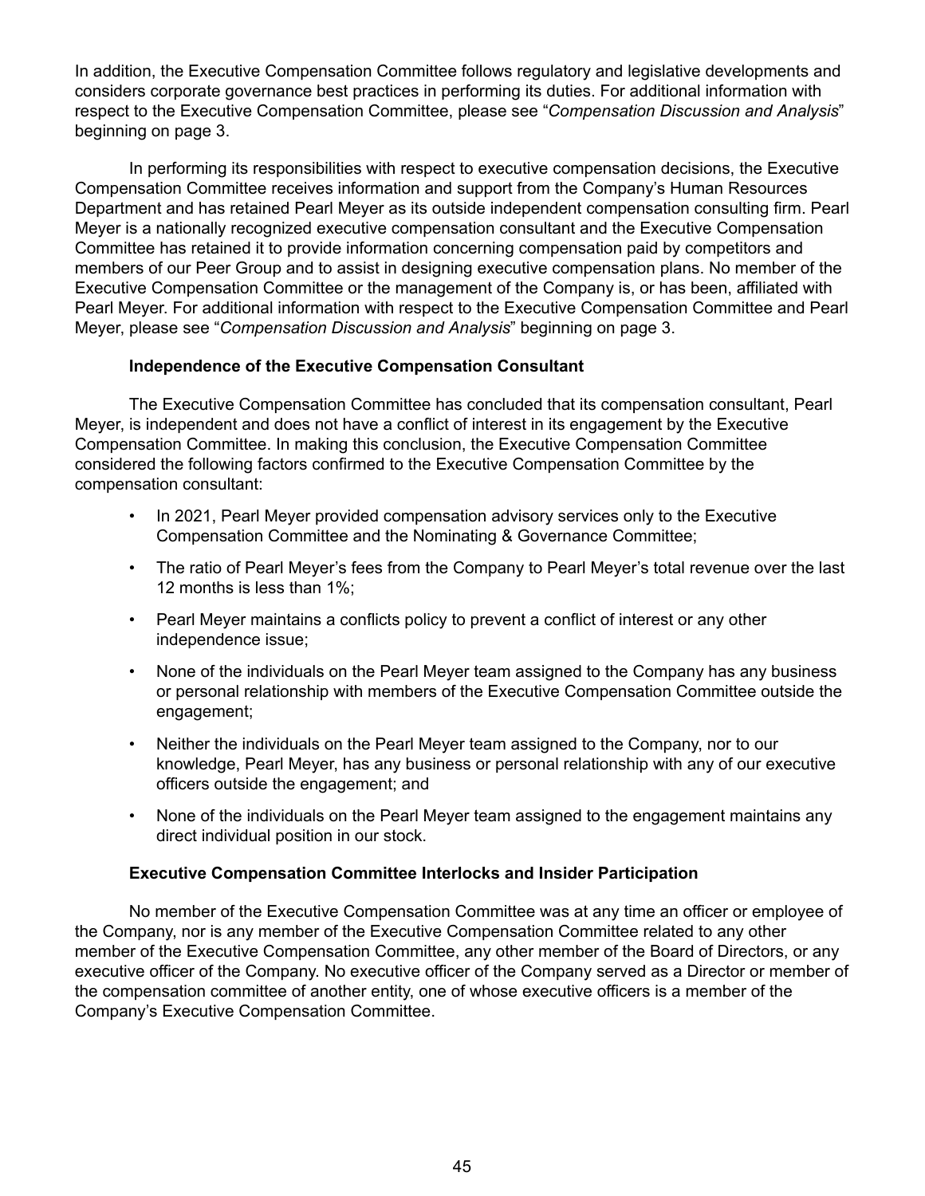In addition, the Executive Compensation Committee follows regulatory and legislative developments and considers corporate governance best practices in performing its duties. For additional information with respect to the Executive Compensation Committee, please see "*Compensation Discussion and Analysis*" beginning on page 3.

In performing its responsibilities with respect to executive compensation decisions, the Executive Compensation Committee receives information and support from the Company's Human Resources Department and has retained Pearl Meyer as its outside independent compensation consulting firm. Pearl Meyer is a nationally recognized executive compensation consultant and the Executive Compensation Committee has retained it to provide information concerning compensation paid by competitors and members of our Peer Group and to assist in designing executive compensation plans. No member of the Executive Compensation Committee or the management of the Company is, or has been, affiliated with Pearl Meyer. For additional information with respect to the Executive Compensation Committee and Pearl Meyer, please see "*Compensation Discussion and Analysis*" beginning on page 3.

**Independence of the Executive Compensation Consultant**

The Executive Compensation Committee has concluded that its compensation consultant, Pearl Meyer, is independent and does not have a conflict of interest in its engagement by the Executive Compensation Committee. In making this conclusion, the Executive Compensation Committee considered the following factors confirmed to the Executive Compensation Committee by the compensation consultant:

- In 2021, Pearl Meyer provided compensation advisory services only to the Executive Compensation Committee and the Nominating & Governance Committee;
- The ratio of Pearl Meyer's fees from the Company to Pearl Meyer's total revenue over the last 12 months is less than 1%;
- Pearl Meyer maintains a conflicts policy to prevent a conflict of interest or any other independence issue;
- None of the individuals on the Pearl Meyer team assigned to the Company has any business or personal relationship with members of the Executive Compensation Committee outside the engagement;
- Neither the individuals on the Pearl Meyer team assigned to the Company, nor to our knowledge, Pearl Meyer, has any business or personal relationship with any of our executive officers outside the engagement; and
- None of the individuals on the Pearl Meyer team assigned to the engagement maintains any direct individual position in our stock.

**Executive Compensation Committee Interlocks and Insider Participation**

No member of the Executive Compensation Committee was at any time an officer or employee of the Company, nor is any member of the Executive Compensation Committee related to any other member of the Executive Compensation Committee, any other member of the Board of Directors, or any executive officer of the Company. No executive officer of the Company served as a Director or member of the compensation committee of another entity, one of whose executive officers is a member of the Company's Executive Compensation Committee.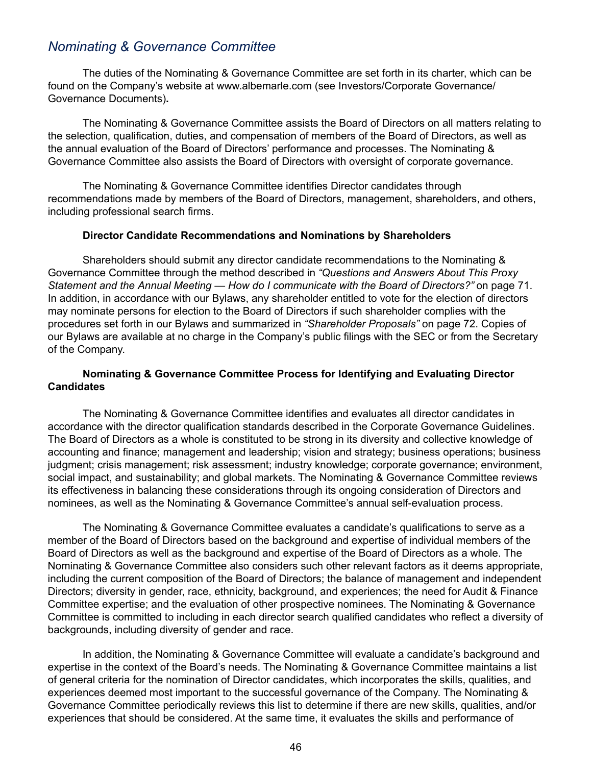## *Nominating & Governance Committee*

The duties of the Nominating & Governance Committee are set forth in its charter, which can be found on the Company's website at www.albemarle.com (see Investors/Corporate Governance/ Governance Documents)**.**

The Nominating & Governance Committee assists the Board of Directors on all matters relating to the selection, qualification, duties, and compensation of members of the Board of Directors, as well as the annual evaluation of the Board of Directors' performance and processes. The Nominating & Governance Committee also assists the Board of Directors with oversight of corporate governance.

The Nominating & Governance Committee identifies Director candidates through recommendations made by members of the Board of Directors, management, shareholders, and others, including professional search firms.

**Director Candidate Recommendations and Nominations by Shareholders**

Shareholders should submit any director candidate recommendations to the Nominating & Governance Committee through the method described in *"Questions and Answers About This Proxy Statement and the Annual Meeting — How do I communicate with the Board of Directors?"* on page 71. In addition, in accordance with our Bylaws, any shareholder entitled to vote for the election of directors may nominate persons for election to the Board of Directors if such shareholder complies with the procedures set forth in our Bylaws and summarized in *"Shareholder Proposals"* on page 72. Copies of our Bylaws are available at no charge in the Company's public filings with the SEC or from the Secretary of the Company.

**Nominating & Governance Committee Process for Identifying and Evaluating Director Candidates**

The Nominating & Governance Committee identifies and evaluates all director candidates in accordance with the director qualification standards described in the Corporate Governance Guidelines. The Board of Directors as a whole is constituted to be strong in its diversity and collective knowledge of accounting and finance; management and leadership; vision and strategy; business operations; business judgment; crisis management; risk assessment; industry knowledge; corporate governance; environment, social impact, and sustainability; and global markets. The Nominating & Governance Committee reviews its effectiveness in balancing these considerations through its ongoing consideration of Directors and nominees, as well as the Nominating & Governance Committee's annual self-evaluation process.

The Nominating & Governance Committee evaluates a candidate's qualifications to serve as a member of the Board of Directors based on the background and expertise of individual members of the Board of Directors as well as the background and expertise of the Board of Directors as a whole. The Nominating & Governance Committee also considers such other relevant factors as it deems appropriate, including the current composition of the Board of Directors; the balance of management and independent Directors; diversity in gender, race, ethnicity, background, and experiences; the need for Audit & Finance Committee expertise; and the evaluation of other prospective nominees. The Nominating & Governance Committee is committed to including in each director search qualified candidates who reflect a diversity of backgrounds, including diversity of gender and race.

In addition, the Nominating & Governance Committee will evaluate a candidate's background and expertise in the context of the Board's needs. The Nominating & Governance Committee maintains a list of general criteria for the nomination of Director candidates, which incorporates the skills, qualities, and experiences deemed most important to the successful governance of the Company. The Nominating & Governance Committee periodically reviews this list to determine if there are new skills, qualities, and/or experiences that should be considered. At the same time, it evaluates the skills and performance of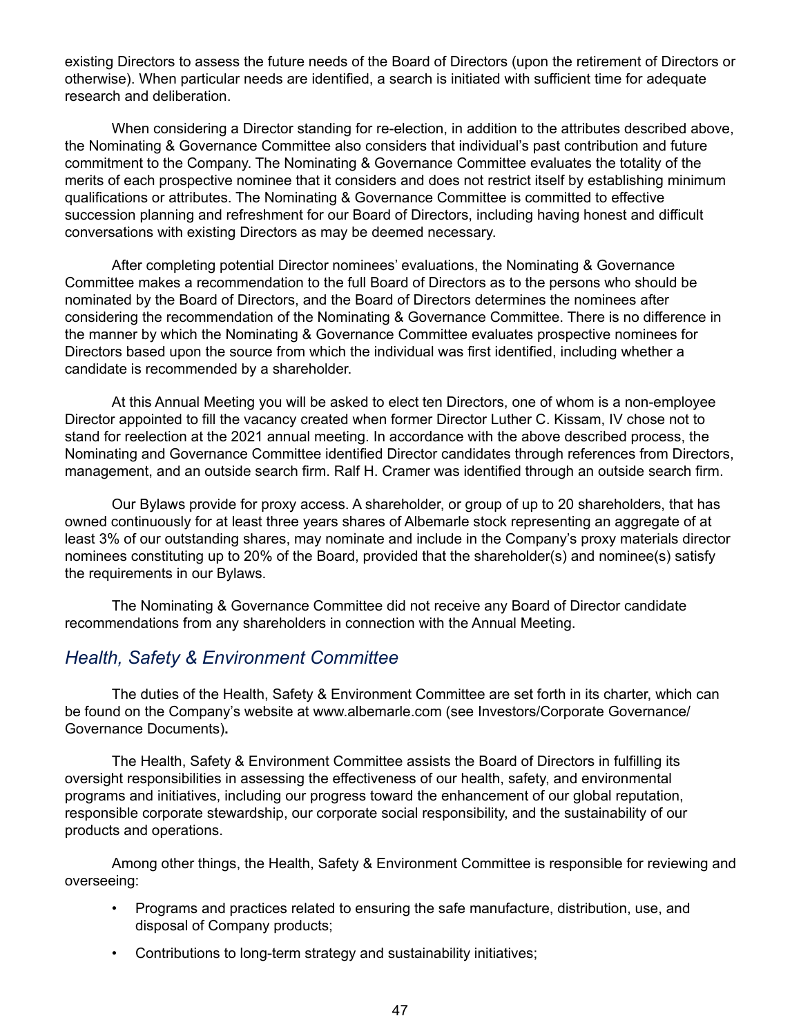existing Directors to assess the future needs of the Board of Directors (upon the retirement of Directors or otherwise). When particular needs are identified, a search is initiated with sufficient time for adequate research and deliberation.

When considering a Director standing for re-election, in addition to the attributes described above, the Nominating & Governance Committee also considers that individual's past contribution and future commitment to the Company. The Nominating & Governance Committee evaluates the totality of the merits of each prospective nominee that it considers and does not restrict itself by establishing minimum qualifications or attributes. The Nominating & Governance Committee is committed to effective succession planning and refreshment for our Board of Directors, including having honest and difficult conversations with existing Directors as may be deemed necessary.

After completing potential Director nominees' evaluations, the Nominating & Governance Committee makes a recommendation to the full Board of Directors as to the persons who should be nominated by the Board of Directors, and the Board of Directors determines the nominees after considering the recommendation of the Nominating & Governance Committee. There is no difference in the manner by which the Nominating & Governance Committee evaluates prospective nominees for Directors based upon the source from which the individual was first identified, including whether a candidate is recommended by a shareholder.

At this Annual Meeting you will be asked to elect ten Directors, one of whom is a non-employee Director appointed to fill the vacancy created when former Director Luther C. Kissam, IV chose not to stand for reelection at the 2021 annual meeting. In accordance with the above described process, the Nominating and Governance Committee identified Director candidates through references from Directors, management, and an outside search firm. Ralf H. Cramer was identified through an outside search firm.

Our Bylaws provide for proxy access. A shareholder, or group of up to 20 shareholders, that has owned continuously for at least three years shares of Albemarle stock representing an aggregate of at least 3% of our outstanding shares, may nominate and include in the Company's proxy materials director nominees constituting up to 20% of the Board, provided that the shareholder(s) and nominee(s) satisfy the requirements in our Bylaws.

The Nominating & Governance Committee did not receive any Board of Director candidate recommendations from any shareholders in connection with the Annual Meeting.

## *Health, Safety & Environment Committee*

The duties of the Health, Safety & Environment Committee are set forth in its charter, which can be found on the Company's website at www.albemarle.com (see Investors/Corporate Governance/ Governance Documents)**.**

The Health, Safety & Environment Committee assists the Board of Directors in fulfilling its oversight responsibilities in assessing the effectiveness of our health, safety, and environmental programs and initiatives, including our progress toward the enhancement of our global reputation, responsible corporate stewardship, our corporate social responsibility, and the sustainability of our products and operations.

Among other things, the Health, Safety & Environment Committee is responsible for reviewing and overseeing:

- Programs and practices related to ensuring the safe manufacture, distribution, use, and disposal of Company products;
- Contributions to long-term strategy and sustainability initiatives;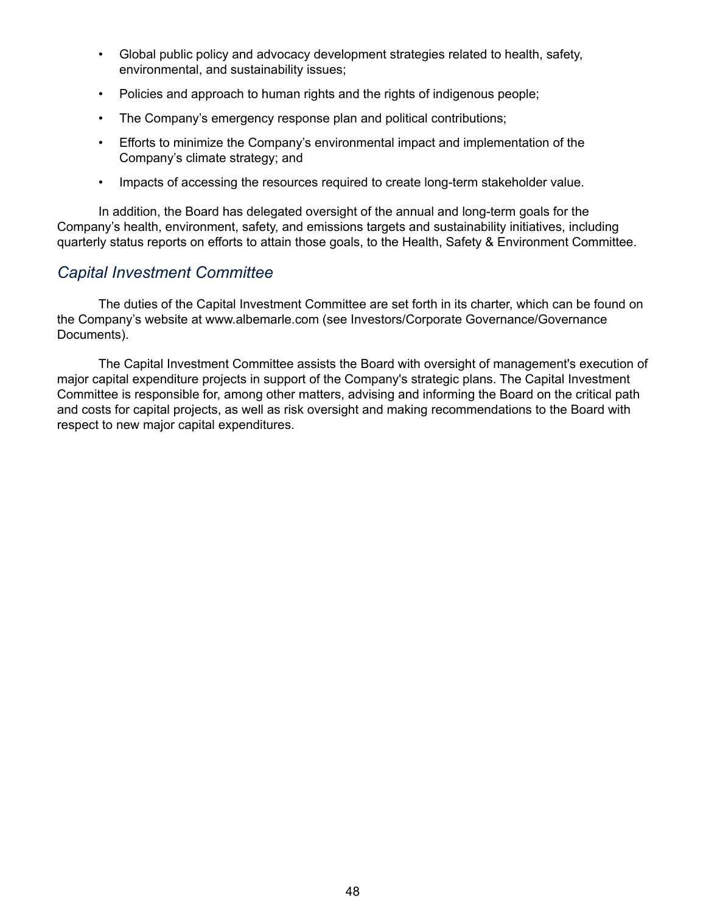- Global public policy and advocacy development strategies related to health, safety, environmental, and sustainability issues;
- Policies and approach to human rights and the rights of indigenous people;
- The Company's emergency response plan and political contributions;
- Efforts to minimize the Company's environmental impact and implementation of the Company's climate strategy; and
- Impacts of accessing the resources required to create long-term stakeholder value.

In addition, the Board has delegated oversight of the annual and long-term goals for the Company's health, environment, safety, and emissions targets and sustainability initiatives, including quarterly status reports on efforts to attain those goals, to the Health, Safety & Environment Committee.

### *Capital Investment Committee*

The duties of the Capital Investment Committee are set forth in its charter, which can be found on the Company's website at www.albemarle.com (see Investors/Corporate Governance/Governance Documents).

The Capital Investment Committee assists the Board with oversight of management's execution of major capital expenditure projects in support of the Company's strategic plans. The Capital Investment Committee is responsible for, among other matters, advising and informing the Board on the critical path and costs for capital projects, as well as risk oversight and making recommendations to the Board with respect to new major capital expenditures.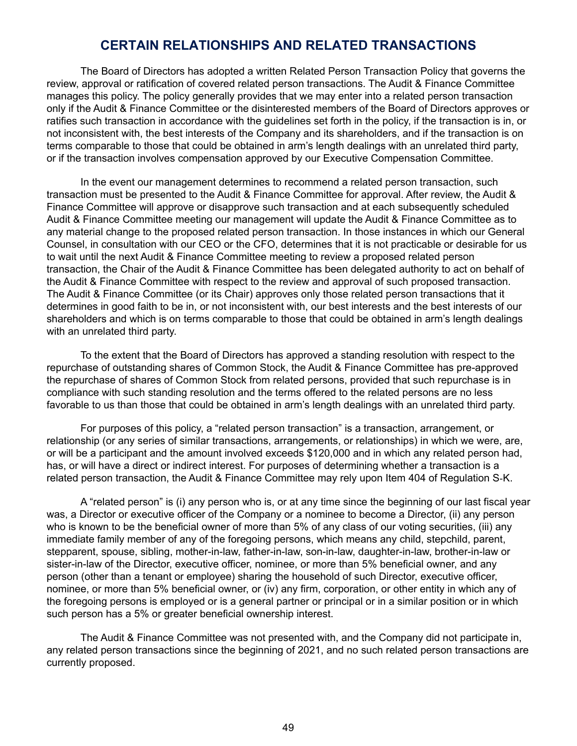# CERTAIN RELATIONSHIPS AND RELATED TRANSACTIONS

The Board of Directors has adopted a written Related Person Transaction Policy that governs the review, approval or ratification of covered related person transactions. The Audit & Finance Committee manages this policy. The policy generally provides that we may enter into a related person transaction only if the Audit & Finance Committee or the disinterested members of the Board of Directors approves or ratifies such transaction in accordance with the guidelines set forth in the policy, if the transaction is in, or not inconsistent with, the best interests of the Company and its shareholders, and if the transaction is on terms comparable to those that could be obtained in arm's length dealings with an unrelated third party, or if the transaction involves compensation approved by our Executive Compensation Committee.

In the event our management determines to recommend a related person transaction, such transaction must be presented to the Audit & Finance Committee for approval. After review, the Audit & Finance Committee will approve or disapprove such transaction and at each subsequently scheduled Audit & Finance Committee meeting our management will update the Audit & Finance Committee as to any material change to the proposed related person transaction. In those instances in which our General Counsel, in consultation with our CEO or the CFO, determines that it is not practicable or desirable for us to wait until the next Audit & Finance Committee meeting to review a proposed related person transaction, the Chair of the Audit & Finance Committee has been delegated authority to act on behalf of the Audit & Finance Committee with respect to the review and approval of such proposed transaction. The Audit & Finance Committee (or its Chair) approves only those related person transactions that it determines in good faith to be in, or not inconsistent with, our best interests and the best interests of our shareholders and which is on terms comparable to those that could be obtained in arm's length dealings with an unrelated third party.

To the extent that the Board of Directors has approved a standing resolution with respect to the repurchase of outstanding shares of Common Stock, the Audit & Finance Committee has pre-approved the repurchase of shares of Common Stock from related persons, provided that such repurchase is in compliance with such standing resolution and the terms offered to the related persons are no less favorable to us than those that could be obtained in arm's length dealings with an unrelated third party.

For purposes of this policy, a "related person transaction" is a transaction, arrangement, or relationship (or any series of similar transactions, arrangements, or relationships) in which we were, are, or will be a participant and the amount involved exceeds $120,000 and in which any related person had, has, or will have a direct or indirect interest. For purposes of determining whether a transaction is a related person transaction, the Audit & Finance Committee may rely upon Item 404 of Regulation S-K.

A "related person" is (i) any person who is, or at any time since the beginning of our last fiscal year was, a Director or executive officer of the Company or a nominee to become a Director, (ii) any person who is known to be the beneficial owner of more than 5% of any class of our voting securities, (iii) any immediate family member of any of the foregoing persons, which means any child, stepchild, parent, stepparent, spouse, sibling, mother-in-law, father-in-law, son-in-law, daughter-in-law, brother-in-law or sister-in-law of the Director, executive officer, nominee, or more than 5% beneficial owner, and any person (other than a tenant or employee) sharing the household of such Director, executive officer, nominee, or more than 5% beneficial owner, or (iv) any firm, corporation, or other entity in which any of the foregoing persons is employed or is a general partner or principal or in a similar position or in which such person has a 5% or greater beneficial ownership interest.

The Audit & Finance Committee was not presented with, and the Company did not participate in, any related person transactions since the beginning of 2021, and no such related person transactions are currently proposed.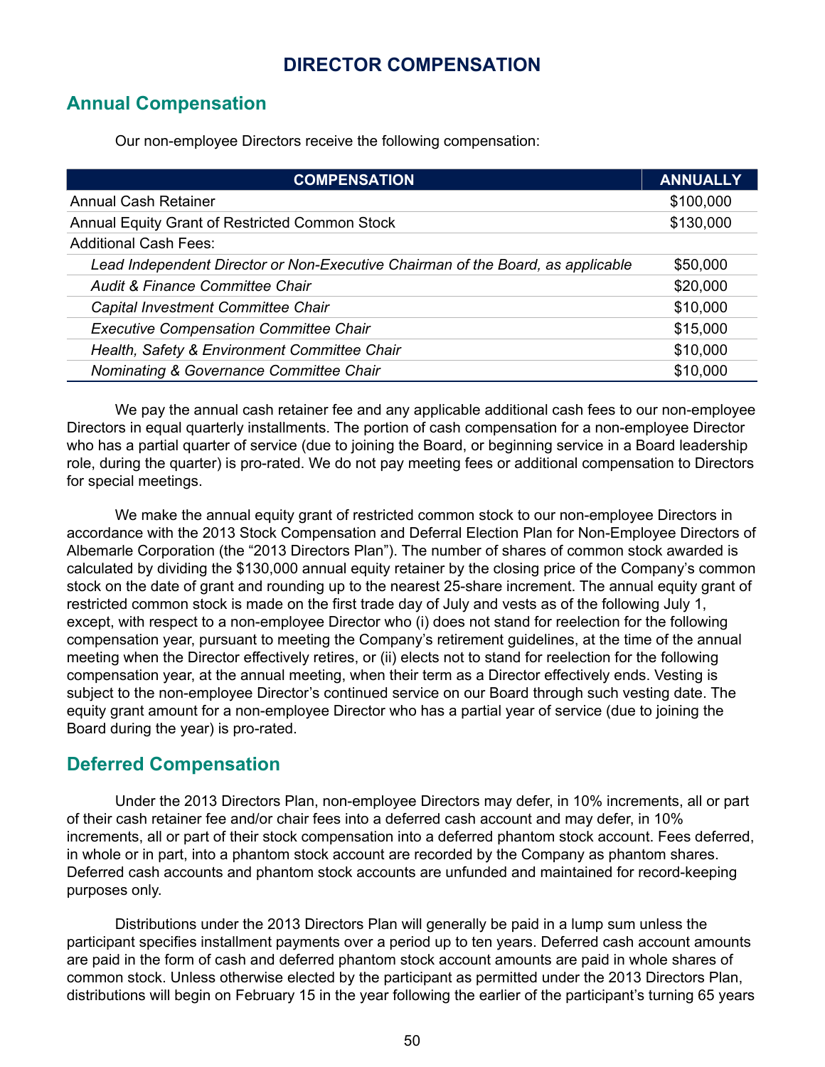# DIRECTOR COMPENSATION

## Annual Compensation

Our non-employee Directors receive the following compensation:

| COMPENSATION | ANNUALLY |
|---|---|
| Annual Cash Retainer | $100,000 |
| Annual Equity Grant of Restricted Common Stock | $130,000 |
| Additional Cash Fees: | |
| *Lead Independent Director or Non-Executive Chairman of the Board, as applicable* | $50,000 |
| *Audit & Finance Committee Chair* | $20,000 |
| *Capital Investment Committee Chair* | $10,000 |
| *Executive Compensation Committee Chair* | $15,000 |
| *Health, Safety & Environment Committee Chair* | $10,000 |
| *Nominating & Governance Committee Chair* | $10,000 |

We pay the annual cash retainer fee and any applicable additional cash fees to our non-employee Directors in equal quarterly installments. The portion of cash compensation for a non-employee Director who has a partial quarter of service (due to joining the Board, or beginning service in a Board leadership role, during the quarter) is pro-rated. We do not pay meeting fees or additional compensation to Directors for special meetings.

We make the annual equity grant of restricted common stock to our non-employee Directors in accordance with the 2013 Stock Compensation and Deferral Election Plan for Non-Employee Directors of Albemarle Corporation (the "2013 Directors Plan"). The number of shares of common stock awarded is calculated by dividing the $130,000 annual equity retainer by the closing price of the Company's common stock on the date of grant and rounding up to the nearest 25-share increment. The annual equity grant of restricted common stock is made on the first trade day of July and vests as of the following July 1, except, with respect to a non-employee Director who (i) does not stand for reelection for the following compensation year, pursuant to meeting the Company's retirement guidelines, at the time of the annual meeting when the Director effectively retires, or (ii) elects not to stand for reelection for the following compensation year, at the annual meeting, when their term as a Director effectively ends. Vesting is subject to the non-employee Director's continued service on our Board through such vesting date. The equity grant amount for a non-employee Director who has a partial year of service (due to joining the Board during the year) is pro-rated.

## Deferred Compensation

Under the 2013 Directors Plan, non-employee Directors may defer, in 10% increments, all or part of their cash retainer fee and/or chair fees into a deferred cash account and may defer, in 10% increments, all or part of their stock compensation into a deferred phantom stock account. Fees deferred, in whole or in part, into a phantom stock account are recorded by the Company as phantom shares. Deferred cash accounts and phantom stock accounts are unfunded and maintained for record-keeping purposes only.

Distributions under the 2013 Directors Plan will generally be paid in a lump sum unless the participant specifies installment payments over a period up to ten years. Deferred cash account amounts are paid in the form of cash and deferred phantom stock account amounts are paid in whole shares of common stock. Unless otherwise elected by the participant as permitted under the 2013 Directors Plan, distributions will begin on February 15 in the year following the earlier of the participant's turning 65 years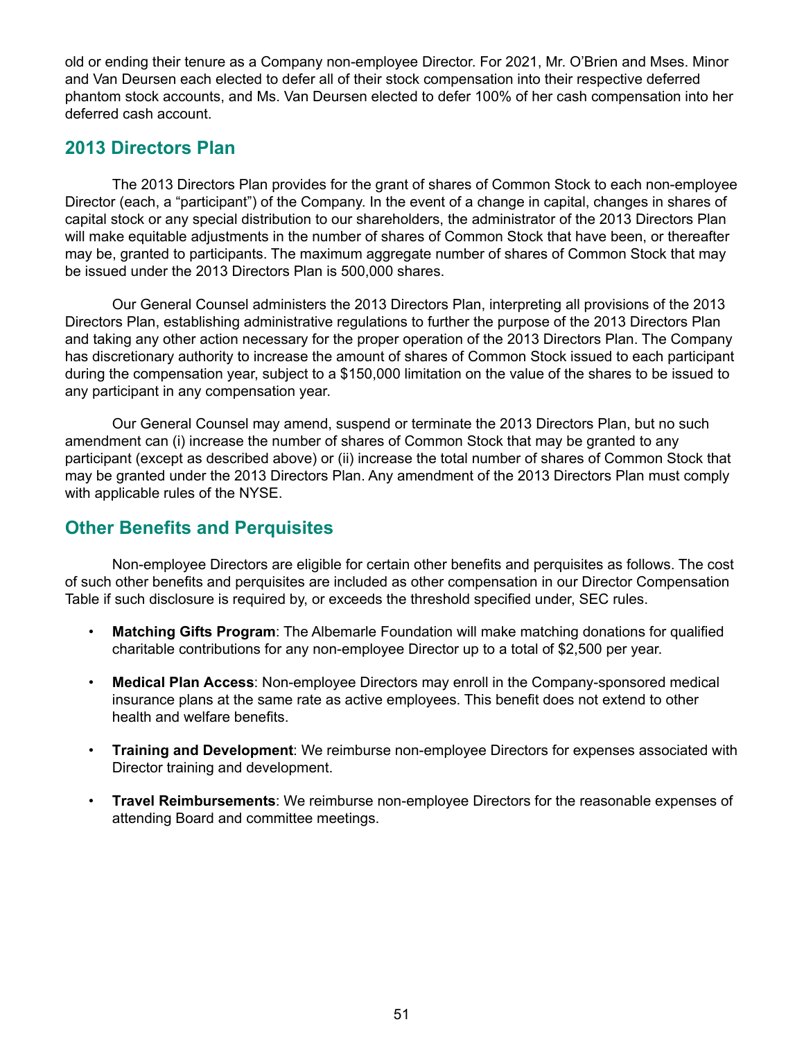old or ending their tenure as a Company non-employee Director. For 2021, Mr. O'Brien and Mses. Minor and Van Deursen each elected to defer all of their stock compensation into their respective deferred phantom stock accounts, and Ms. Van Deursen elected to defer 100% of her cash compensation into her deferred cash account.

## 2013 Directors Plan

The 2013 Directors Plan provides for the grant of shares of Common Stock to each non-employee Director (each, a "participant") of the Company. In the event of a change in capital, changes in shares of capital stock or any special distribution to our shareholders, the administrator of the 2013 Directors Plan will make equitable adjustments in the number of shares of Common Stock that have been, or thereafter may be, granted to participants. The maximum aggregate number of shares of Common Stock that may be issued under the 2013 Directors Plan is 500,000 shares.

Our General Counsel administers the 2013 Directors Plan, interpreting all provisions of the 2013 Directors Plan, establishing administrative regulations to further the purpose of the 2013 Directors Plan and taking any other action necessary for the proper operation of the 2013 Directors Plan. The Company has discretionary authority to increase the amount of shares of Common Stock issued to each participant during the compensation year, subject to a $150,000 limitation on the value of the shares to be issued to any participant in any compensation year.

Our General Counsel may amend, suspend or terminate the 2013 Directors Plan, but no such amendment can (i) increase the number of shares of Common Stock that may be granted to any participant (except as described above) or (ii) increase the total number of shares of Common Stock that may be granted under the 2013 Directors Plan. Any amendment of the 2013 Directors Plan must comply with applicable rules of the NYSE.

## Other Benefits and Perquisites

Non-employee Directors are eligible for certain other benefits and perquisites as follows. The cost of such other benefits and perquisites are included as other compensation in our Director Compensation Table if such disclosure is required by, or exceeds the threshold specified under, SEC rules.

- **Matching Gifts Program**: The Albemarle Foundation will make matching donations for qualified charitable contributions for any non-employee Director up to a total of $2,500 per year.
- **Medical Plan Access**: Non-employee Directors may enroll in the Company-sponsored medical insurance plans at the same rate as active employees. This benefit does not extend to other health and welfare benefits.
- **Training and Development**: We reimburse non-employee Directors for expenses associated with Director training and development.
- **Travel Reimbursements**: We reimburse non-employee Directors for the reasonable expenses of attending Board and committee meetings.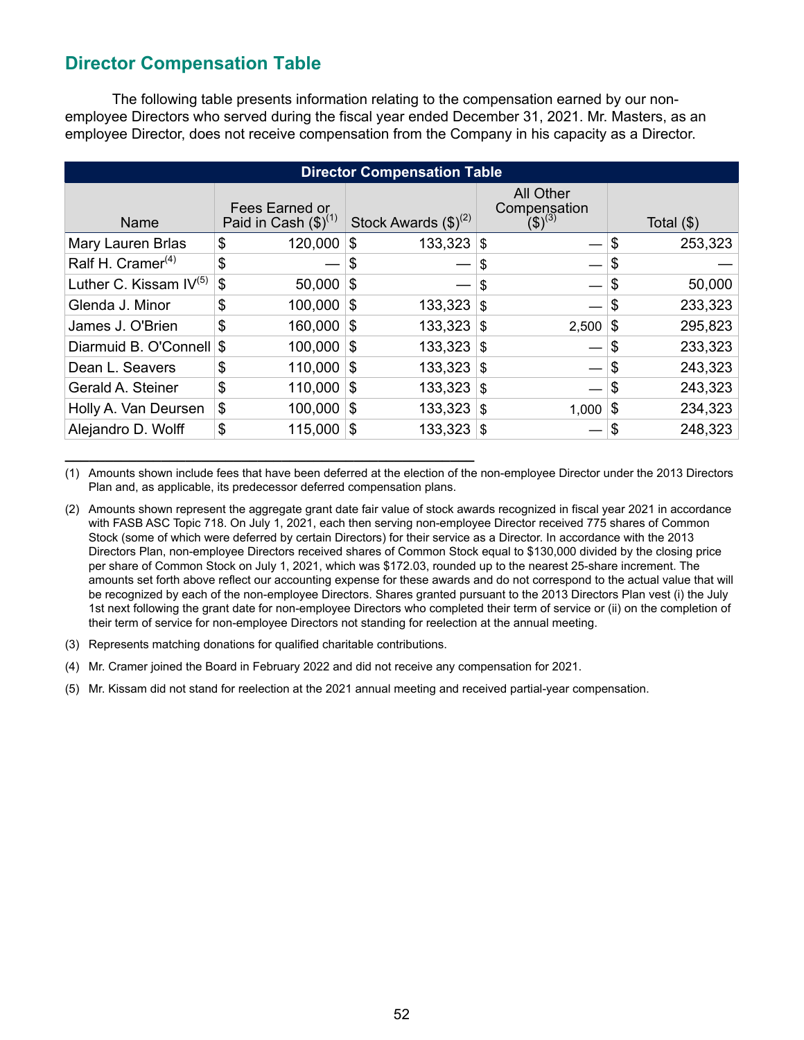## Director Compensation Table

The following table presents information relating to the compensation earned by our non-employee Directors who served during the fiscal year ended December 31, 2021. Mr. Masters, as an employee Director, does not receive compensation from the Company in his capacity as a Director.

| Name | Fees Earned or Paid in Cash ($)[1] | Stock Awards ($)[2] | All Other Compensation ($)[3] | Total ($) |
|---|---|---|---|---|
| Mary Lauren Brlas | $ 120,000 | $ 133,323 | $ — | $ 253,323 |
| Ralf H. Cramer[4] | $ — | $ — | $ — | $ — |
| Luther C. Kissam IV[5] | $ 50,000 | $ — | $ — | $ 50,000 |
| Glenda J. Minor | $ 100,000 | $ 133,323 | $ — | $ 233,323 |
| James J. O'Brien | $ 160,000 | $ 133,323 | $ 2,500 | $ 295,823 |
| Diarmuid B. O'Connell | $ 100,000 | $ 133,323 | $ — | $ 233,323 |
| Dean L. Seavers | $ 110,000 | $ 133,323 | $ — | $ 243,323 |
| Gerald A. Steiner | $ 110,000 | $ 133,323 | $ — | $ 243,323 |
| Holly A. Van Deursen | $ 100,000 | $ 133,323 | $ 1,000 | $ 234,323 |
| Alejandro D. Wolff | $ 115,000 | $ 133,323 | $ — | $ 248,323 |

(1) Amounts shown include fees that have been deferred at the election of the non-employee Director under the 2013 Directors Plan and, as applicable, its predecessor deferred compensation plans.

(2) Amounts shown represent the aggregate grant date fair value of stock awards recognized in fiscal year 2021 in accordance with FASB ASC Topic 718. On July 1, 2021, each then serving non-employee Director received 775 shares of Common Stock (some of which were deferred by certain Directors) for their service as a Director. In accordance with the 2013 Directors Plan, non-employee Directors received shares of Common Stock equal to $130,000 divided by the closing price per share of Common Stock on July 1, 2021, which was $172.03, rounded up to the nearest 25-share increment. The amounts set forth above reflect our accounting expense for these awards and do not correspond to the actual value that will be recognized by each of the non-employee Directors. Shares granted pursuant to the 2013 Directors Plan vest (i) the July 1st next following the grant date for non-employee Directors who completed their term of service or (ii) on the completion of their term of service for non-employee Directors not standing for reelection at the annual meeting.

(3) Represents matching donations for qualified charitable contributions.

(4) Mr. Cramer joined the Board in February 2022 and did not receive any compensation for 2021.

(5) Mr. Kissam did not stand for reelection at the 2021 annual meeting and received partial-year compensation.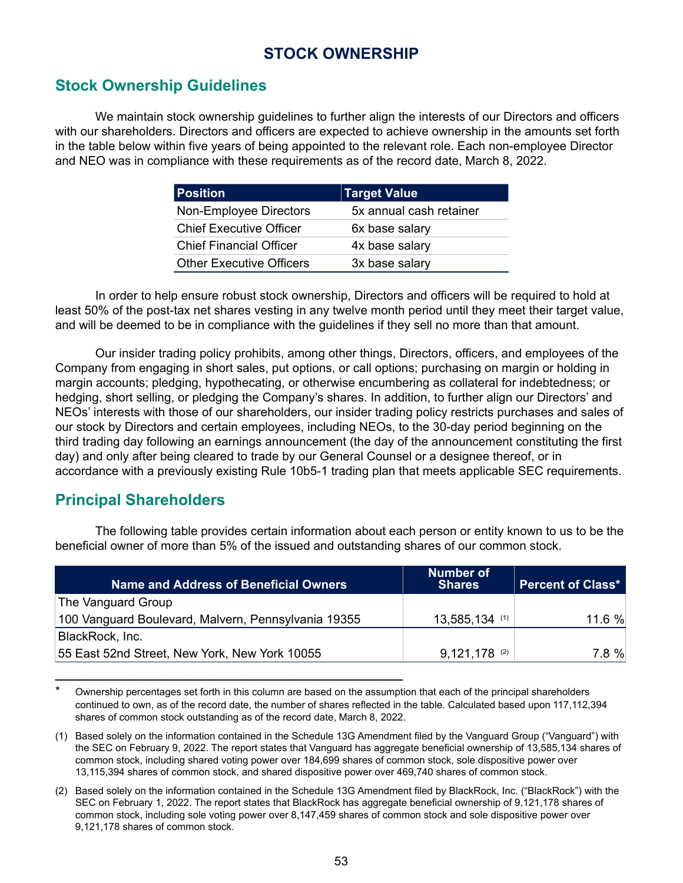# STOCK OWNERSHIP

## Stock Ownership Guidelines

We maintain stock ownership guidelines to further align the interests of our Directors and officers with our shareholders. Directors and officers are expected to achieve ownership in the amounts set forth in the table below within five years of being appointed to the relevant role. Each non-employee Director and NEO was in compliance with these requirements as of the record date, March 8, 2022.

| Position | Target Value |
|---|---|
| Non-Employee Directors | 5x annual cash retainer |
| Chief Executive Officer | 6x base salary |
| Chief Financial Officer | 4x base salary |
| Other Executive Officers | 3x base salary |

In order to help ensure robust stock ownership, Directors and officers will be required to hold at least 50% of the post-tax net shares vesting in any twelve month period until they meet their target value, and will be deemed to be in compliance with the guidelines if they sell no more than that amount.

Our insider trading policy prohibits, among other things, Directors, officers, and employees of the Company from engaging in short sales, put options, or call options; purchasing on margin or holding in margin accounts; pledging, hypothecating, or otherwise encumbering as collateral for indebtedness; or hedging, short selling, or pledging the Company's shares. In addition, to further align our Directors' and NEOs' interests with those of our shareholders, our insider trading policy restricts purchases and sales of our stock by Directors and certain employees, including NEOs, to the 30-day period beginning on the third trading day following an earnings announcement (the day of the announcement constituting the first day) and only after being cleared to trade by our General Counsel or a designee thereof, or in accordance with a previously existing Rule 10b5-1 trading plan that meets applicable SEC requirements.

## Principal Shareholders

The following table provides certain information about each person or entity known to us to be the beneficial owner of more than 5% of the issued and outstanding shares of our common stock.

| Name and Address of Beneficial Owners | Number of Shares | Percent of Class* |
|---|---|---|
| The Vanguard Group<br>100 Vanguard Boulevard, Malvern, Pennsylvania 19355 | 13,585,134 (1) | 11.6 % |
| BlackRock, Inc.<br>55 East 52nd Street, New York, New York 10055 | 9,121,178 (2) | 7.8 % |

\* Ownership percentages set forth in this column are based on the assumption that each of the principal shareholders continued to own, as of the record date, the number of shares reflected in the table. Calculated based upon 117,112,394 shares of common stock outstanding as of the record date, March 8, 2022.

(1) Based solely on the information contained in the Schedule 13G Amendment filed by the Vanguard Group ("Vanguard") with the SEC on February 9, 2022. The report states that Vanguard has aggregate beneficial ownership of 13,585,134 shares of common stock, including shared voting power over 184,699 shares of common stock, sole dispositive power over 13,115,394 shares of common stock, and shared dispositive power over 469,740 shares of common stock.

(2) Based solely on the information contained in the Schedule 13G Amendment filed by BlackRock, Inc. ("BlackRock") with the SEC on February 1, 2022. The report states that BlackRock has aggregate beneficial ownership of 9,121,178 shares of common stock, including sole voting power over 8,147,459 shares of common stock and sole dispositive power over 9,121,178 shares of common stock.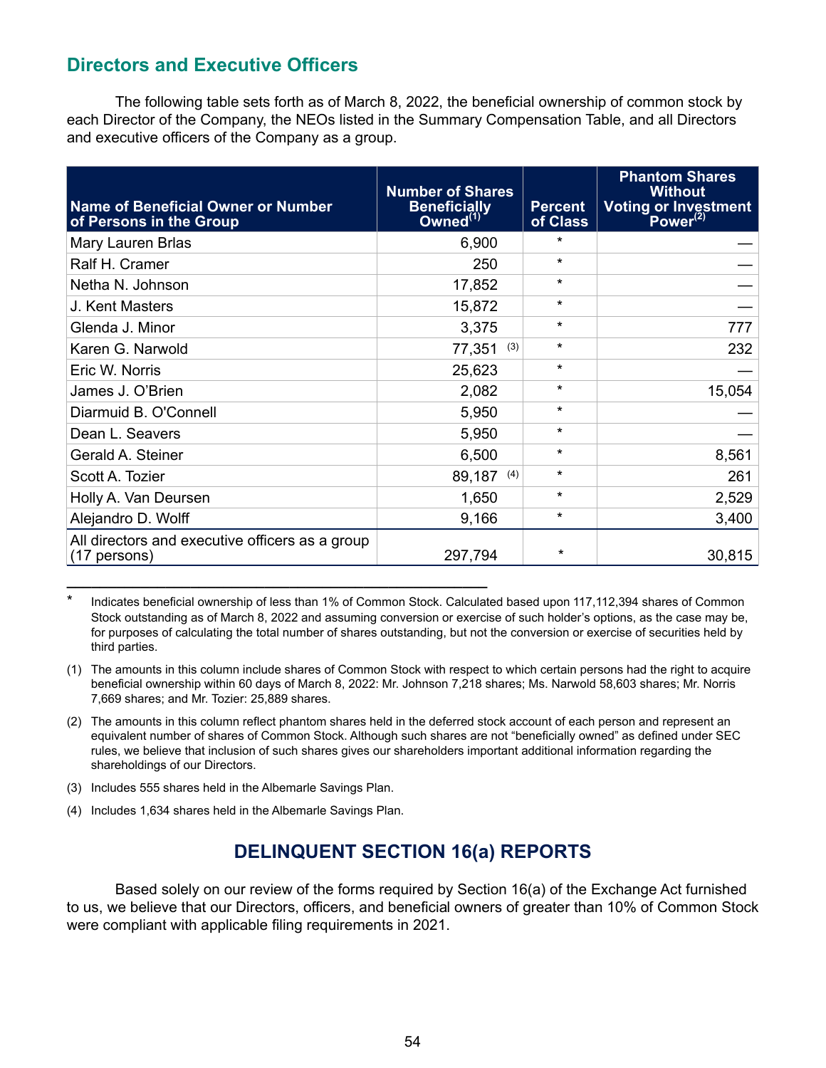## Directors and Executive Officers

The following table sets forth as of March 8, 2022, the beneficial ownership of common stock by each Director of the Company, the NEOs listed in the Summary Compensation Table, and all Directors and executive officers of the Company as a group.

| Name of Beneficial Owner or Number of Persons in the Group | Number of Shares Beneficially Owned(1) | Percent of Class | Phantom Shares Without Voting or Investment Power(2) |
|---|---|---|---|
| Mary Lauren Brlas | 6,900 | * | — |
| Ralf H. Cramer | 250 | * | — |
| Netha N. Johnson | 17,852 | * | — |
| J. Kent Masters | 15,872 | * | — |
| Glenda J. Minor | 3,375 | * | 777 |
| Karen G. Narwold | 77,351 (3) | * | 232 |
| Eric W. Norris | 25,623 | * | — |
| James J. O'Brien | 2,082 | * | 15,054 |
| Diarmuid B. O'Connell | 5,950 | * | — |
| Dean L. Seavers | 5,950 | * | — |
| Gerald A. Steiner | 6,500 | * | 8,561 |
| Scott A. Tozier | 89,187 (4) | * | 261 |
| Holly A. Van Deursen | 1,650 | * | 2,529 |
| Alejandro D. Wolff | 9,166 | * | 3,400 |
| All directors and executive officers as a group (17 persons) | 297,794 | * | 30,815 |

\* Indicates beneficial ownership of less than 1% of Common Stock. Calculated based upon 117,112,394 shares of Common Stock outstanding as of March 8, 2022 and assuming conversion or exercise of such holder's options, as the case may be, for purposes of calculating the total number of shares outstanding, but not the conversion or exercise of securities held by third parties.

(1) The amounts in this column include shares of Common Stock with respect to which certain persons had the right to acquire beneficial ownership within 60 days of March 8, 2022: Mr. Johnson 7,218 shares; Ms. Narwold 58,603 shares; Mr. Norris 7,669 shares; and Mr. Tozier: 25,889 shares.

(2) The amounts in this column reflect phantom shares held in the deferred stock account of each person and represent an equivalent number of shares of Common Stock. Although such shares are not "beneficially owned" as defined under SEC rules, we believe that inclusion of such shares gives our shareholders important additional information regarding the shareholdings of our Directors.

(3) Includes 555 shares held in the Albemarle Savings Plan.

(4) Includes 1,634 shares held in the Albemarle Savings Plan.

# DELINQUENT SECTION 16(a) REPORTS

Based solely on our review of the forms required by Section 16(a) of the Exchange Act furnished to us, we believe that our Directors, officers, and beneficial owners of greater than 10% of Common Stock were compliant with applicable filing requirements in 2021.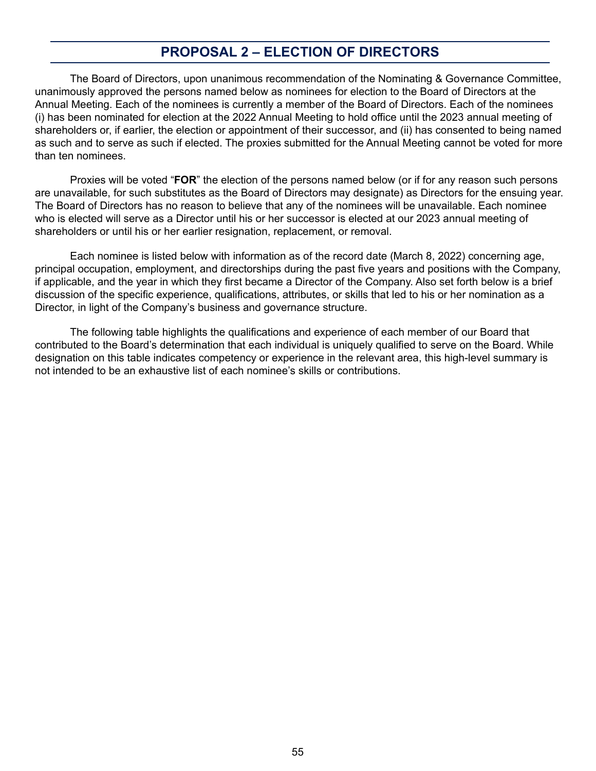## PROPOSAL 2 – ELECTION OF DIRECTORS

The Board of Directors, upon unanimous recommendation of the Nominating & Governance Committee, unanimously approved the persons named below as nominees for election to the Board of Directors at the Annual Meeting. Each of the nominees is currently a member of the Board of Directors. Each of the nominees (i) has been nominated for election at the 2022 Annual Meeting to hold office until the 2023 annual meeting of shareholders or, if earlier, the election or appointment of their successor, and (ii) has consented to being named as such and to serve as such if elected. The proxies submitted for the Annual Meeting cannot be voted for more than ten nominees.

Proxies will be voted "**FOR**" the election of the persons named below (or if for any reason such persons are unavailable, for such substitutes as the Board of Directors may designate) as Directors for the ensuing year. The Board of Directors has no reason to believe that any of the nominees will be unavailable. Each nominee who is elected will serve as a Director until his or her successor is elected at our 2023 annual meeting of shareholders or until his or her earlier resignation, replacement, or removal.

Each nominee is listed below with information as of the record date (March 8, 2022) concerning age, principal occupation, employment, and directorships during the past five years and positions with the Company, if applicable, and the year in which they first became a Director of the Company. Also set forth below is a brief discussion of the specific experience, qualifications, attributes, or skills that led to his or her nomination as a Director, in light of the Company's business and governance structure.

The following table highlights the qualifications and experience of each member of our Board that contributed to the Board's determination that each individual is uniquely qualified to serve on the Board. While designation on this table indicates competency or experience in the relevant area, this high-level summary is not intended to be an exhaustive list of each nominee's skills or contributions.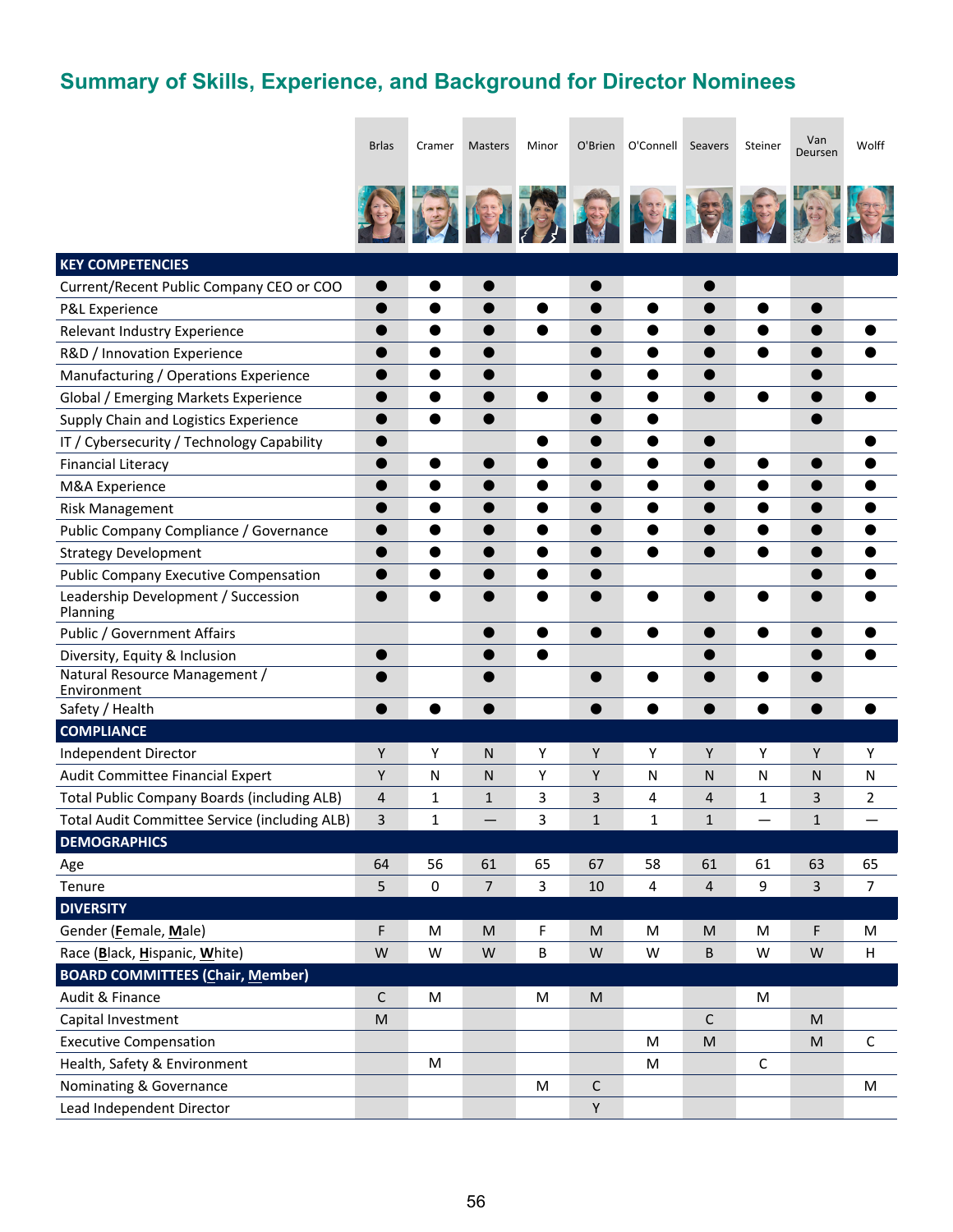## Summary of Skills, Experience, and Background for Director Nominees

| | Brlas | Cramer | Masters | Minor | O'Brien | O'Connell | Seavers | Steiner | Van Deursen | Wolff |
|---|---|---|---|---|---|---|---|---|---|---|
| **KEY COMPETENCIES** | | | | | | | | | | |
| Current/Recent Public Company CEO or COO | ● | ● | ● | | ● | | ● | | | |
| P&L Experience | ● | ● | ● | ● | ● | ● | ● | ● | ● | |
| Relevant Industry Experience | ● | ● | ● | ● | ● | ● | ● | ● | ● | ● |
| R&D / Innovation Experience | ● | ● | ● | | ● | ● | ● | ● | ● | ● |
| Manufacturing / Operations Experience | ● | ● | ● | | ● | ● | ● | | ● | |
| Global / Emerging Markets Experience | ● | ● | ● | ● | ● | ● | ● | ● | ● | ● |
| Supply Chain and Logistics Experience | ● | ● | ● | | ● | ● | | | ● | |
| IT / Cybersecurity / Technology Capability | ● | | | ● | ● | ● | ● | | | ● |
| Financial Literacy | ● | ● | ● | ● | ● | ● | ● | ● | ● | ● |
| M&A Experience | ● | ● | ● | ● | ● | ● | ● | ● | ● | ● |
| Risk Management | ● | ● | ● | ● | ● | ● | ● | ● | ● | ● |
| Public Company Compliance / Governance | ● | ● | ● | ● | ● | ● | ● | ● | ● | ● |
| Strategy Development | ● | ● | ● | ● | ● | ● | ● | ● | ● | ● |
| Public Company Executive Compensation | ● | ● | ● | ● | ● | | | | ● | ● |
| Leadership Development / Succession Planning | ● | ● | ● | ● | ● | ● | ● | ● | ● | ● |
| Public / Government Affairs | | | ● | ● | ● | ● | ● | ● | ● | ● |
| Diversity, Equity & Inclusion | ● | | ● | ● | | | ● | | ● | ● |
| Natural Resource Management / Environment | ● | | ● | | ● | ● | ● | ● | ● | |
| Safety / Health | ● | ● | ● | | ● | ● | ● | ● | ● | ● |
| **COMPLIANCE** | | | | | | | | | | |
| Independent Director | Y | Y | N | Y | Y | Y | Y | Y | Y | Y |
| Audit Committee Financial Expert | Y | N | N | Y | Y | N | N | N | N | N |
| Total Public Company Boards (including ALB) | 4 | 1 | 1 | 3 | 3 | 4 | 4 | 1 | 3 | 2 |
| Total Audit Committee Service (including ALB) | 3 | 1 | — | 3 | 1 | 1 | 1 | — | 1 | — |
| **DEMOGRAPHICS** | | | | | | | | | | |
| Age | 64 | 56 | 61 | 65 | 67 | 58 | 61 | 61 | 63 | 65 |
| Tenure | 5 | 0 | 7 | 3 | 10 | 4 | 4 | 9 | 3 | 7 |
| **DIVERSITY** | | | | | | | | | | |
| Gender (Female, Male) | F | M | M | F | M | M | M | M | F | M |
| Race (Black, Hispanic, White) | W | W | W | B | W | W | B | W | W | H |
| **BOARD COMMITTEES (Chair, Member)** | | | | | | | | | | |
| Audit & Finance | C | M | | M | M | | | M | | |
| Capital Investment | M | | | | | | C | | M | |
| Executive Compensation | | | | | | M | M | | M | C |
| Health, Safety & Environment | | M | | | | M | | C | | |
| Nominating & Governance | | | | M | C | | | | | M |
| Lead Independent Director | | | | | Y | | | | | |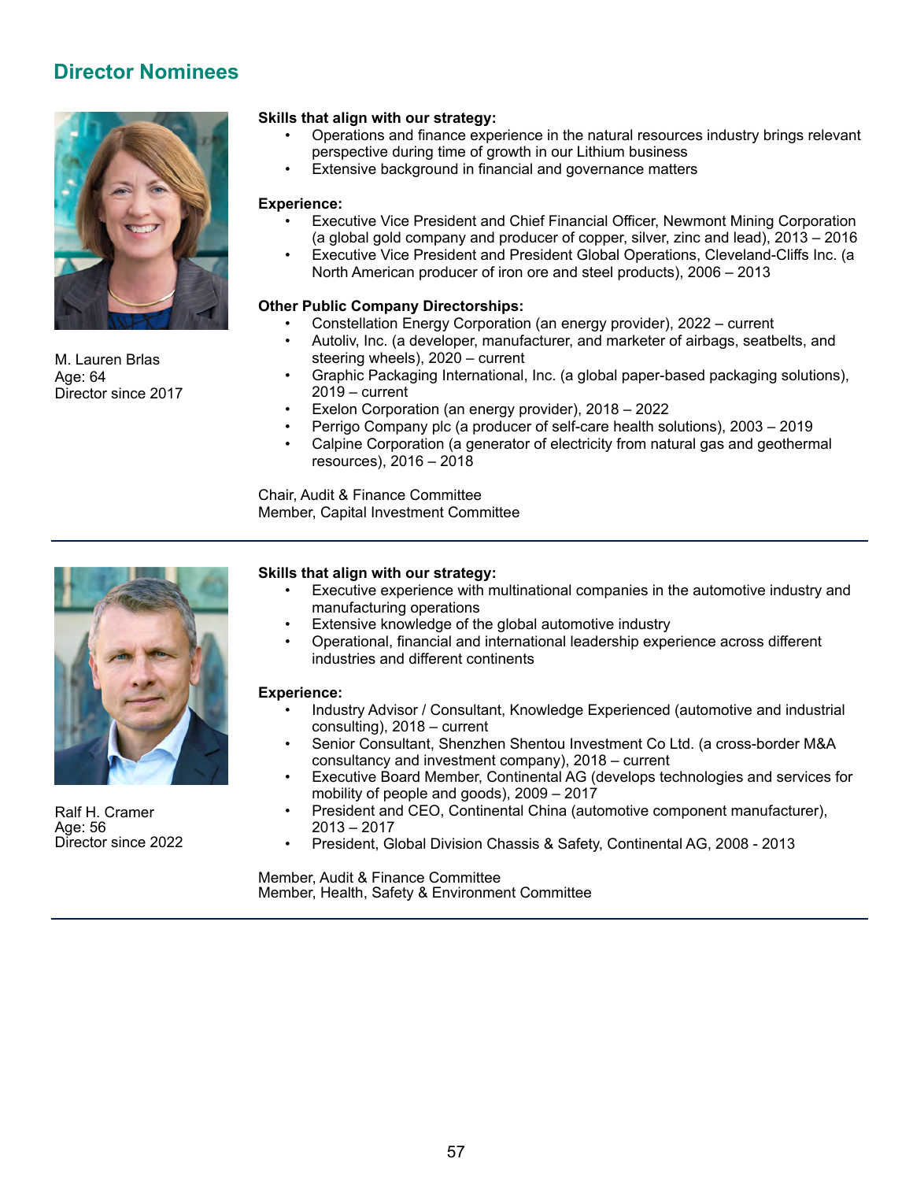## Director Nominees

M. Lauren Brlas
Age: 64
Director since 2017

**Skills that align with our strategy:**

- Operations and finance experience in the natural resources industry brings relevant perspective during time of growth in our Lithium business
- Extensive background in financial and governance matters

**Experience:**

- Executive Vice President and Chief Financial Officer, Newmont Mining Corporation (a global gold company and producer of copper, silver, zinc and lead), 2013 – 2016
- Executive Vice President and President Global Operations, Cleveland-Cliffs Inc. (a North American producer of iron ore and steel products), 2006 – 2013

**Other Public Company Directorships:**

- Constellation Energy Corporation (an energy provider), 2022 – current
- Autoliv, Inc. (a developer, manufacturer, and marketer of airbags, seatbelts, and steering wheels), 2020 – current
- Graphic Packaging International, Inc. (a global paper-based packaging solutions), 2019 – current
- Exelon Corporation (an energy provider), 2018 – 2022
- Perrigo Company plc (a producer of self-care health solutions), 2003 – 2019
- Calpine Corporation (a generator of electricity from natural gas and geothermal resources), 2016 – 2018

Chair, Audit & Finance Committee
Member, Capital Investment Committee

---

Ralf H. Cramer
Age: 56
Director since 2022

**Skills that align with our strategy:**

- Executive experience with multinational companies in the automotive industry and manufacturing operations
- Extensive knowledge of the global automotive industry
- Operational, financial and international leadership experience across different industries and different continents

**Experience:**

- Industry Advisor / Consultant, Knowledge Experienced (automotive and industrial consulting), 2018 – current
- Senior Consultant, Shenzhen Shentou Investment Co Ltd. (a cross-border M&A consultancy and investment company), 2018 – current
- Executive Board Member, Continental AG (develops technologies and services for mobility of people and goods), 2009 – 2017
- President and CEO, Continental China (automotive component manufacturer), 2013 – 2017
- President, Global Division Chassis & Safety, Continental AG, 2008 - 2013

Member, Audit & Finance Committee
Member, Health, Safety & Environment Committee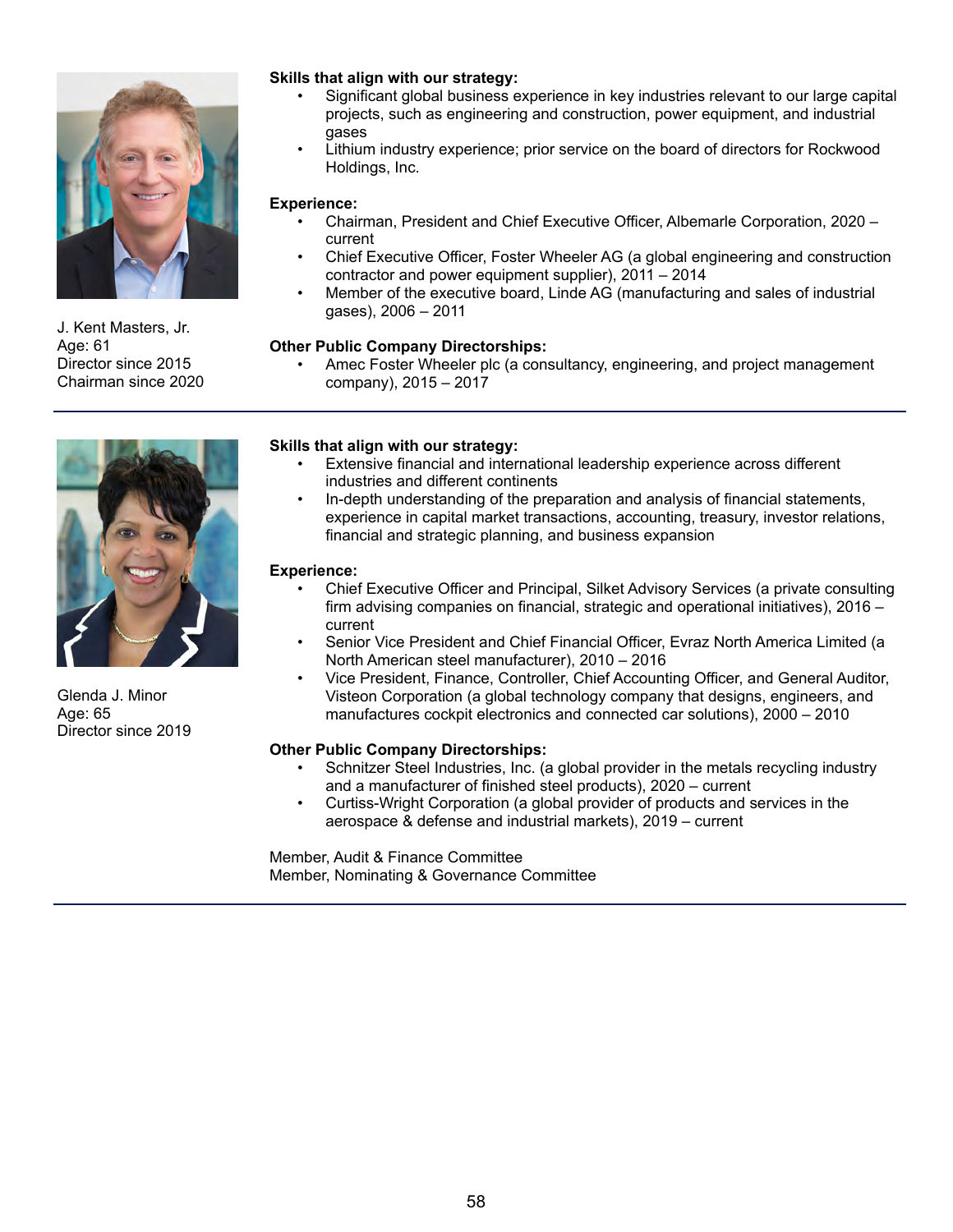J. Kent Masters, Jr.
Age: 61
Director since 2015
Chairman since 2020

**Skills that align with our strategy:**

- Significant global business experience in key industries relevant to our large capital projects, such as engineering and construction, power equipment, and industrial gases
- Lithium industry experience; prior service on the board of directors for Rockwood Holdings, Inc.

**Experience:**

- Chairman, President and Chief Executive Officer, Albemarle Corporation, 2020 – current
- Chief Executive Officer, Foster Wheeler AG (a global engineering and construction contractor and power equipment supplier), 2011 – 2014
- Member of the executive board, Linde AG (manufacturing and sales of industrial gases), 2006 – 2011

**Other Public Company Directorships:**

- Amec Foster Wheeler plc (a consultancy, engineering, and project management company), 2015 – 2017

---

Glenda J. Minor
Age: 65
Director since 2019

**Skills that align with our strategy:**

- Extensive financial and international leadership experience across different industries and different continents
- In-depth understanding of the preparation and analysis of financial statements, experience in capital market transactions, accounting, treasury, investor relations, financial and strategic planning, and business expansion

**Experience:**

- Chief Executive Officer and Principal, Silket Advisory Services (a private consulting firm advising companies on financial, strategic and operational initiatives), 2016 – current
- Senior Vice President and Chief Financial Officer, Evraz North America Limited (a North American steel manufacturer), 2010 – 2016
- Vice President, Finance, Controller, Chief Accounting Officer, and General Auditor, Visteon Corporation (a global technology company that designs, engineers, and manufactures cockpit electronics and connected car solutions), 2000 – 2010

**Other Public Company Directorships:**

- Schnitzer Steel Industries, Inc. (a global provider in the metals recycling industry and a manufacturer of finished steel products), 2020 – current
- Curtiss-Wright Corporation (a global provider of products and services in the aerospace & defense and industrial markets), 2019 – current

Member, Audit & Finance Committee
Member, Nominating & Governance Committee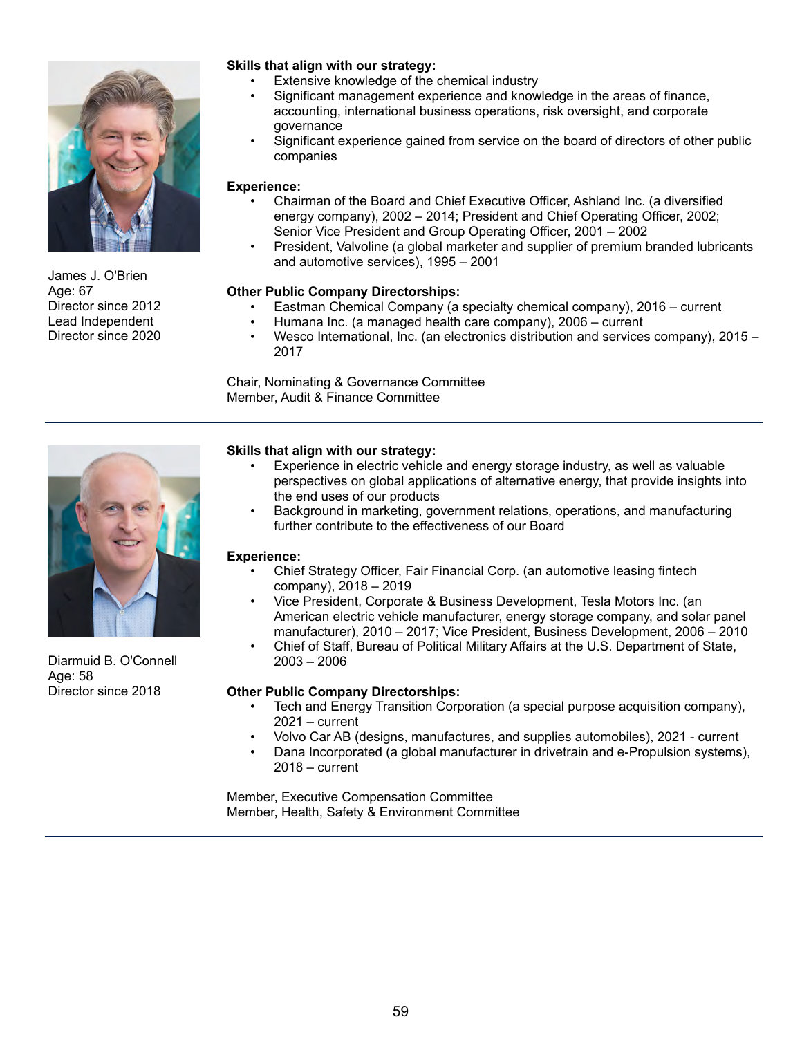James J. O'Brien
Age: 67
Director since 2012
Lead Independent Director since 2020

**Skills that align with our strategy:**

- Extensive knowledge of the chemical industry
- Significant management experience and knowledge in the areas of finance, accounting, international business operations, risk oversight, and corporate governance
- Significant experience gained from service on the board of directors of other public companies

**Experience:**

- Chairman of the Board and Chief Executive Officer, Ashland Inc. (a diversified energy company), 2002 – 2014; President and Chief Operating Officer, 2002; Senior Vice President and Group Operating Officer, 2001 – 2002
- President, Valvoline (a global marketer and supplier of premium branded lubricants and automotive services), 1995 – 2001

**Other Public Company Directorships:**

- Eastman Chemical Company (a specialty chemical company), 2016 – current
- Humana Inc. (a managed health care company), 2006 – current
- Wesco International, Inc. (an electronics distribution and services company), 2015 – 2017

Chair, Nominating & Governance Committee
Member, Audit & Finance Committee

---

Diarmuid B. O'Connell
Age: 58
Director since 2018

**Skills that align with our strategy:**

- Experience in electric vehicle and energy storage industry, as well as valuable perspectives on global applications of alternative energy, that provide insights into the end uses of our products
- Background in marketing, government relations, operations, and manufacturing further contribute to the effectiveness of our Board

**Experience:**

- Chief Strategy Officer, Fair Financial Corp. (an automotive leasing fintech company), 2018 – 2019
- Vice President, Corporate & Business Development, Tesla Motors Inc. (an American electric vehicle manufacturer, energy storage company, and solar panel manufacturer), 2010 – 2017; Vice President, Business Development, 2006 – 2010
- Chief of Staff, Bureau of Political Military Affairs at the U.S. Department of State, 2003 – 2006

**Other Public Company Directorships:**

- Tech and Energy Transition Corporation (a special purpose acquisition company), 2021 – current
- Volvo Car AB (designs, manufactures, and supplies automobiles), 2021 - current
- Dana Incorporated (a global manufacturer in drivetrain and e-Propulsion systems), 2018 – current

Member, Executive Compensation Committee
Member, Health, Safety & Environment Committee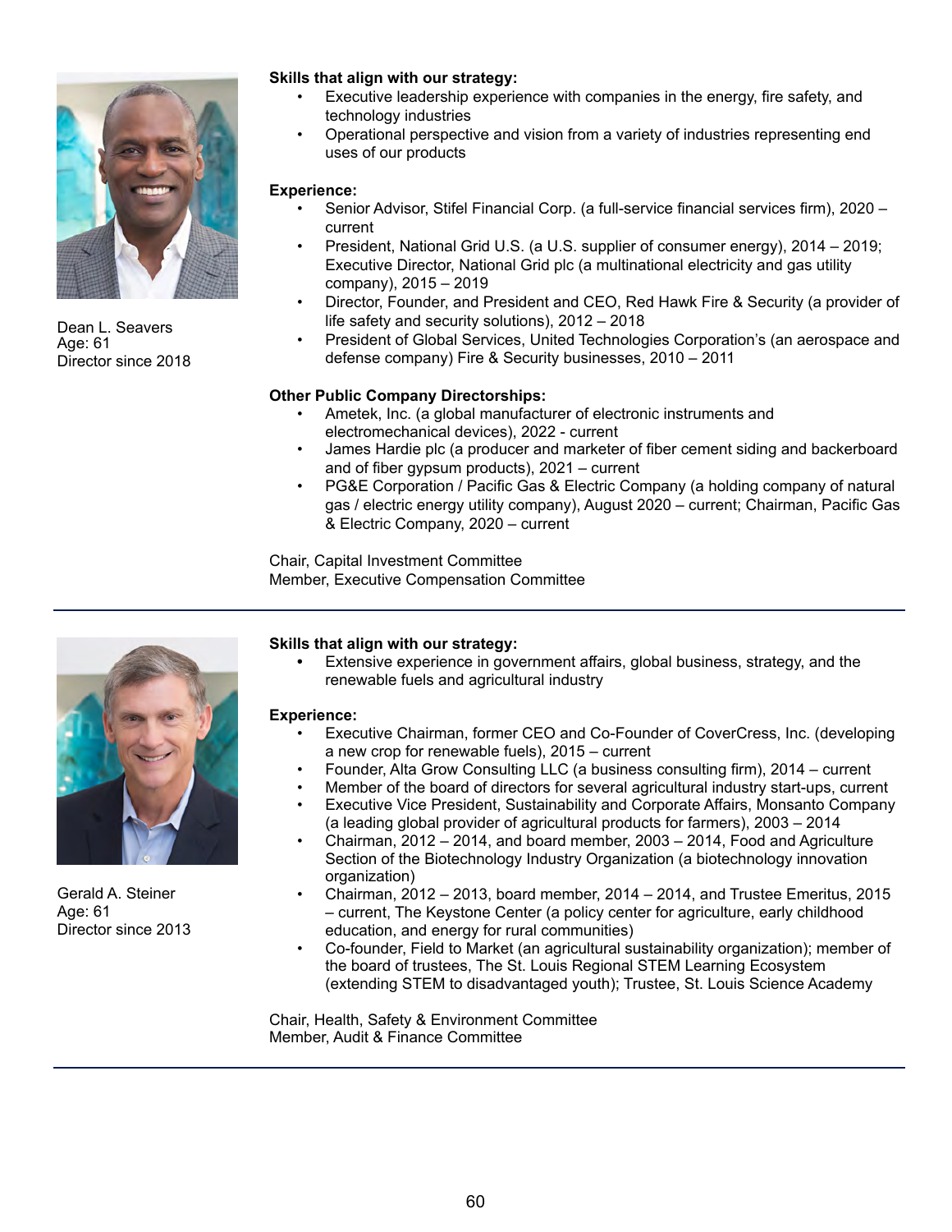Dean L. Seavers
Age: 61
Director since 2018

**Skills that align with our strategy:**

- Executive leadership experience with companies in the energy, fire safety, and technology industries
- Operational perspective and vision from a variety of industries representing end uses of our products

**Experience:**

- Senior Advisor, Stifel Financial Corp. (a full-service financial services firm), 2020 – current
- President, National Grid U.S. (a U.S. supplier of consumer energy), 2014 – 2019; Executive Director, National Grid plc (a multinational electricity and gas utility company), 2015 – 2019
- Director, Founder, and President and CEO, Red Hawk Fire & Security (a provider of life safety and security solutions), 2012 – 2018
- President of Global Services, United Technologies Corporation's (an aerospace and defense company) Fire & Security businesses, 2010 – 2011

**Other Public Company Directorships:**

- Ametek, Inc. (a global manufacturer of electronic instruments and electromechanical devices), 2022 - current
- James Hardie plc (a producer and marketer of fiber cement siding and backerboard and of fiber gypsum products), 2021 – current
- PG&E Corporation / Pacific Gas & Electric Company (a holding company of natural gas / electric energy utility company), August 2020 – current; Chairman, Pacific Gas & Electric Company, 2020 – current

Chair, Capital Investment Committee
Member, Executive Compensation Committee

---

Gerald A. Steiner
Age: 61
Director since 2013

**Skills that align with our strategy:**

- Extensive experience in government affairs, global business, strategy, and the renewable fuels and agricultural industry

**Experience:**

- Executive Chairman, former CEO and Co-Founder of CoverCress, Inc. (developing a new crop for renewable fuels), 2015 – current
- Founder, Alta Grow Consulting LLC (a business consulting firm), 2014 – current
- Member of the board of directors for several agricultural industry start-ups, current
- Executive Vice President, Sustainability and Corporate Affairs, Monsanto Company (a leading global provider of agricultural products for farmers), 2003 – 2014
- Chairman, 2012 – 2014, and board member, 2003 – 2014, Food and Agriculture Section of the Biotechnology Industry Organization (a biotechnology innovation organization)
- Chairman, 2012 – 2013, board member, 2014 – 2014, and Trustee Emeritus, 2015 – current, The Keystone Center (a policy center for agriculture, early childhood education, and energy for rural communities)
- Co-founder, Field to Market (an agricultural sustainability organization); member of the board of trustees, The St. Louis Regional STEM Learning Ecosystem (extending STEM to disadvantaged youth); Trustee, St. Louis Science Academy

Chair, Health, Safety & Environment Committee
Member, Audit & Finance Committee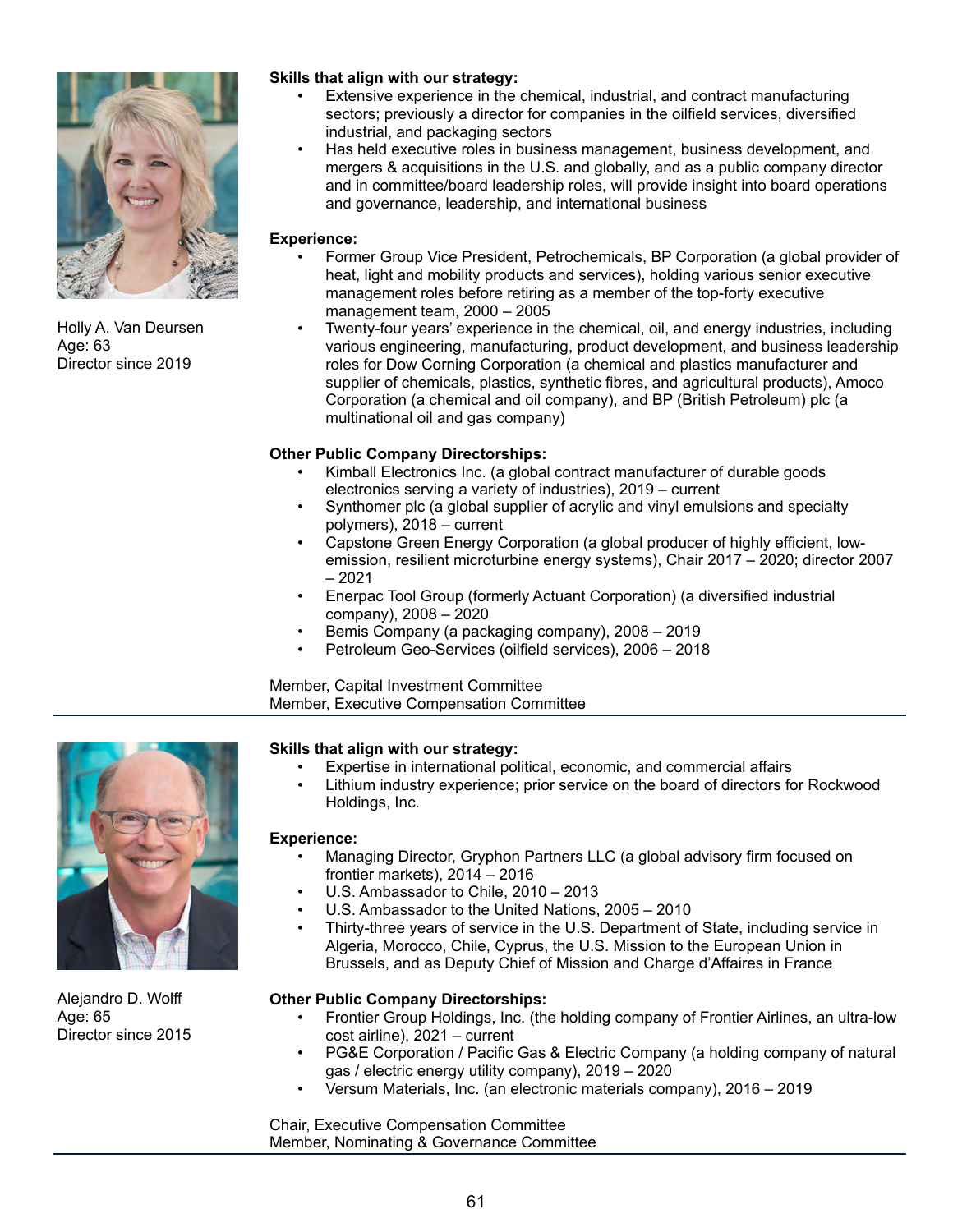Holly A. Van Deursen
Age: 63
Director since 2019

**Skills that align with our strategy:**

- Extensive experience in the chemical, industrial, and contract manufacturing sectors; previously a director for companies in the oilfield services, diversified industrial, and packaging sectors
- Has held executive roles in business management, business development, and mergers & acquisitions in the U.S. and globally, and as a public company director and in committee/board leadership roles, will provide insight into board operations and governance, leadership, and international business

**Experience:**

- Former Group Vice President, Petrochemicals, BP Corporation (a global provider of heat, light and mobility products and services), holding various senior executive management roles before retiring as a member of the top-forty executive management team, 2000 – 2005
- Twenty-four years' experience in the chemical, oil, and energy industries, including various engineering, manufacturing, product development, and business leadership roles for Dow Corning Corporation (a chemical and plastics manufacturer and supplier of chemicals, plastics, synthetic fibres, and agricultural products), Amoco Corporation (a chemical and oil company), and BP (British Petroleum) plc (a multinational oil and gas company)

**Other Public Company Directorships:**

- Kimball Electronics Inc. (a global contract manufacturer of durable goods electronics serving a variety of industries), 2019 – current
- Synthomer plc (a global supplier of acrylic and vinyl emulsions and specialty polymers), 2018 – current
- Capstone Green Energy Corporation (a global producer of highly efficient, low-emission, resilient microturbine energy systems), Chair 2017 – 2020; director 2007 – 2021
- Enerpac Tool Group (formerly Actuant Corporation) (a diversified industrial company), 2008 – 2020
- Bemis Company (a packaging company), 2008 – 2019
- Petroleum Geo-Services (oilfield services), 2006 – 2018

Member, Capital Investment Committee
Member, Executive Compensation Committee

---

Alejandro D. Wolff
Age: 65
Director since 2015

**Skills that align with our strategy:**

- Expertise in international political, economic, and commercial affairs
- Lithium industry experience; prior service on the board of directors for Rockwood Holdings, Inc.

**Experience:**

- Managing Director, Gryphon Partners LLC (a global advisory firm focused on frontier markets), 2014 – 2016
- U.S. Ambassador to Chile, 2010 – 2013
- U.S. Ambassador to the United Nations, 2005 – 2010
- Thirty-three years of service in the U.S. Department of State, including service in Algeria, Morocco, Chile, Cyprus, the U.S. Mission to the European Union in Brussels, and as Deputy Chief of Mission and Charge d'Affaires in France

**Other Public Company Directorships:**

- Frontier Group Holdings, Inc. (the holding company of Frontier Airlines, an ultra-low cost airline), 2021 – current
- PG&E Corporation / Pacific Gas & Electric Company (a holding company of natural gas / electric energy utility company), 2019 – 2020
- Versum Materials, Inc. (an electronic materials company), 2016 – 2019

Chair, Executive Compensation Committee
Member, Nominating & Governance Committee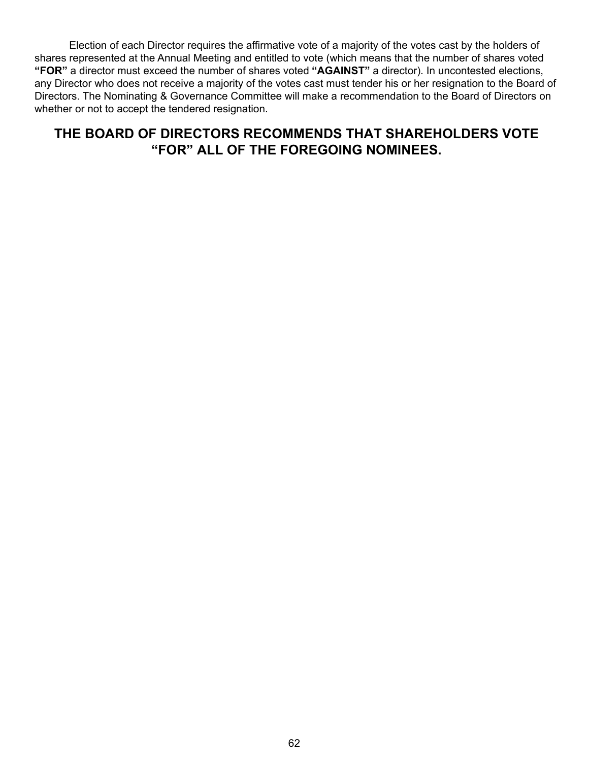Election of each Director requires the affirmative vote of a majority of the votes cast by the holders of shares represented at the Annual Meeting and entitled to vote (which means that the number of shares voted **"FOR"** a director must exceed the number of shares voted **"AGAINST"** a director). In uncontested elections, any Director who does not receive a majority of the votes cast must tender his or her resignation to the Board of Directors. The Nominating & Governance Committee will make a recommendation to the Board of Directors on whether or not to accept the tendered resignation.

## THE BOARD OF DIRECTORS RECOMMENDS THAT SHAREHOLDERS VOTE "FOR" ALL OF THE FOREGOING NOMINEES.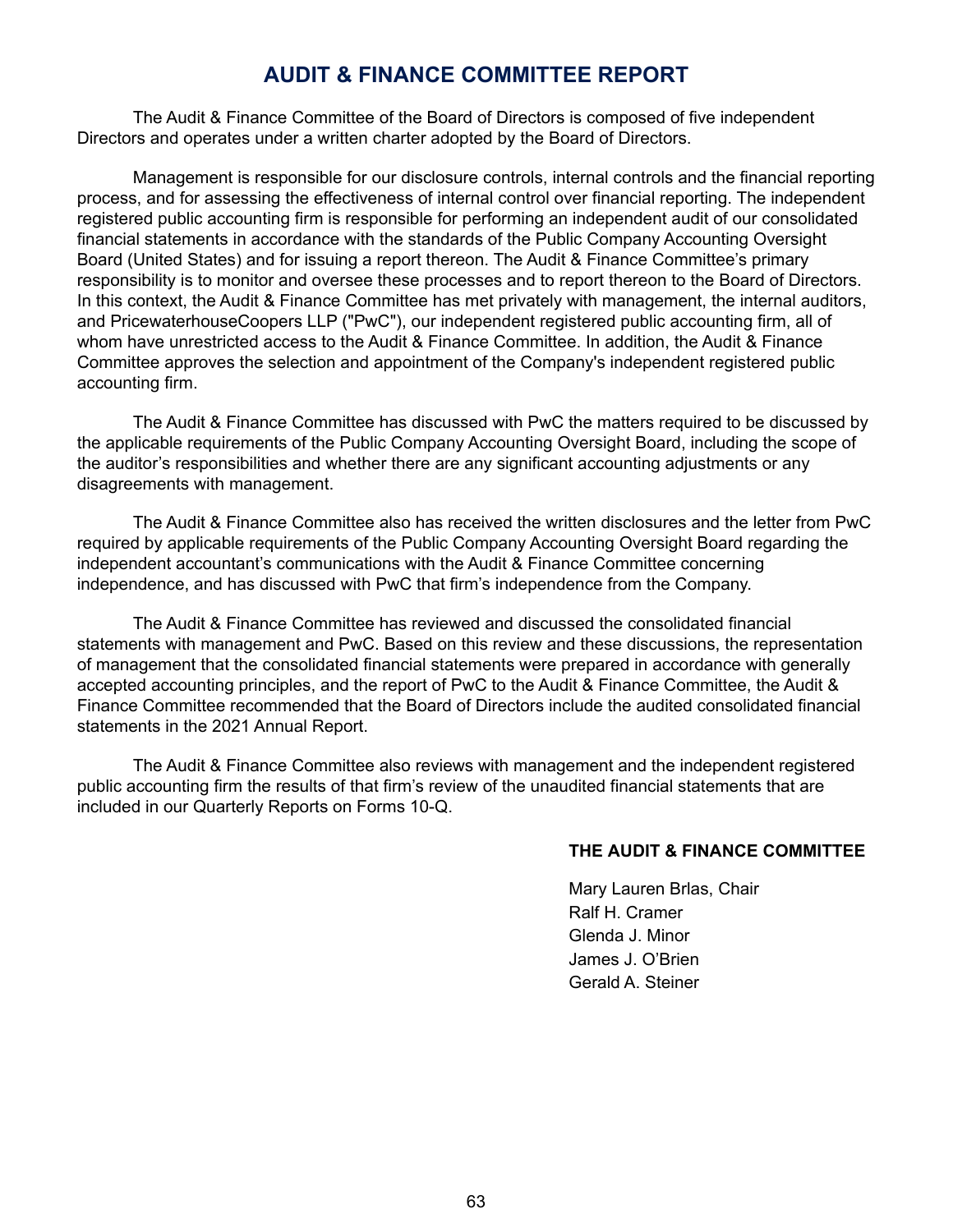# AUDIT & FINANCE COMMITTEE REPORT

The Audit & Finance Committee of the Board of Directors is composed of five independent Directors and operates under a written charter adopted by the Board of Directors.

Management is responsible for our disclosure controls, internal controls and the financial reporting process, and for assessing the effectiveness of internal control over financial reporting. The independent registered public accounting firm is responsible for performing an independent audit of our consolidated financial statements in accordance with the standards of the Public Company Accounting Oversight Board (United States) and for issuing a report thereon. The Audit & Finance Committee's primary responsibility is to monitor and oversee these processes and to report thereon to the Board of Directors. In this context, the Audit & Finance Committee has met privately with management, the internal auditors, and PricewaterhouseCoopers LLP ("PwC"), our independent registered public accounting firm, all of whom have unrestricted access to the Audit & Finance Committee. In addition, the Audit & Finance Committee approves the selection and appointment of the Company's independent registered public accounting firm.

The Audit & Finance Committee has discussed with PwC the matters required to be discussed by the applicable requirements of the Public Company Accounting Oversight Board, including the scope of the auditor's responsibilities and whether there are any significant accounting adjustments or any disagreements with management.

The Audit & Finance Committee also has received the written disclosures and the letter from PwC required by applicable requirements of the Public Company Accounting Oversight Board regarding the independent accountant's communications with the Audit & Finance Committee concerning independence, and has discussed with PwC that firm's independence from the Company.

The Audit & Finance Committee has reviewed and discussed the consolidated financial statements with management and PwC. Based on this review and these discussions, the representation of management that the consolidated financial statements were prepared in accordance with generally accepted accounting principles, and the report of PwC to the Audit & Finance Committee, the Audit & Finance Committee recommended that the Board of Directors include the audited consolidated financial statements in the 2021 Annual Report.

The Audit & Finance Committee also reviews with management and the independent registered public accounting firm the results of that firm's review of the unaudited financial statements that are included in our Quarterly Reports on Forms 10-Q.

**THE AUDIT & FINANCE COMMITTEE**

Mary Lauren Brlas, Chair
Ralf H. Cramer
Glenda J. Minor
James J. O'Brien
Gerald A. Steiner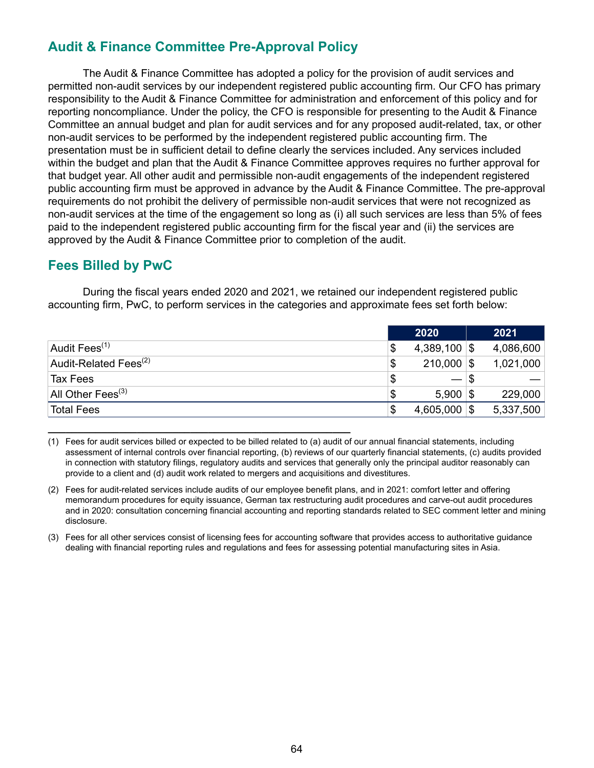## Audit & Finance Committee Pre-Approval Policy

The Audit & Finance Committee has adopted a policy for the provision of audit services and permitted non-audit services by our independent registered public accounting firm. Our CFO has primary responsibility to the Audit & Finance Committee for administration and enforcement of this policy and for reporting noncompliance. Under the policy, the CFO is responsible for presenting to the Audit & Finance Committee an annual budget and plan for audit services and for any proposed audit-related, tax, or other non-audit services to be performed by the independent registered public accounting firm. The presentation must be in sufficient detail to define clearly the services included. Any services included within the budget and plan that the Audit & Finance Committee approves requires no further approval for that budget year. All other audit and permissible non-audit engagements of the independent registered public accounting firm must be approved in advance by the Audit & Finance Committee. The pre-approval requirements do not prohibit the delivery of permissible non-audit services that were not recognized as non-audit services at the time of the engagement so long as (i) all such services are less than 5% of fees paid to the independent registered public accounting firm for the fiscal year and (ii) the services are approved by the Audit & Finance Committee prior to completion of the audit.

## Fees Billed by PwC

During the fiscal years ended 2020 and 2021, we retained our independent registered public accounting firm, PwC, to perform services in the categories and approximate fees set forth below:

| | 2020 | 2021 |
|---|---|---|
| Audit Fees[(1)] | $ 4,389,100 | $ 4,086,600 |
| Audit-Related Fees[(2)] | $ 210,000 | $ 1,021,000 |
| Tax Fees | $ — | $ — |
| All Other Fees[(3)] | $ 5,900 | $ 229,000 |
| Total Fees | $ 4,605,000 | $ 5,337,500 |

(1) Fees for audit services billed or expected to be billed related to (a) audit of our annual financial statements, including assessment of internal controls over financial reporting, (b) reviews of our quarterly financial statements, (c) audits provided in connection with statutory filings, regulatory audits and services that generally only the principal auditor reasonably can provide to a client and (d) audit work related to mergers and acquisitions and divestitures.

(2) Fees for audit-related services include audits of our employee benefit plans, and in 2021: comfort letter and offering memorandum procedures for equity issuance, German tax restructuring audit procedures and carve-out audit procedures and in 2020: consultation concerning financial accounting and reporting standards related to SEC comment letter and mining disclosure.

(3) Fees for all other services consist of licensing fees for accounting software that provides access to authoritative guidance dealing with financial reporting rules and regulations and fees for assessing potential manufacturing sites in Asia.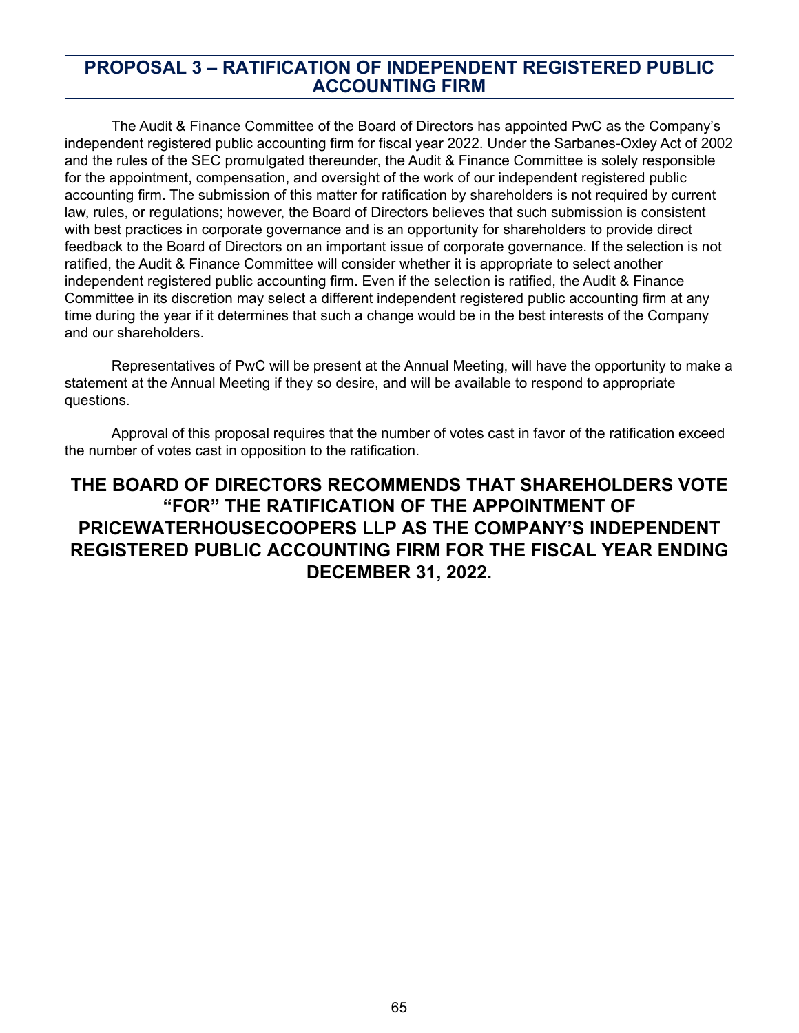## PROPOSAL 3 – RATIFICATION OF INDEPENDENT REGISTERED PUBLIC ACCOUNTING FIRM

The Audit & Finance Committee of the Board of Directors has appointed PwC as the Company's independent registered public accounting firm for fiscal year 2022. Under the Sarbanes-Oxley Act of 2002 and the rules of the SEC promulgated thereunder, the Audit & Finance Committee is solely responsible for the appointment, compensation, and oversight of the work of our independent registered public accounting firm. The submission of this matter for ratification by shareholders is not required by current law, rules, or regulations; however, the Board of Directors believes that such submission is consistent with best practices in corporate governance and is an opportunity for shareholders to provide direct feedback to the Board of Directors on an important issue of corporate governance. If the selection is not ratified, the Audit & Finance Committee will consider whether it is appropriate to select another independent registered public accounting firm. Even if the selection is ratified, the Audit & Finance Committee in its discretion may select a different independent registered public accounting firm at any time during the year if it determines that such a change would be in the best interests of the Company and our shareholders.

Representatives of PwC will be present at the Annual Meeting, will have the opportunity to make a statement at the Annual Meeting if they so desire, and will be available to respond to appropriate questions.

Approval of this proposal requires that the number of votes cast in favor of the ratification exceed the number of votes cast in opposition to the ratification.

**THE BOARD OF DIRECTORS RECOMMENDS THAT SHAREHOLDERS VOTE "FOR" THE RATIFICATION OF THE APPOINTMENT OF PRICEWATERHOUSECOOPERS LLP AS THE COMPANY'S INDEPENDENT REGISTERED PUBLIC ACCOUNTING FIRM FOR THE FISCAL YEAR ENDING DECEMBER 31, 2022.**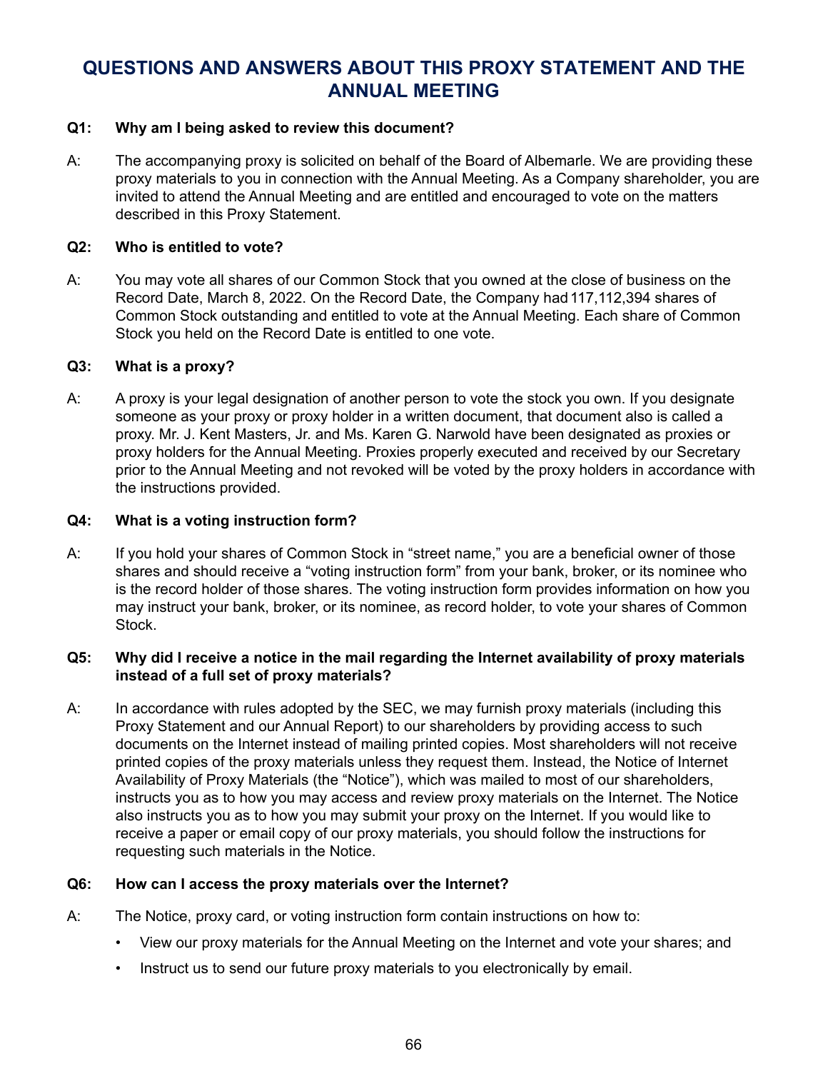# QUESTIONS AND ANSWERS ABOUT THIS PROXY STATEMENT AND THE ANNUAL MEETING

**Q1: Why am I being asked to review this document?**

A: The accompanying proxy is solicited on behalf of the Board of Albemarle. We are providing these proxy materials to you in connection with the Annual Meeting. As a Company shareholder, you are invited to attend the Annual Meeting and are entitled and encouraged to vote on the matters described in this Proxy Statement.

**Q2: Who is entitled to vote?**

A: You may vote all shares of our Common Stock that you owned at the close of business on the Record Date, March 8, 2022. On the Record Date, the Company had 117,112,394 shares of Common Stock outstanding and entitled to vote at the Annual Meeting. Each share of Common Stock you held on the Record Date is entitled to one vote.

**Q3: What is a proxy?**

A: A proxy is your legal designation of another person to vote the stock you own. If you designate someone as your proxy or proxy holder in a written document, that document also is called a proxy. Mr. J. Kent Masters, Jr. and Ms. Karen G. Narwold have been designated as proxies or proxy holders for the Annual Meeting. Proxies properly executed and received by our Secretary prior to the Annual Meeting and not revoked will be voted by the proxy holders in accordance with the instructions provided.

**Q4: What is a voting instruction form?**

A: If you hold your shares of Common Stock in "street name," you are a beneficial owner of those shares and should receive a "voting instruction form" from your bank, broker, or its nominee who is the record holder of those shares. The voting instruction form provides information on how you may instruct your bank, broker, or its nominee, as record holder, to vote your shares of Common Stock.

**Q5: Why did I receive a notice in the mail regarding the Internet availability of proxy materials instead of a full set of proxy materials?**

A: In accordance with rules adopted by the SEC, we may furnish proxy materials (including this Proxy Statement and our Annual Report) to our shareholders by providing access to such documents on the Internet instead of mailing printed copies. Most shareholders will not receive printed copies of the proxy materials unless they request them. Instead, the Notice of Internet Availability of Proxy Materials (the "Notice"), which was mailed to most of our shareholders, instructs you as to how you may access and review proxy materials on the Internet. The Notice also instructs you as to how you may submit your proxy on the Internet. If you would like to receive a paper or email copy of our proxy materials, you should follow the instructions for requesting such materials in the Notice.

**Q6: How can I access the proxy materials over the Internet?**

A: The Notice, proxy card, or voting instruction form contain instructions on how to:

- View our proxy materials for the Annual Meeting on the Internet and vote your shares; and
- Instruct us to send our future proxy materials to you electronically by email.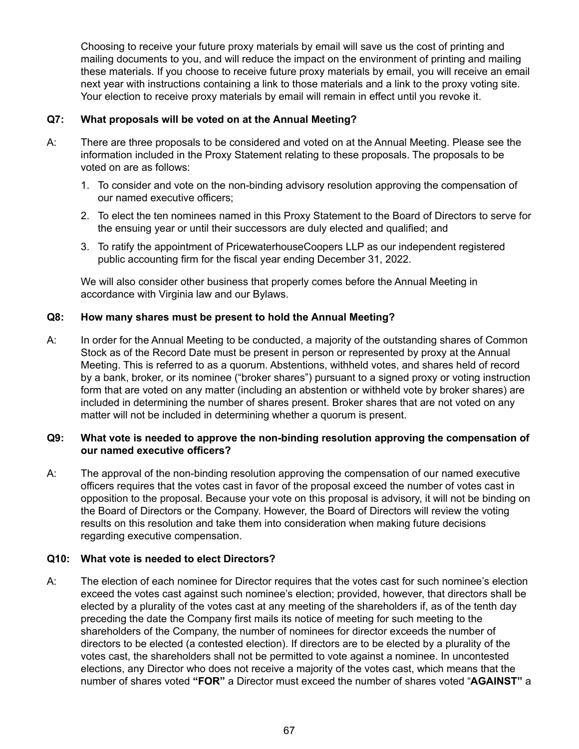Choosing to receive your future proxy materials by email will save us the cost of printing and mailing documents to you, and will reduce the impact on the environment of printing and mailing these materials. If you choose to receive future proxy materials by email, you will receive an email next year with instructions containing a link to those materials and a link to the proxy voting site. Your election to receive proxy materials by email will remain in effect until you revoke it.

**Q7: What proposals will be voted on at the Annual Meeting?**

A: There are three proposals to be considered and voted on at the Annual Meeting. Please see the information included in the Proxy Statement relating to these proposals. The proposals to be voted on are as follows:

1. To consider and vote on the non-binding advisory resolution approving the compensation of our named executive officers;
2. To elect the ten nominees named in this Proxy Statement to the Board of Directors to serve for the ensuing year or until their successors are duly elected and qualified; and
3. To ratify the appointment of PricewaterhouseCoopers LLP as our independent registered public accounting firm for the fiscal year ending December 31, 2022.

We will also consider other business that properly comes before the Annual Meeting in accordance with Virginia law and our Bylaws.

**Q8: How many shares must be present to hold the Annual Meeting?**

A: In order for the Annual Meeting to be conducted, a majority of the outstanding shares of Common Stock as of the Record Date must be present in person or represented by proxy at the Annual Meeting. This is referred to as a quorum. Abstentions, withheld votes, and shares held of record by a bank, broker, or its nominee ("broker shares") pursuant to a signed proxy or voting instruction form that are voted on any matter (including an abstention or withheld vote by broker shares) are included in determining the number of shares present. Broker shares that are not voted on any matter will not be included in determining whether a quorum is present.

**Q9: What vote is needed to approve the non-binding resolution approving the compensation of our named executive officers?**

A: The approval of the non-binding resolution approving the compensation of our named executive officers requires that the votes cast in favor of the proposal exceed the number of votes cast in opposition to the proposal. Because your vote on this proposal is advisory, it will not be binding on the Board of Directors or the Company. However, the Board of Directors will review the voting results on this resolution and take them into consideration when making future decisions regarding executive compensation.

**Q10: What vote is needed to elect Directors?**

A: The election of each nominee for Director requires that the votes cast for such nominee's election exceed the votes cast against such nominee's election; provided, however, that directors shall be elected by a plurality of the votes cast at any meeting of the shareholders if, as of the tenth day preceding the date the Company first mails its notice of meeting for such meeting to the shareholders of the Company, the number of nominees for director exceeds the number of directors to be elected (a contested election). If directors are to be elected by a plurality of the votes cast, the shareholders shall not be permitted to vote against a nominee. In uncontested elections, any Director who does not receive a majority of the votes cast, which means that the number of shares voted **"FOR"** a Director must exceed the number of shares voted "**AGAINST"** a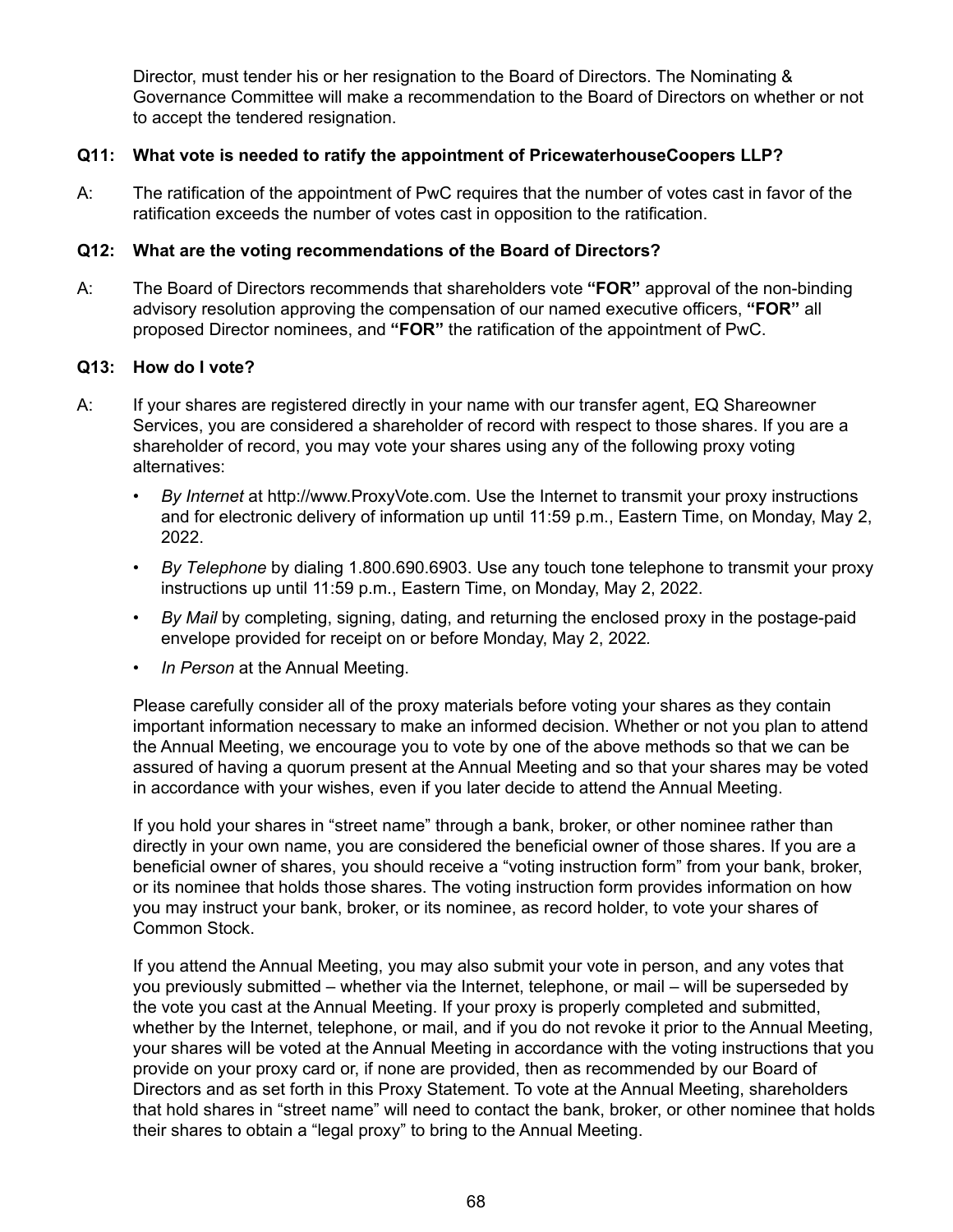Director, must tender his or her resignation to the Board of Directors. The Nominating & Governance Committee will make a recommendation to the Board of Directors on whether or not to accept the tendered resignation.

**Q11: What vote is needed to ratify the appointment of PricewaterhouseCoopers LLP?**

A: The ratification of the appointment of PwC requires that the number of votes cast in favor of the ratification exceeds the number of votes cast in opposition to the ratification.

**Q12: What are the voting recommendations of the Board of Directors?**

A: The Board of Directors recommends that shareholders vote **"FOR"** approval of the non-binding advisory resolution approving the compensation of our named executive officers, **"FOR"** all proposed Director nominees, and **"FOR"** the ratification of the appointment of PwC.

**Q13: How do I vote?**

A: If your shares are registered directly in your name with our transfer agent, EQ Shareowner Services, you are considered a shareholder of record with respect to those shares. If you are a shareholder of record, you may vote your shares using any of the following proxy voting alternatives:

- *By Internet* at http://www.ProxyVote.com. Use the Internet to transmit your proxy instructions and for electronic delivery of information up until 11:59 p.m., Eastern Time, on Monday, May 2, 2022.
- *By Telephone* by dialing 1.800.690.6903. Use any touch tone telephone to transmit your proxy instructions up until 11:59 p.m., Eastern Time, on Monday, May 2, 2022.
- *By Mail* by completing, signing, dating, and returning the enclosed proxy in the postage-paid envelope provided for receipt on or before Monday, May 2, 2022.
- *In Person* at the Annual Meeting.

Please carefully consider all of the proxy materials before voting your shares as they contain important information necessary to make an informed decision. Whether or not you plan to attend the Annual Meeting, we encourage you to vote by one of the above methods so that we can be assured of having a quorum present at the Annual Meeting and so that your shares may be voted in accordance with your wishes, even if you later decide to attend the Annual Meeting.

If you hold your shares in "street name" through a bank, broker, or other nominee rather than directly in your own name, you are considered the beneficial owner of those shares. If you are a beneficial owner of shares, you should receive a "voting instruction form" from your bank, broker, or its nominee that holds those shares. The voting instruction form provides information on how you may instruct your bank, broker, or its nominee, as record holder, to vote your shares of Common Stock.

If you attend the Annual Meeting, you may also submit your vote in person, and any votes that you previously submitted – whether via the Internet, telephone, or mail – will be superseded by the vote you cast at the Annual Meeting. If your proxy is properly completed and submitted, whether by the Internet, telephone, or mail, and if you do not revoke it prior to the Annual Meeting, your shares will be voted at the Annual Meeting in accordance with the voting instructions that you provide on your proxy card or, if none are provided, then as recommended by our Board of Directors and as set forth in this Proxy Statement. To vote at the Annual Meeting, shareholders that hold shares in "street name" will need to contact the bank, broker, or other nominee that holds their shares to obtain a "legal proxy" to bring to the Annual Meeting.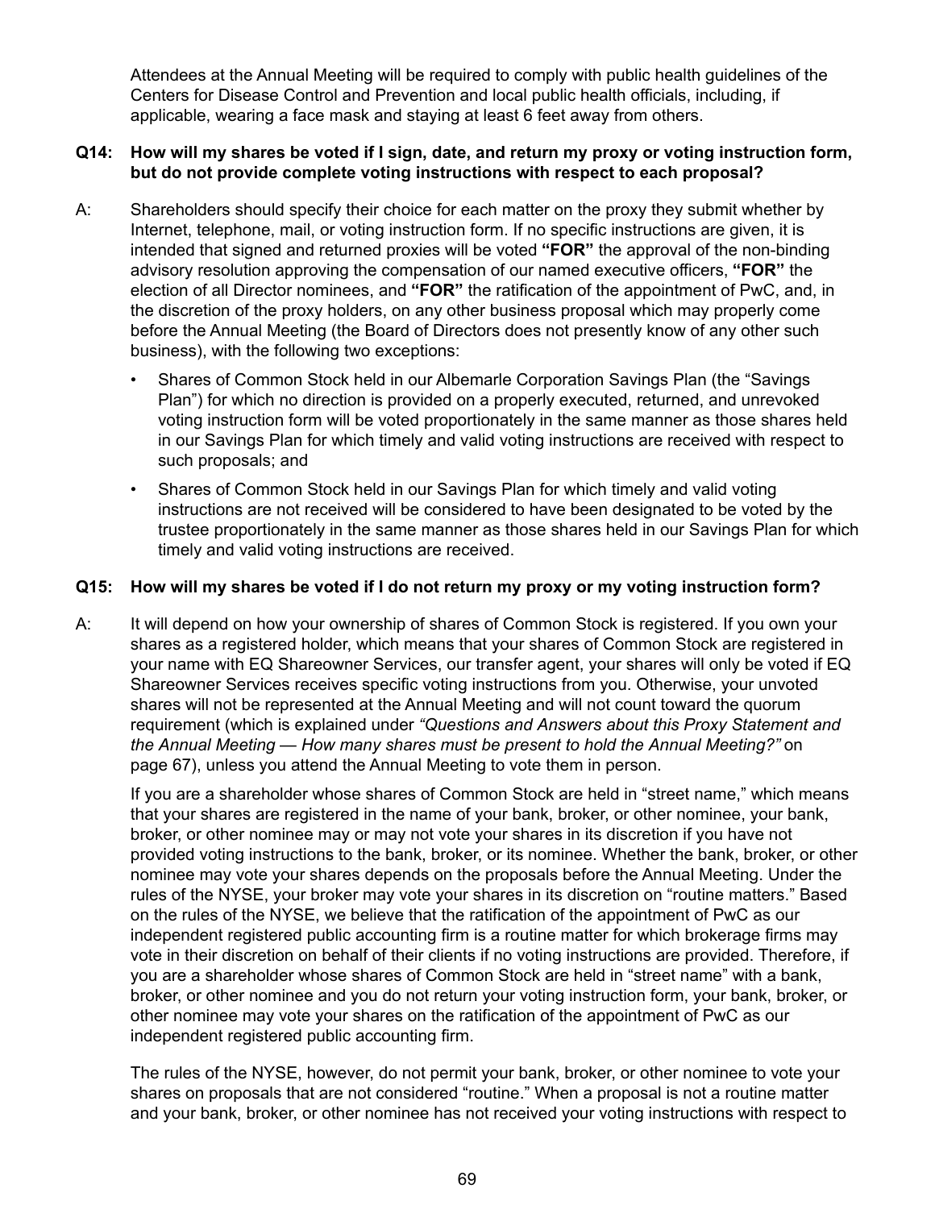Attendees at the Annual Meeting will be required to comply with public health guidelines of the Centers for Disease Control and Prevention and local public health officials, including, if applicable, wearing a face mask and staying at least 6 feet away from others.

**Q14: How will my shares be voted if I sign, date, and return my proxy or voting instruction form, but do not provide complete voting instructions with respect to each proposal?**

A: Shareholders should specify their choice for each matter on the proxy they submit whether by Internet, telephone, mail, or voting instruction form. If no specific instructions are given, it is intended that signed and returned proxies will be voted **"FOR"** the approval of the non-binding advisory resolution approving the compensation of our named executive officers, **"FOR"** the election of all Director nominees, and **"FOR"** the ratification of the appointment of PwC, and, in the discretion of the proxy holders, on any other business proposal which may properly come before the Annual Meeting (the Board of Directors does not presently know of any other such business), with the following two exceptions:

- Shares of Common Stock held in our Albemarle Corporation Savings Plan (the "Savings Plan") for which no direction is provided on a properly executed, returned, and unrevoked voting instruction form will be voted proportionately in the same manner as those shares held in our Savings Plan for which timely and valid voting instructions are received with respect to such proposals; and
- Shares of Common Stock held in our Savings Plan for which timely and valid voting instructions are not received will be considered to have been designated to be voted by the trustee proportionately in the same manner as those shares held in our Savings Plan for which timely and valid voting instructions are received.

**Q15: How will my shares be voted if I do not return my proxy or my voting instruction form?**

A: It will depend on how your ownership of shares of Common Stock is registered. If you own your shares as a registered holder, which means that your shares of Common Stock are registered in your name with EQ Shareowner Services, our transfer agent, your shares will only be voted if EQ Shareowner Services receives specific voting instructions from you. Otherwise, your unvoted shares will not be represented at the Annual Meeting and will not count toward the quorum requirement (which is explained under *"Questions and Answers about this Proxy Statement and the Annual Meeting — How many shares must be present to hold the Annual Meeting?"* on page 67), unless you attend the Annual Meeting to vote them in person.

If you are a shareholder whose shares of Common Stock are held in "street name," which means that your shares are registered in the name of your bank, broker, or other nominee, your bank, broker, or other nominee may or may not vote your shares in its discretion if you have not provided voting instructions to the bank, broker, or its nominee. Whether the bank, broker, or other nominee may vote your shares depends on the proposals before the Annual Meeting. Under the rules of the NYSE, your broker may vote your shares in its discretion on "routine matters." Based on the rules of the NYSE, we believe that the ratification of the appointment of PwC as our independent registered public accounting firm is a routine matter for which brokerage firms may vote in their discretion on behalf of their clients if no voting instructions are provided. Therefore, if you are a shareholder whose shares of Common Stock are held in "street name" with a bank, broker, or other nominee and you do not return your voting instruction form, your bank, broker, or other nominee may vote your shares on the ratification of the appointment of PwC as our independent registered public accounting firm.

The rules of the NYSE, however, do not permit your bank, broker, or other nominee to vote your shares on proposals that are not considered "routine." When a proposal is not a routine matter and your bank, broker, or other nominee has not received your voting instructions with respect to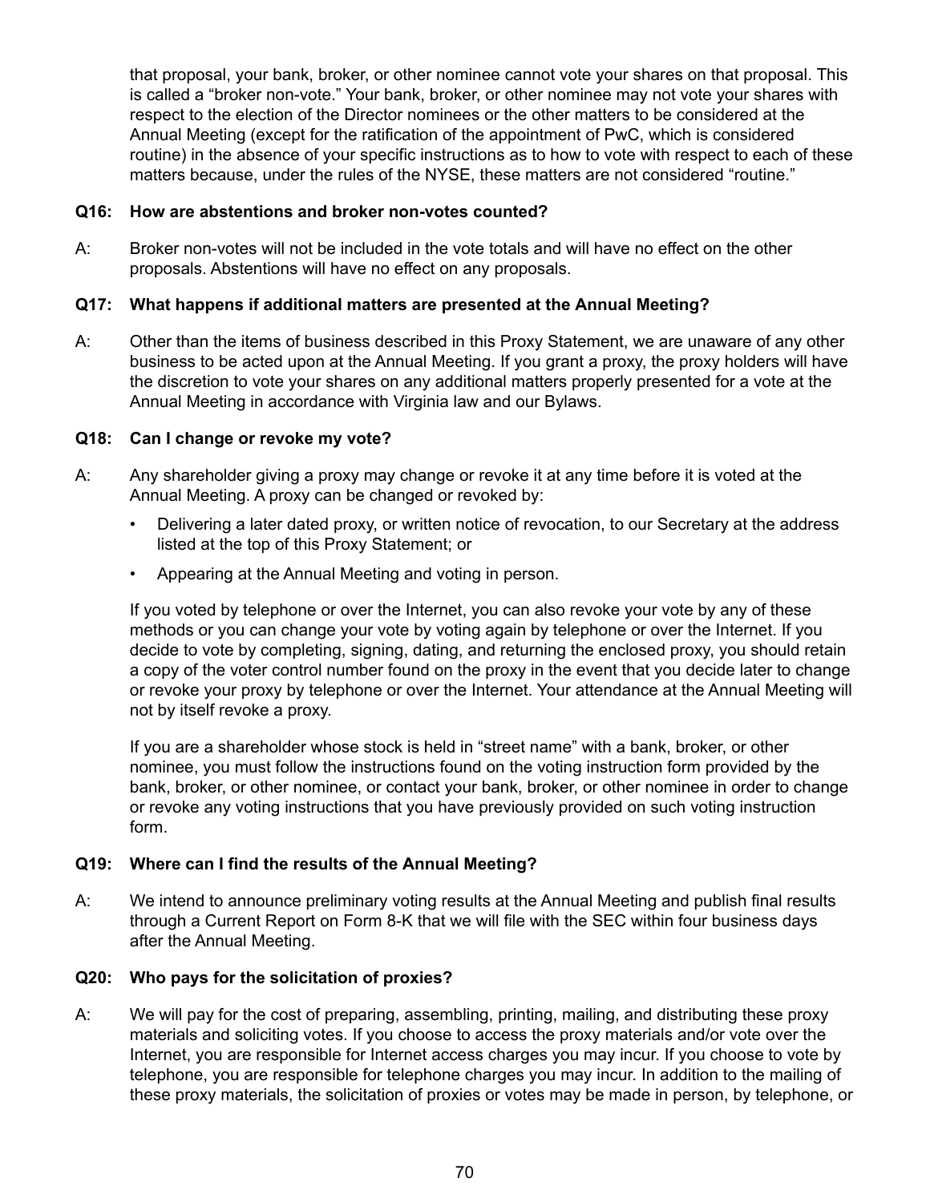that proposal, your bank, broker, or other nominee cannot vote your shares on that proposal. This is called a "broker non-vote." Your bank, broker, or other nominee may not vote your shares with respect to the election of the Director nominees or the other matters to be considered at the Annual Meeting (except for the ratification of the appointment of PwC, which is considered routine) in the absence of your specific instructions as to how to vote with respect to each of these matters because, under the rules of the NYSE, these matters are not considered "routine."

**Q16: How are abstentions and broker non-votes counted?**

A: Broker non-votes will not be included in the vote totals and will have no effect on the other proposals. Abstentions will have no effect on any proposals.

**Q17: What happens if additional matters are presented at the Annual Meeting?**

A: Other than the items of business described in this Proxy Statement, we are unaware of any other business to be acted upon at the Annual Meeting. If you grant a proxy, the proxy holders will have the discretion to vote your shares on any additional matters properly presented for a vote at the Annual Meeting in accordance with Virginia law and our Bylaws.

**Q18: Can I change or revoke my vote?**

A: Any shareholder giving a proxy may change or revoke it at any time before it is voted at the Annual Meeting. A proxy can be changed or revoked by:

- Delivering a later dated proxy, or written notice of revocation, to our Secretary at the address listed at the top of this Proxy Statement; or
- Appearing at the Annual Meeting and voting in person.

If you voted by telephone or over the Internet, you can also revoke your vote by any of these methods or you can change your vote by voting again by telephone or over the Internet. If you decide to vote by completing, signing, dating, and returning the enclosed proxy, you should retain a copy of the voter control number found on the proxy in the event that you decide later to change or revoke your proxy by telephone or over the Internet. Your attendance at the Annual Meeting will not by itself revoke a proxy.

If you are a shareholder whose stock is held in "street name" with a bank, broker, or other nominee, you must follow the instructions found on the voting instruction form provided by the bank, broker, or other nominee, or contact your bank, broker, or other nominee in order to change or revoke any voting instructions that you have previously provided on such voting instruction form.

**Q19: Where can I find the results of the Annual Meeting?**

A: We intend to announce preliminary voting results at the Annual Meeting and publish final results through a Current Report on Form 8-K that we will file with the SEC within four business days after the Annual Meeting.

**Q20: Who pays for the solicitation of proxies?**

A: We will pay for the cost of preparing, assembling, printing, mailing, and distributing these proxy materials and soliciting votes. If you choose to access the proxy materials and/or vote over the Internet, you are responsible for Internet access charges you may incur. If you choose to vote by telephone, you are responsible for telephone charges you may incur. In addition to the mailing of these proxy materials, the solicitation of proxies or votes may be made in person, by telephone, or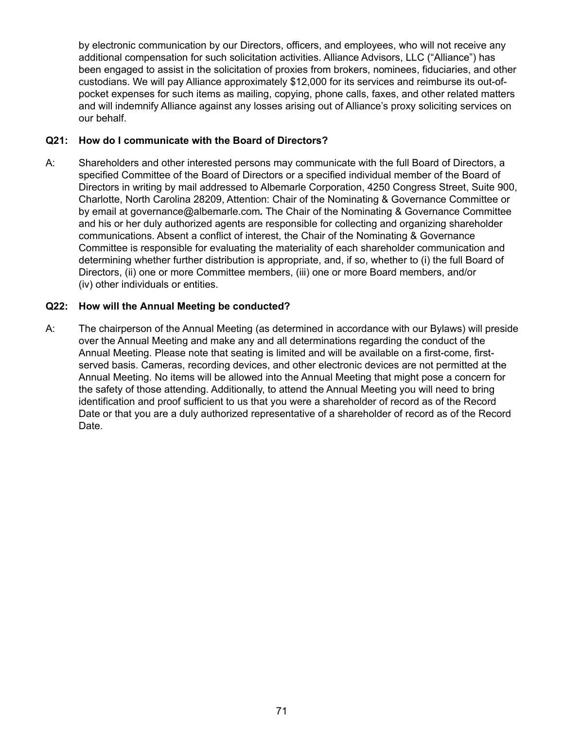by electronic communication by our Directors, officers, and employees, who will not receive any additional compensation for such solicitation activities. Alliance Advisors, LLC ("Alliance") has been engaged to assist in the solicitation of proxies from brokers, nominees, fiduciaries, and other custodians. We will pay Alliance approximately $12,000 for its services and reimburse its out-of-pocket expenses for such items as mailing, copying, phone calls, faxes, and other related matters and will indemnify Alliance against any losses arising out of Alliance's proxy soliciting services on our behalf.

**Q21: How do I communicate with the Board of Directors?**

A: Shareholders and other interested persons may communicate with the full Board of Directors, a specified Committee of the Board of Directors or a specified individual member of the Board of Directors in writing by mail addressed to Albemarle Corporation, 4250 Congress Street, Suite 900, Charlotte, North Carolina 28209, Attention: Chair of the Nominating & Governance Committee or by email at governance@albemarle.com*.* The Chair of the Nominating & Governance Committee and his or her duly authorized agents are responsible for collecting and organizing shareholder communications. Absent a conflict of interest, the Chair of the Nominating & Governance Committee is responsible for evaluating the materiality of each shareholder communication and determining whether further distribution is appropriate, and, if so, whether to (i) the full Board of Directors, (ii) one or more Committee members, (iii) one or more Board members, and/or (iv) other individuals or entities.

**Q22: How will the Annual Meeting be conducted?**

A: The chairperson of the Annual Meeting (as determined in accordance with our Bylaws) will preside over the Annual Meeting and make any and all determinations regarding the conduct of the Annual Meeting. Please note that seating is limited and will be available on a first-come, first-served basis. Cameras, recording devices, and other electronic devices are not permitted at the Annual Meeting. No items will be allowed into the Annual Meeting that might pose a concern for the safety of those attending. Additionally, to attend the Annual Meeting you will need to bring identification and proof sufficient to us that you were a shareholder of record as of the Record Date or that you are a duly authorized representative of a shareholder of record as of the Record Date.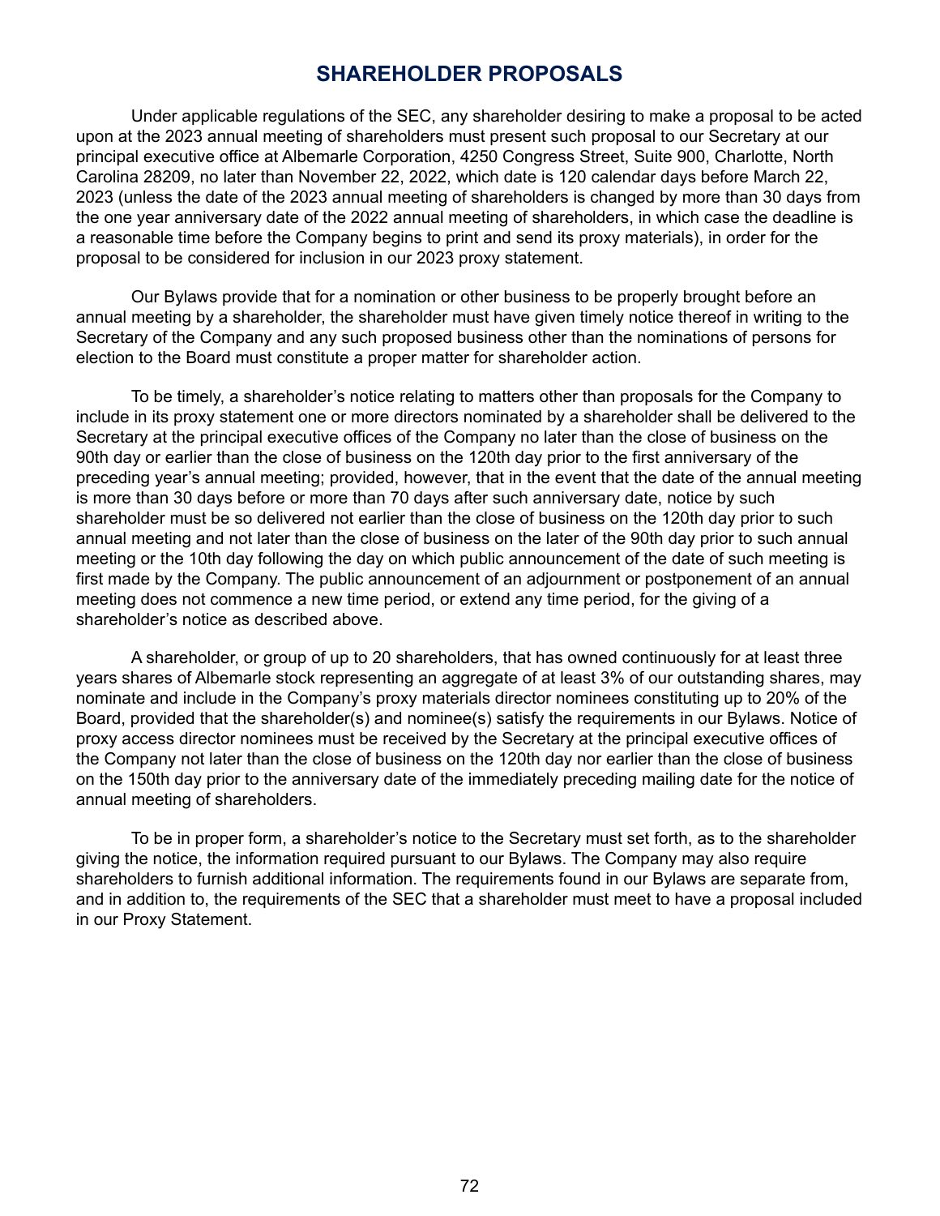## SHAREHOLDER PROPOSALS

Under applicable regulations of the SEC, any shareholder desiring to make a proposal to be acted upon at the 2023 annual meeting of shareholders must present such proposal to our Secretary at our principal executive office at Albemarle Corporation, 4250 Congress Street, Suite 900, Charlotte, North Carolina 28209, no later than November 22, 2022, which date is 120 calendar days before March 22, 2023 (unless the date of the 2023 annual meeting of shareholders is changed by more than 30 days from the one year anniversary date of the 2022 annual meeting of shareholders, in which case the deadline is a reasonable time before the Company begins to print and send its proxy materials), in order for the proposal to be considered for inclusion in our 2023 proxy statement.

Our Bylaws provide that for a nomination or other business to be properly brought before an annual meeting by a shareholder, the shareholder must have given timely notice thereof in writing to the Secretary of the Company and any such proposed business other than the nominations of persons for election to the Board must constitute a proper matter for shareholder action.

To be timely, a shareholder's notice relating to matters other than proposals for the Company to include in its proxy statement one or more directors nominated by a shareholder shall be delivered to the Secretary at the principal executive offices of the Company no later than the close of business on the 90th day or earlier than the close of business on the 120th day prior to the first anniversary of the preceding year's annual meeting; provided, however, that in the event that the date of the annual meeting is more than 30 days before or more than 70 days after such anniversary date, notice by such shareholder must be so delivered not earlier than the close of business on the 120th day prior to such annual meeting and not later than the close of business on the later of the 90th day prior to such annual meeting or the 10th day following the day on which public announcement of the date of such meeting is first made by the Company. The public announcement of an adjournment or postponement of an annual meeting does not commence a new time period, or extend any time period, for the giving of a shareholder's notice as described above.

A shareholder, or group of up to 20 shareholders, that has owned continuously for at least three years shares of Albemarle stock representing an aggregate of at least 3% of our outstanding shares, may nominate and include in the Company's proxy materials director nominees constituting up to 20% of the Board, provided that the shareholder(s) and nominee(s) satisfy the requirements in our Bylaws. Notice of proxy access director nominees must be received by the Secretary at the principal executive offices of the Company not later than the close of business on the 120th day nor earlier than the close of business on the 150th day prior to the anniversary date of the immediately preceding mailing date for the notice of annual meeting of shareholders.

To be in proper form, a shareholder's notice to the Secretary must set forth, as to the shareholder giving the notice, the information required pursuant to our Bylaws. The Company may also require shareholders to furnish additional information. The requirements found in our Bylaws are separate from, and in addition to, the requirements of the SEC that a shareholder must meet to have a proposal included in our Proxy Statement.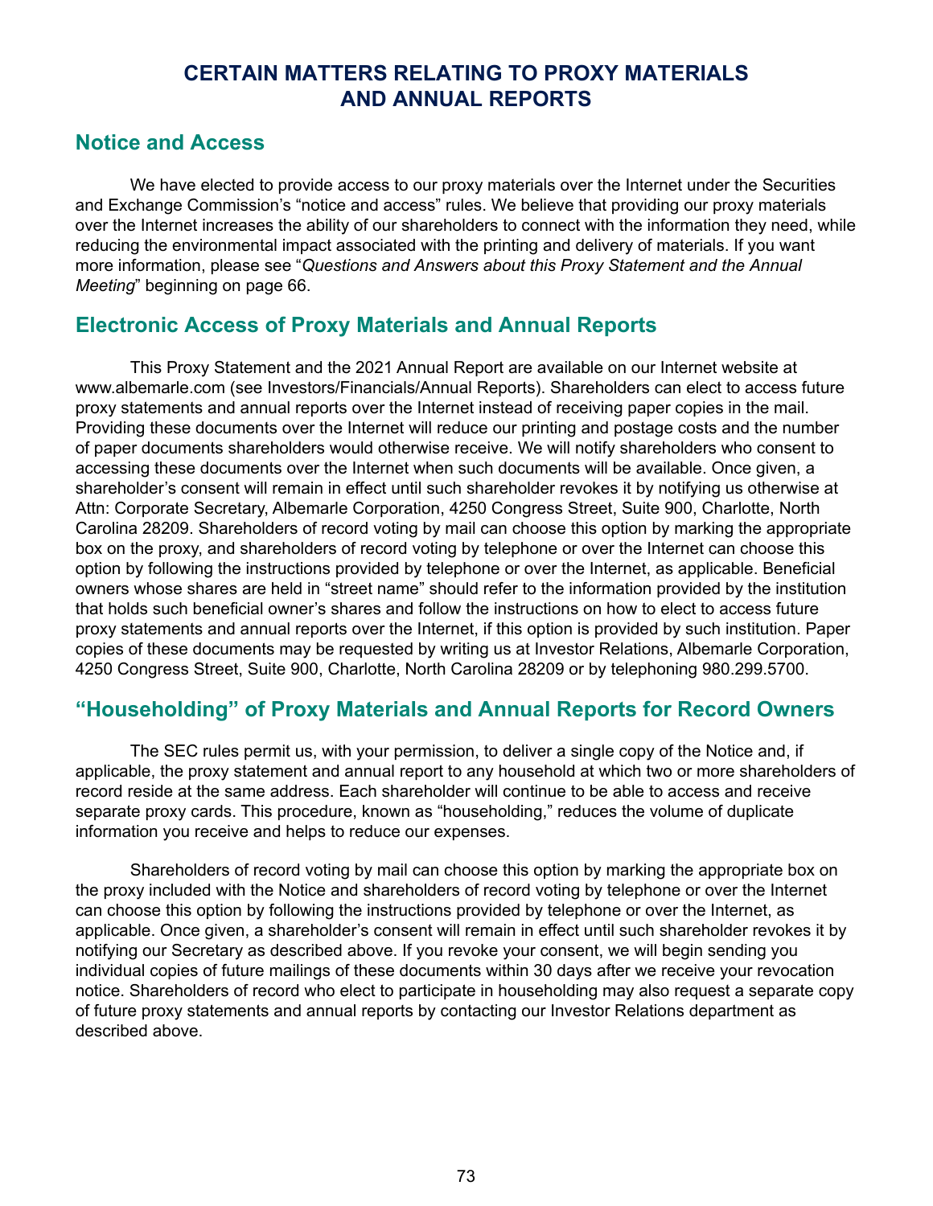# CERTAIN MATTERS RELATING TO PROXY MATERIALS AND ANNUAL REPORTS

## Notice and Access

We have elected to provide access to our proxy materials over the Internet under the Securities and Exchange Commission's "notice and access" rules. We believe that providing our proxy materials over the Internet increases the ability of our shareholders to connect with the information they need, while reducing the environmental impact associated with the printing and delivery of materials. If you want more information, please see "*Questions and Answers about this Proxy Statement and the Annual Meeting*" beginning on page 66.

## Electronic Access of Proxy Materials and Annual Reports

This Proxy Statement and the 2021 Annual Report are available on our Internet website at www.albemarle.com (see Investors/Financials/Annual Reports). Shareholders can elect to access future proxy statements and annual reports over the Internet instead of receiving paper copies in the mail. Providing these documents over the Internet will reduce our printing and postage costs and the number of paper documents shareholders would otherwise receive. We will notify shareholders who consent to accessing these documents over the Internet when such documents will be available. Once given, a shareholder's consent will remain in effect until such shareholder revokes it by notifying us otherwise at Attn: Corporate Secretary, Albemarle Corporation, 4250 Congress Street, Suite 900, Charlotte, North Carolina 28209. Shareholders of record voting by mail can choose this option by marking the appropriate box on the proxy, and shareholders of record voting by telephone or over the Internet can choose this option by following the instructions provided by telephone or over the Internet, as applicable. Beneficial owners whose shares are held in "street name" should refer to the information provided by the institution that holds such beneficial owner's shares and follow the instructions on how to elect to access future proxy statements and annual reports over the Internet, if this option is provided by such institution. Paper copies of these documents may be requested by writing us at Investor Relations, Albemarle Corporation, 4250 Congress Street, Suite 900, Charlotte, North Carolina 28209 or by telephoning 980.299.5700.

## "Householding" of Proxy Materials and Annual Reports for Record Owners

The SEC rules permit us, with your permission, to deliver a single copy of the Notice and, if applicable, the proxy statement and annual report to any household at which two or more shareholders of record reside at the same address. Each shareholder will continue to be able to access and receive separate proxy cards. This procedure, known as "householding," reduces the volume of duplicate information you receive and helps to reduce our expenses.

Shareholders of record voting by mail can choose this option by marking the appropriate box on the proxy included with the Notice and shareholders of record voting by telephone or over the Internet can choose this option by following the instructions provided by telephone or over the Internet, as applicable. Once given, a shareholder's consent will remain in effect until such shareholder revokes it by notifying our Secretary as described above. If you revoke your consent, we will begin sending you individual copies of future mailings of these documents within 30 days after we receive your revocation notice. Shareholders of record who elect to participate in householding may also request a separate copy of future proxy statements and annual reports by contacting our Investor Relations department as described above.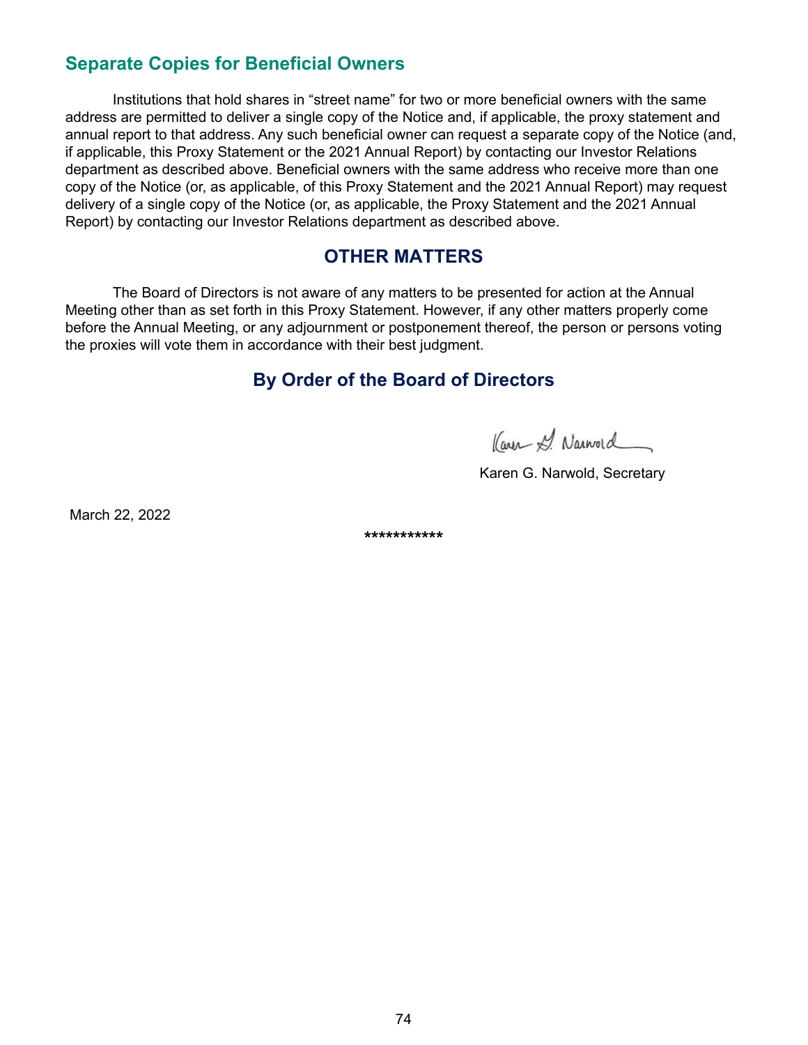## Separate Copies for Beneficial Owners

Institutions that hold shares in "street name" for two or more beneficial owners with the same address are permitted to deliver a single copy of the Notice and, if applicable, the proxy statement and annual report to that address. Any such beneficial owner can request a separate copy of the Notice (and, if applicable, this Proxy Statement or the 2021 Annual Report) by contacting our Investor Relations department as described above. Beneficial owners with the same address who receive more than one copy of the Notice (or, as applicable, of this Proxy Statement and the 2021 Annual Report) may request delivery of a single copy of the Notice (or, as applicable, the Proxy Statement and the 2021 Annual Report) by contacting our Investor Relations department as described above.

# OTHER MATTERS

The Board of Directors is not aware of any matters to be presented for action at the Annual Meeting other than as set forth in this Proxy Statement. However, if any other matters properly come before the Annual Meeting, or any adjournment or postponement thereof, the person or persons voting the proxies will vote them in accordance with their best judgment.

## By Order of the Board of Directors

Karen G. Narwold

Karen G. Narwold, Secretary

March 22, 2022

***********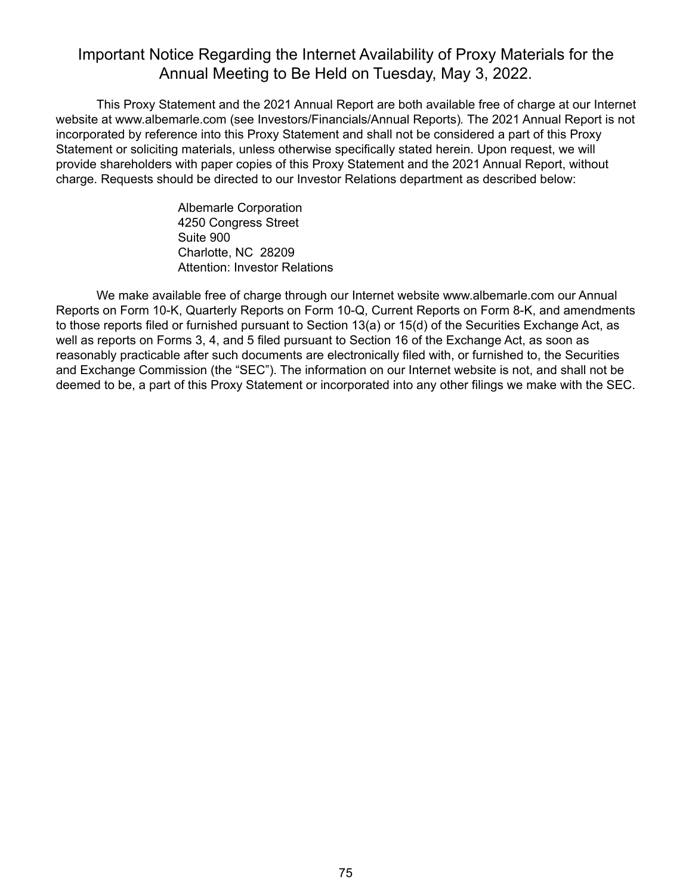## Important Notice Regarding the Internet Availability of Proxy Materials for the Annual Meeting to Be Held on Tuesday, May 3, 2022.

This Proxy Statement and the 2021 Annual Report are both available free of charge at our Internet website at www.albemarle.com (see Investors/Financials/Annual Reports). The 2021 Annual Report is not incorporated by reference into this Proxy Statement and shall not be considered a part of this Proxy Statement or soliciting materials, unless otherwise specifically stated herein. Upon request, we will provide shareholders with paper copies of this Proxy Statement and the 2021 Annual Report, without charge. Requests should be directed to our Investor Relations department as described below:

Albemarle Corporation
4250 Congress Street
Suite 900
Charlotte, NC 28209
Attention: Investor Relations

We make available free of charge through our Internet website www.albemarle.com our Annual Reports on Form 10-K, Quarterly Reports on Form 10-Q, Current Reports on Form 8-K, and amendments to those reports filed or furnished pursuant to Section 13(a) or 15(d) of the Securities Exchange Act, as well as reports on Forms 3, 4, and 5 filed pursuant to Section 16 of the Exchange Act, as soon as reasonably practicable after such documents are electronically filed with, or furnished to, the Securities and Exchange Commission (the "SEC"). The information on our Internet website is not, and shall not be deemed to be, a part of this Proxy Statement or incorporated into any other filings we make with the SEC.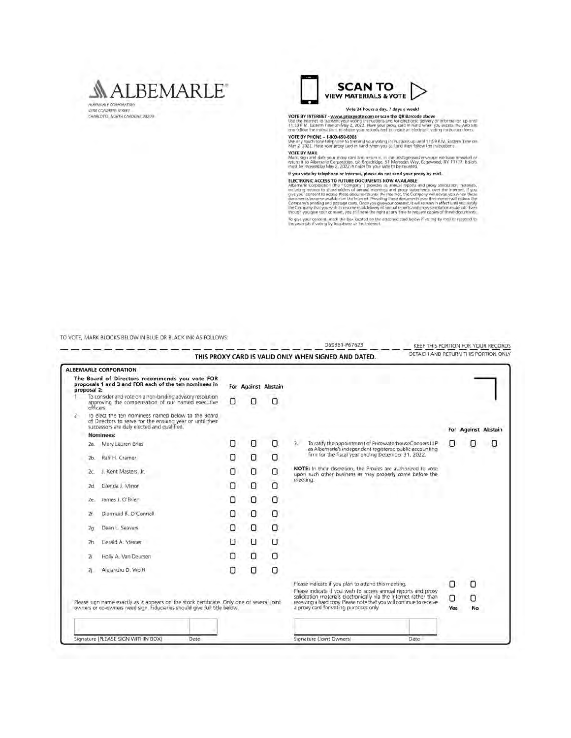# ALBEMARLE®

ALBEMARLE CORPORATION
4250 CONGRESS STREET
CHARLOTTE, NORTH CAROLINA 28209

**SCAN TO VIEW MATERIALS & VOTE**

**Vote 24 hours a day, 7 days a week!**

**VOTE BY INTERNET - www.proxyvote.com or scan the QR Barcode above**
Use the Internet to transmit your voting instructions and for electronic delivery of information up until 11:59 P.M. Eastern Time on May 2, 2022. Have your proxy card in hand when you access the web site and follow the instructions to obtain your records and to create an electronic voting instruction form.

**VOTE BY PHONE - 1-800-690-6903**
Use any touch-tone telephone to transmit your voting instructions up until 11:59 P.M. Eastern Time on May 2, 2022. Have your proxy card in hand when you call and then follow the instructions.

**VOTE BY MAIL**
Mark, sign and date your proxy card and return it in the postage-paid envelope we have provided or return it to Albemarle Corporation, c/o Broadridge, 51 Mercedes Way, Edgewood, NY 11717. Ballots must be received by May 2, 2022 in order for your vote to be counted.

**If you vote by telephone or Internet, please do not send your proxy by mail.**

**ELECTRONIC ACCESS TO FUTURE DOCUMENTS NOW AVAILABLE**
Albemarle Corporation (the "Company") provides its annual reports and proxy solicitation materials, including notices to shareholders of annual meetings and proxy statements, over the Internet. If you give your consent to access these documents over the Internet, the Company will advise you when these documents become available on the Internet. Providing these documents over the Internet will reduce the Company's printing and postage costs. Once you give your consent, it will remain in effect until you notify the Company that you wish to resume mail delivery of annual reports and proxy solicitation materials. Even though you give your consent, you still have the right at any time to request copies of these documents.

To give your consent, mark the box located on the attached card below if voting by mail or respond to the prompts if voting by telephone or the Internet.

TO VOTE, MARK BLOCKS BELOW IN BLUE OR BLACK INK AS FOLLOWS:

D69381-P67623 KEEP THIS PORTION FOR YOUR RECORDS

DETACH AND RETURN THIS PORTION ONLY

**THIS PROXY CARD IS VALID ONLY WHEN SIGNED AND DATED.**

**ALBEMARLE CORPORATION**

**The Board of Directors recommends you vote FOR proposals 1 and 3 and FOR each of the ten nominees in proposal 2:**

| | For | Against | Abstain |
|---|---|---|---|
| 1. To consider and vote on a non-binding advisory resolution approving the compensation of our named executive officers. | ☐ | ☐ | ☐ |
| 2. To elect the ten nominees named below to the Board of Directors to serve for the ensuing year or until their successors are duly elected and qualified. | | | |
| **Nominees:** | | | |
| 2a. Mary Lauren Brlas | ☐ | ☐ | ☐ |
| 2b. Ralf H. Cramer | ☐ | ☐ | ☐ |
| 2c. J. Kent Masters, Jr. | ☐ | ☐ | ☐ |
| 2d. Glenda J. Minor | ☐ | ☐ | ☐ |
| 2e. James J. O'Brien | ☐ | ☐ | ☐ |
| 2f. Diarmuid B. O'Connell | ☐ | ☐ | ☐ |
| 2g. Dean L. Seavers | ☐ | ☐ | ☐ |
| 2h. Gerald A. Steiner | ☐ | ☐ | ☐ |
| 2i. Holly A. Van Deursen | ☐ | ☐ | ☐ |
| 2j. Alejandro D. Wolff | ☐ | ☐ | ☐ |

| | For | Against | Abstain |
|---|---|---|---|
| 3. To ratify the appointment of PricewaterhouseCoopers LLP as Albemarle's independent registered public accounting firm for the fiscal year ending December 31, 2022. | ☐ | ☐ | ☐ |

**NOTE:** In their discretion, the Proxies are authorized to vote upon such other business as may properly come before the meeting.

| | Yes | No |
|---|---|---|
| Please indicate if you plan to attend this meeting. | ☐ | ☐ |
| Please indicate if you wish to access annual reports and proxy solicitation materials electronically via the Internet rather than receiving a hard copy. Please note that you will continue to receive a proxy card for voting purposes only. | ☐ | ☐ |

Please sign name exactly as it appears on the stock certificate. Only one of several joint owners or co-owners need sign. Fiduciaries should give full title below.

Signature [PLEASE SIGN WITHIN BOX] Date

Signature (Joint Owners) Date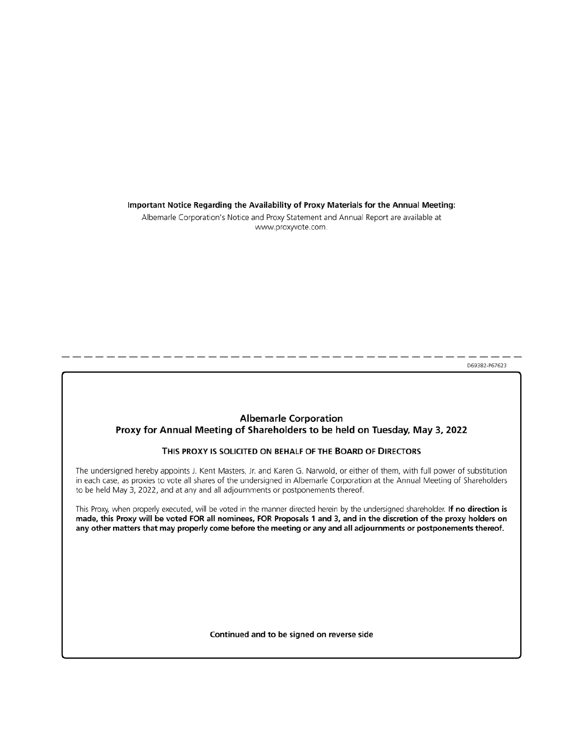**Important Notice Regarding the Availability of Proxy Materials for the Annual Meeting:**

Albemarle Corporation's Notice and Proxy Statement and Annual Report are available at www.proxyvote.com.

D69382-P67623

## Albemarle Corporation
## Proxy for Annual Meeting of Shareholders to be held on Tuesday, May 3, 2022

### THIS PROXY IS SOLICITED ON BEHALF OF THE BOARD OF DIRECTORS

The undersigned hereby appoints J. Kent Masters, Jr. and Karen G. Narwold, or either of them, with full power of substitution in each case, as proxies to vote all shares of the undersigned in Albemarle Corporation at the Annual Meeting of Shareholders to be held May 3, 2022, and at any and all adjournments or postponements thereof.

This Proxy, when properly executed, will be voted in the manner directed herein by the undersigned shareholder. **If no direction is made, this Proxy will be voted FOR all nominees, FOR Proposals 1 and 3, and in the discretion of the proxy holders on any other matters that may properly come before the meeting or any and all adjournments or postponements thereof.**

**Continued and to be signed on reverse side**